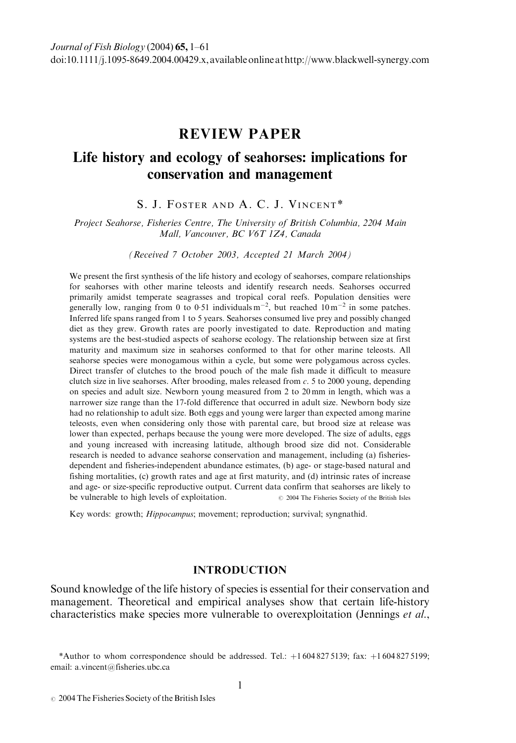Journal of Fish Biology (2004) 65, 1–61
doi:10.1111/j.1095-8649.2004.00429.x, available online at http://www.blackwell-synergy.com

# REVIEW PAPER

# Life history and ecology of seahorses: implications for conservation and management

S. J. Foster and A. C. J. Vincent*

*Project Seahorse, Fisheries Centre, The University of British Columbia, 2204 Main Mall, Vancouver, BC V6T 1Z4, Canada*

*(Received 7 October 2003, Accepted 21 March 2004)*

We present the first synthesis of the life history and ecology of seahorses, compare relationships for seahorses with other marine teleosts and identify research needs. Seahorses occurred primarily amidst temperate seagrasses and tropical coral reefs. Population densities were generally low, ranging from 0 to 0·51 individuals $m^{-2}$, but reached 10 $m^{-2}$ in some patches. Inferred life spans ranged from 1 to 5 years. Seahorses consumed live prey and possibly changed diet as they grew. Growth rates are poorly investigated to date. Reproduction and mating systems are the best-studied aspects of seahorse ecology. The relationship between size at first maturity and maximum size in seahorses conformed to that for other marine teleosts. All seahorse species were monogamous within a cycle, but some were polygamous across cycles. Direct transfer of clutches to the brood pouch of the male fish made it difficult to measure clutch size in live seahorses. After brooding, males released from *c.* 5 to 2000 young, depending on species and adult size. Newborn young measured from 2 to 20 mm in length, which was a narrower size range than the 17-fold difference that occurred in adult size. Newborn body size had no relationship to adult size. Both eggs and young were larger than expected among marine teleosts, even when considering only those with parental care, but brood size at release was lower than expected, perhaps because the young were more developed. The size of adults, eggs and young increased with increasing latitude, although brood size did not. Considerable research is needed to advance seahorse conservation and management, including (a) fisheries-dependent and fisheries-independent abundance estimates, (b) age- or stage-based natural and fishing mortalities, (c) growth rates and age at first maturity, and (d) intrinsic rates of increase and age- or size-specific reproductive output. Current data confirm that seahorses are likely to be vulnerable to high levels of exploitation. © 2004 The Fisheries Society of the British Isles

Key words: growth; *Hippocampus*; movement; reproduction; survival; syngnathid.

## INTRODUCTION

Sound knowledge of the life history of species is essential for their conservation and management. Theoretical and empirical analyses show that certain life-history characteristics make species more vulnerable to overexploitation (Jennings *et al.*,

*Author to whom correspondence should be addressed. Tel.: +1 604 827 5139; fax: +1 604 827 5199; email: a.vincent@fisheries.ubc.ca

© 2004 The Fisheries Society of the British Isles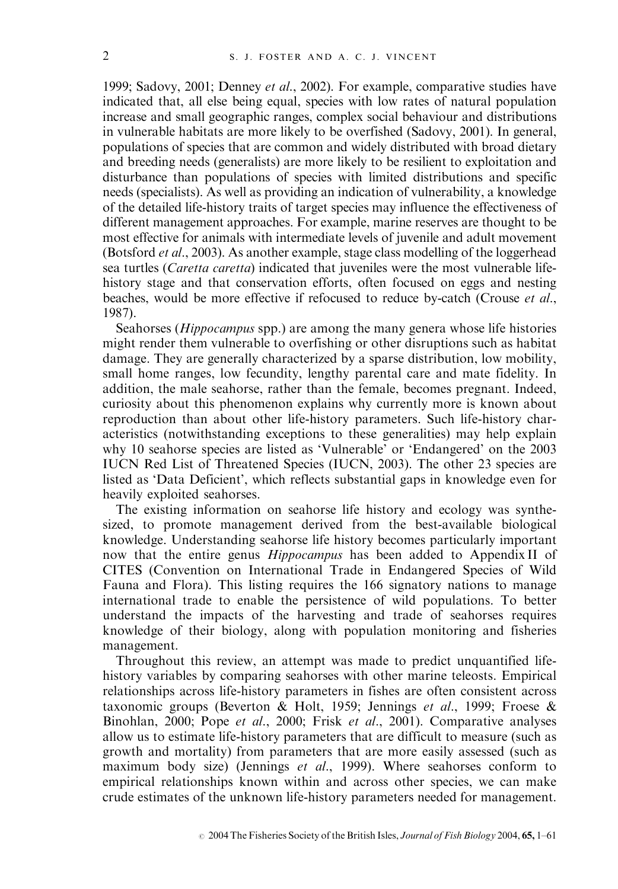1999; Sadovy, 2001; Denney *et al*., 2002). For example, comparative studies have indicated that, all else being equal, species with low rates of natural population increase and small geographic ranges, complex social behaviour and distributions in vulnerable habitats are more likely to be overfished (Sadovy, 2001). In general, populations of species that are common and widely distributed with broad dietary and breeding needs (generalists) are more likely to be resilient to exploitation and disturbance than populations of species with limited distributions and specific needs (specialists). As well as providing an indication of vulnerability, a knowledge of the detailed life-history traits of target species may influence the effectiveness of different management approaches. For example, marine reserves are thought to be most effective for animals with intermediate levels of juvenile and adult movement (Botsford *et al*., 2003). As another example, stage class modelling of the loggerhead sea turtles (*Caretta caretta*) indicated that juveniles were the most vulnerable life-history stage and that conservation efforts, often focused on eggs and nesting beaches, would be more effective if refocused to reduce by-catch (Crouse *et al*., 1987).

Seahorses (*Hippocampus* spp.) are among the many genera whose life histories might render them vulnerable to overfishing or other disruptions such as habitat damage. They are generally characterized by a sparse distribution, low mobility, small home ranges, low fecundity, lengthy parental care and mate fidelity. In addition, the male seahorse, rather than the female, becomes pregnant. Indeed, curiosity about this phenomenon explains why currently more is known about reproduction than about other life-history parameters. Such life-history characteristics (notwithstanding exceptions to these generalities) may help explain why 10 seahorse species are listed as 'Vulnerable' or 'Endangered' on the 2003 IUCN Red List of Threatened Species (IUCN, 2003). The other 23 species are listed as 'Data Deficient', which reflects substantial gaps in knowledge even for heavily exploited seahorses.

The existing information on seahorse life history and ecology was synthesized, to promote management derived from the best-available biological knowledge. Understanding seahorse life history becomes particularly important now that the entire genus *Hippocampus* has been added to Appendix II of CITES (Convention on International Trade in Endangered Species of Wild Fauna and Flora). This listing requires the 166 signatory nations to manage international trade to enable the persistence of wild populations. To better understand the impacts of the harvesting and trade of seahorses requires knowledge of their biology, along with population monitoring and fisheries management.

Throughout this review, an attempt was made to predict unquantified life-history variables by comparing seahorses with other marine teleosts. Empirical relationships across life-history parameters in fishes are often consistent across taxonomic groups (Beverton & Holt, 1959; Jennings *et al*., 1999; Froese & Binohlan, 2000; Pope *et al*., 2000; Frisk *et al*., 2001). Comparative analyses allow us to estimate life-history parameters that are difficult to measure (such as growth and mortality) from parameters that are more easily assessed (such as maximum body size) (Jennings *et al*., 1999). Where seahorses conform to empirical relationships known within and across other species, we can make crude estimates of the unknown life-history parameters needed for management.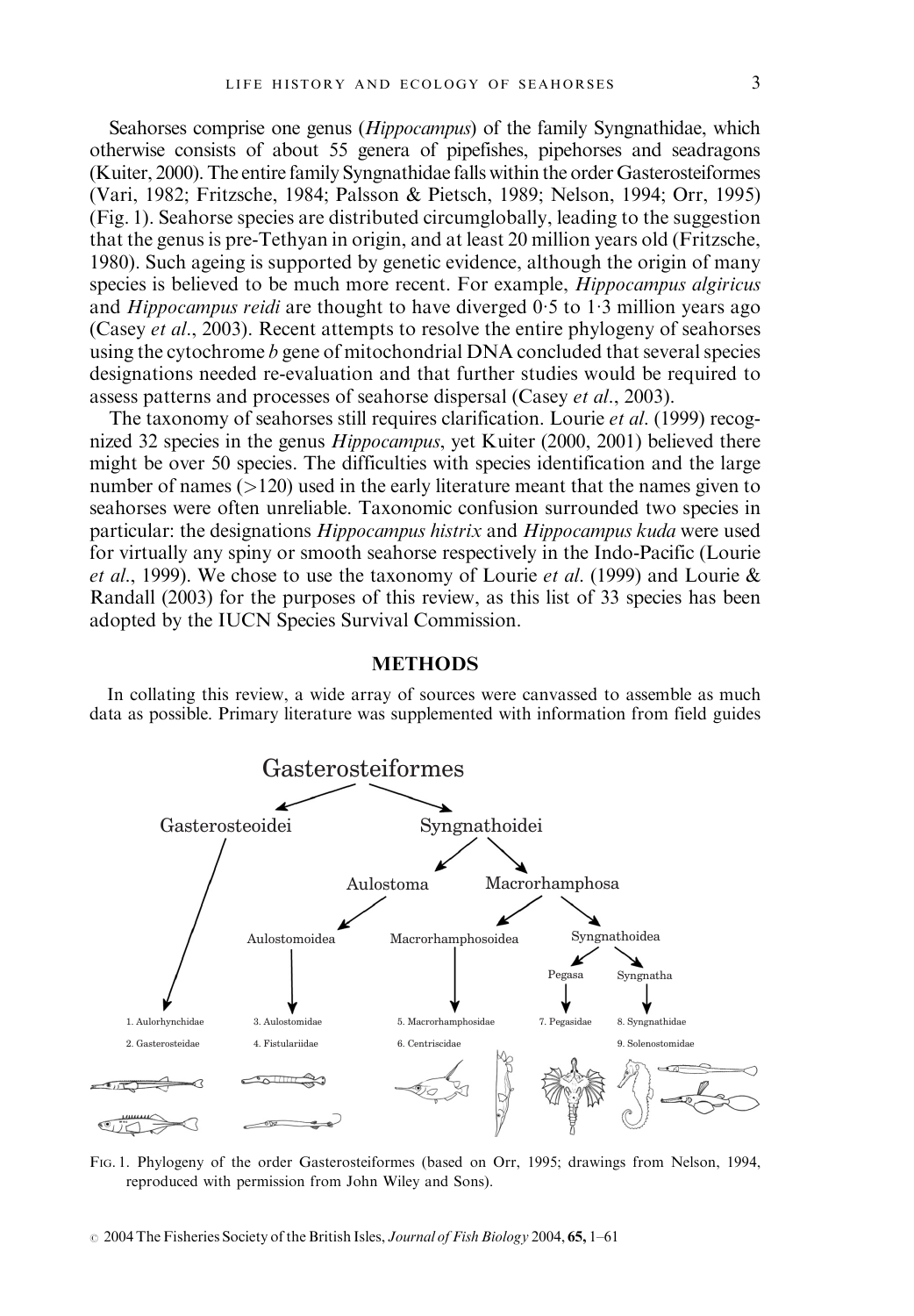Seahorses comprise one genus (*Hippocampus*) of the family Syngnathidae, which otherwise consists of about 55 genera of pipefishes, pipehorses and seadragons (Kuiter, 2000). The entire family Syngnathidae falls within the order Gasterosteiformes (Vari, 1982; Fritzsche, 1984; Palsson & Pietsch, 1989; Nelson, 1994; Orr, 1995) (Fig. 1). Seahorse species are distributed circumglobally, leading to the suggestion that the genus is pre-Tethyan in origin, and at least 20 million years old (Fritzsche, 1980). Such ageing is supported by genetic evidence, although the origin of many species is believed to be much more recent. For example, *Hippocampus algiricus* and *Hippocampus reidi* are thought to have diverged 0·5 to 1·3 million years ago (Casey *et al*., 2003). Recent attempts to resolve the entire phylogeny of seahorses using the cytochrome *b* gene of mitochondrial DNA concluded that several species designations needed re-evaluation and that further studies would be required to assess patterns and processes of seahorse dispersal (Casey *et al*., 2003).

The taxonomy of seahorses still requires clarification. Lourie *et al*. (1999) recognized 32 species in the genus *Hippocampus*, yet Kuiter (2000, 2001) believed there might be over 50 species. The difficulties with species identification and the large number of names (>120) used in the early literature meant that the names given to seahorses were often unreliable. Taxonomic confusion surrounded two species in particular: the designations *Hippocampus histrix* and *Hippocampus kuda* were used for virtually any spiny or smooth seahorse respectively in the Indo-Pacific (Lourie *et al*., 1999). We chose to use the taxonomy of Lourie *et al*. (1999) and Lourie & Randall (2003) for the purposes of this review, as this list of 33 species has been adopted by the IUCN Species Survival Commission.

## METHODS

In collating this review, a wide array of sources were canvassed to assemble as much data as possible. Primary literature was supplemented with information from field guides

Gasterosteiformes
- Gasterosteoidei
  - 1. Aulorhynchidae
  - 2. Gasterosteidae
- Syngnathoidei
  - Aulostoma
    - Aulostomoidea
      - 3. Aulostomidae
      - 4. Fistulariidae
  - Macrorhamphosa
    - Macrorhamphosoidea
      - 5. Macrorhamphosidae
      - 6. Centriscidae
    - Syngnathoidea
      - Pegasa
        - 7. Pegasidae
      - Syngnatha
        - 8. Syngnathidae
        - 9. Solenostomidae

FIG. 1. Phylogeny of the order Gasterosteiformes (based on Orr, 1995; drawings from Nelson, 1994, reproduced with permission from John Wiley and Sons).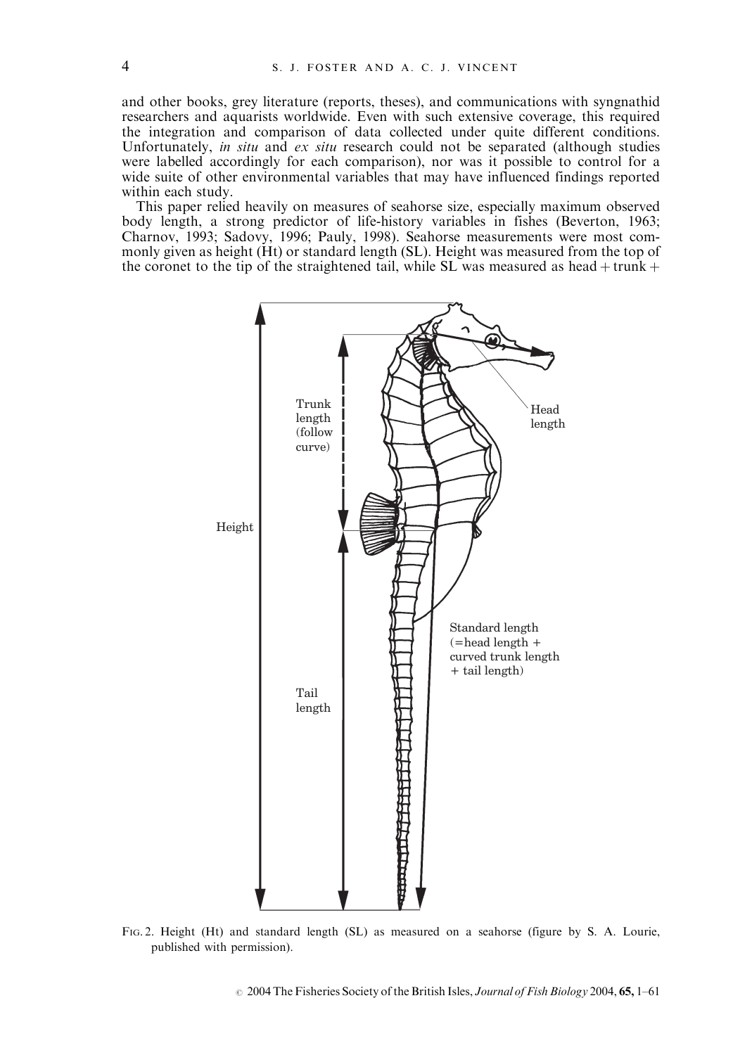and other books, grey literature (reports, theses), and communications with syngnathid researchers and aquarists worldwide. Even with such extensive coverage, this required the integration and comparison of data collected under quite different conditions. Unfortunately, *in situ* and *ex situ* research could not be separated (although studies were labelled accordingly for each comparison), nor was it possible to control for a wide suite of other environmental variables that may have influenced findings reported within each study.

This paper relied heavily on measures of seahorse size, especially maximum observed body length, a strong predictor of life-history variables in fishes (Beverton, 1963; Charnov, 1993; Sadovy, 1996; Pauly, 1998). Seahorse measurements were most commonly given as height (Ht) or standard length (SL). Height was measured from the top of the coronet to the tip of the straightened tail, while SL was measured as head + trunk +

FIG. 2. Height (Ht) and standard length (SL) as measured on a seahorse (figure by S. A. Lourie, published with permission).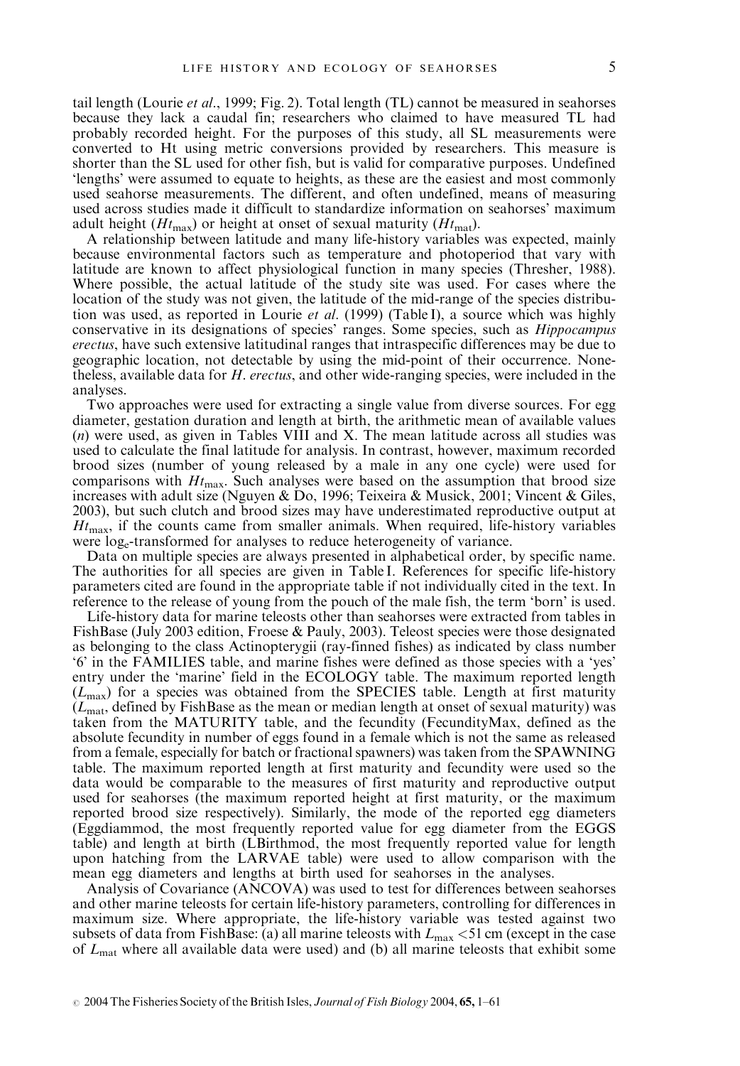tail length (Lourie *et al*., 1999; Fig. 2). Total length (TL) cannot be measured in seahorses because they lack a caudal fin; researchers who claimed to have measured TL had probably recorded height. For the purposes of this study, all SL measurements were converted to Ht using metric conversions provided by researchers. This measure is shorter than the SL used for other fish, but is valid for comparative purposes. Undefined 'lengths' were assumed to equate to heights, as these are the easiest and most commonly used seahorse measurements. The different, and often undefined, means of measuring used across studies made it difficult to standardize information on seahorses' maximum adult height ($Ht_{max}$) or height at onset of sexual maturity ($Ht_{mat}$).

A relationship between latitude and many life-history variables was expected, mainly because environmental factors such as temperature and photoperiod that vary with latitude are known to affect physiological function in many species (Thresher, 1988). Where possible, the actual latitude of the study site was used. For cases where the location of the study was not given, the latitude of the mid-range of the species distribution was used, as reported in Lourie *et al*. (1999) (Table I), a source which was highly conservative in its designations of species' ranges. Some species, such as *Hippocampus erectus*, have such extensive latitudinal ranges that intraspecific differences may be due to geographic location, not detectable by using the mid-point of their occurrence. Nonetheless, available data for *H. erectus*, and other wide-ranging species, were included in the analyses.

Two approaches were used for extracting a single value from diverse sources. For egg diameter, gestation duration and length at birth, the arithmetic mean of available values ($n$) were used, as given in Tables VIII and X. The mean latitude across all studies was used to calculate the final latitude for analysis. In contrast, however, maximum recorded brood sizes (number of young released by a male in any one cycle) were used for comparisons with $Ht_{max}$. Such analyses were based on the assumption that brood size increases with adult size (Nguyen & Do, 1996; Teixeira & Musick, 2001; Vincent & Giles, 2003), but such clutch and brood sizes may have underestimated reproductive output at $Ht_{max}$, if the counts came from smaller animals. When required, life-history variables were $\log_e$-transformed for analyses to reduce heterogeneity of variance.

Data on multiple species are always presented in alphabetical order, by specific name. The authorities for all species are given in Table I. References for specific life-history parameters cited are found in the appropriate table if not individually cited in the text. In reference to the release of young from the pouch of the male fish, the term 'born' is used.

Life-history data for marine teleosts other than seahorses were extracted from tables in FishBase (July 2003 edition, Froese & Pauly, 2003). Teleost species were those designated as belonging to the class Actinopterygii (ray-finned fishes) as indicated by class number '6' in the FAMILIES table, and marine fishes were defined as those species with a 'yes' entry under the 'marine' field in the ECOLOGY table. The maximum reported length ($L_{max}$) for a species was obtained from the SPECIES table. Length at first maturity ($L_{mat}$, defined by FishBase as the mean or median length at onset of sexual maturity) was taken from the MATURITY table, and the fecundity (FecundityMax, defined as the absolute fecundity in number of eggs found in a female which is not the same as released from a female, especially for batch or fractional spawners) was taken from the SPAWNING table. The maximum reported length at first maturity and fecundity were used so the data would be comparable to the measures of first maturity and reproductive output used for seahorses (the maximum reported height at first maturity, or the maximum reported brood size respectively). Similarly, the mode of the reported egg diameters (Eggdiammod, the most frequently reported value for egg diameter from the EGGS table) and length at birth (LBirthmod, the most frequently reported value for length upon hatching from the LARVAE table) were used to allow comparison with the mean egg diameters and lengths at birth used for seahorses in the analyses.

Analysis of Covariance (ANCOVA) was used to test for differences between seahorses and other marine teleosts for certain life-history parameters, controlling for differences in maximum size. Where appropriate, the life-history variable was tested against two subsets of data from FishBase: (a) all marine teleosts with $L_{max} < 51$ cm (except in the case of $L_{mat}$ where all available data were used) and (b) all marine teleosts that exhibit some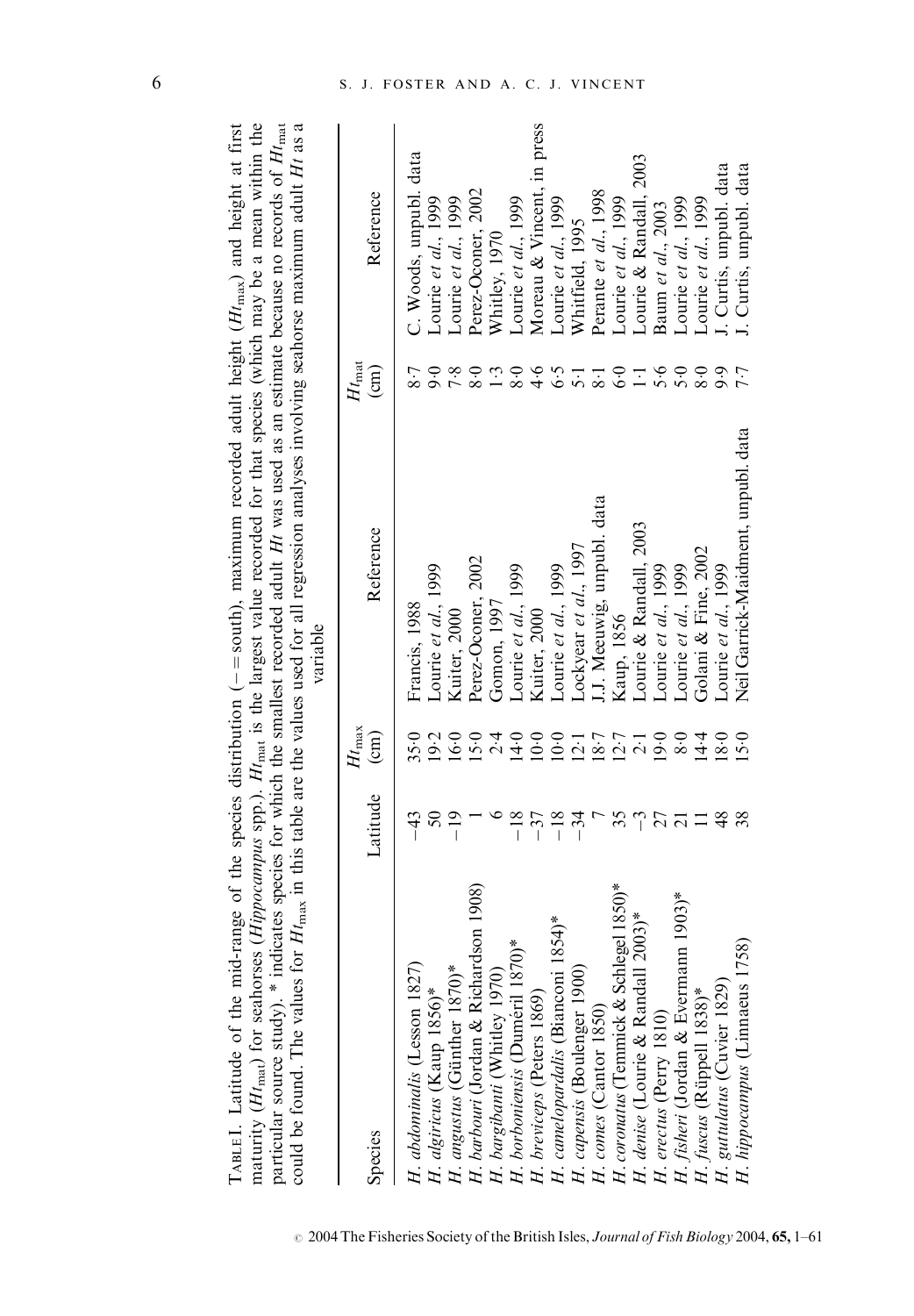TABLE I. Latitude of the mid-range of the species distribution (− = south), maximum recorded adult height ($Ht_{max}$) and height at first maturity ($Ht_{mat}$) for seahorses (*Hippocampus* spp.). $Ht_{mat}$ is the largest value recorded for that species (which may be a mean within the particular source study). * indicates species for which the smallest recorded adult $Ht$ was used as an estimate because no records of $Ht_{mat}$ could be found. The values for $Ht_{max}$ in this table are the values used for all regression analyses involving seahorse maximum adult $Ht$ as a variable

| Species | Latitude | $Ht_{max}$ (cm) | Reference | $Ht_{mat}$ (cm) | Reference |
|---|---|---|---|---|---|
| *H. abdominalis* (Lesson 1827) | −43 | 35·0 | Francis, 1988 | 8·7 | C. Woods, unpubl. data |
| *H. algiricus* (Kaup 1856)* | 50 | 19·2 | Lourie *et al.*, 1999 | 9·0 | Lourie *et al.*, 1999 |
| *H. angustus* (Günther 1870)* | −19 | 16·0 | Kuiter, 2000 | 7·8 | Lourie *et al.*, 1999 |
| *H. barbouri* (Jordan & Richardson 1908) | 1 | 15·0 | Perez-Oconer, 2002 | 8·0 | Perez-Oconer, 2002 |
| *H. bargibanti* (Whitley 1970) | 6 | 2·4 | Gomon, 1997 | 1·3 | Whitley, 1970 |
| *H. borboniensis* (Duméril 1870)* | −18 | 14·0 | Lourie *et al.*, 1999 | 8·0 | Lourie *et al.*, 1999 |
| *H. breviceps* (Peters 1869) | −37 | 10·0 | Kuiter, 2000 | 4·6 | Moreau & Vincent, in press |
| *H. camelopardalis* (Bianconi 1854)* | −18 | 10·0 | Lourie *et al.*, 1999 | 6·5 | Lourie *et al.*, 1999 |
| *H. capensis* (Boulenger 1900) | −34 | 12·1 | Lockyear *et al.*, 1997 | 5·1 | Whitfield, 1995 |
| *H. comes* (Cantor 1850) | 7 | 18·7 | J.J. Meeuwig, unpubl. data | 8·1 | Perante *et al.*, 1998 |
| *H. coronatus* (Temmick & Schlegel 1850)* | 35 | 12·7 | Kaup, 1856 | 6·0 | Lourie *et al.*, 1999 |
| *H. denise* (Lourie & Randall 2003)* | −3 | 2·1 | Lourie & Randall, 2003 | 1·1 | Lourie & Randall, 2003 |
| *H. erectus* (Perry 1810) | 27 | 19·0 | Lourie *et al.*, 1999 | 5·6 | Baum *et al.*, 2003 |
| *H. fisheri* (Jordan & Evermann 1903)* | 21 | 8·0 | Lourie *et al.*, 1999 | 5·0 | Lourie *et al.*, 1999 |
| *H. fuscus* (Rüppell 1838)* | 11 | 14·4 | Golani & Fine, 2002 | 8·0 | Lourie *et al.*, 1999 |
| *H. guttulatus* (Cuvier 1829) | 48 | 18·0 | Lourie *et al.*, 1999 | 9·9 | J. Curtis, unpubl. data |
| *H. hippocampus* (Linnaeus 1758) | 38 | 15·0 | Neil Garrick-Maidment, unpubl. data | 7·7 | J. Curtis, unpubl. data |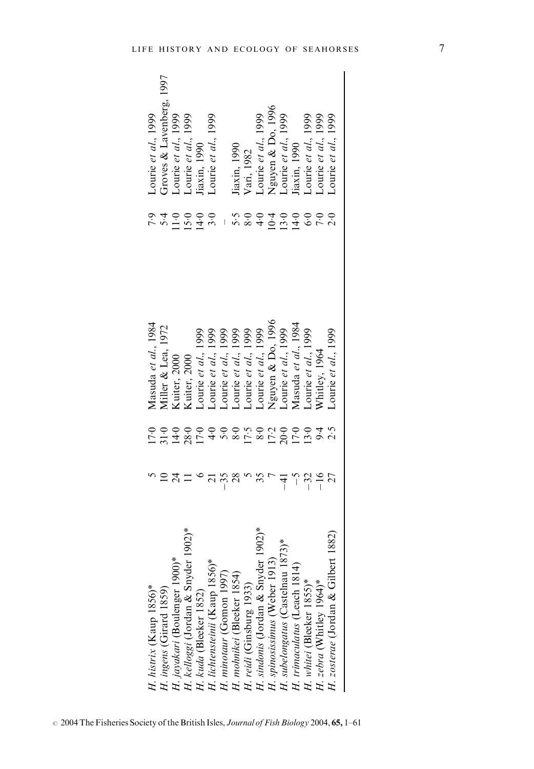| | | | | | |
|---|---|---|---|---|---|
| *H. histrix* (Kaup 1856)* | 5 | 17·0 | Masuda *et al.*, 1984 | 7·9 | Lourie *et al.*, 1999 |
| *H. ingens* (Girard 1859) | 10 | 31·0 | Miller & Lea, 1972 | 5·4 | Groves & Lavenberg, 1997 |
| *H. jayakari* (Boulenger 1900)* | 24 | 14·0 | Kuiter, 2000 | 11·0 | Lourie *et al.*, 1999 |
| *H. kelloggi* (Jordan & Snyder 1902)* | 11 | 28·0 | Kuiter, 2000 | 15·0 | Lourie *et al.*, 1999 |
| *H. kuda* (Bleeker 1852) | 6 | 17·0 | Lourie *et al.*, 1999 | 14·0 | Jiaxin, 1990 |
| *H. lichtensteinii* (Kaup 1856)* | 21 | 4·0 | Lourie *et al.*, 1999 | 3·0 | Lourie *et al.*, 1999 |
| *H. minotaur* (Gomon 1997) | −35 | 5·0 | Lourie *et al.*, 1999 | — | |
| *H. mohnikei* (Bleeker 1854) | 28 | 8·0 | Lourie *et al.*, 1999 | 5·5 | Jiaxin, 1990 |
| *H. reidi* (Ginsburg 1933) | 5 | 17·5 | Lourie *et al.*, 1999 | 8·0 | Vari, 1982 |
| *H. sindonis* (Jordan & Snyder 1902)* | 35 | 8·0 | Lourie *et al.*, 1999 | 4·0 | Lourie *et al.*, 1999 |
| *H. spinosissimus* (Weber 1913) | 7 | 17·2 | Nguyen & Do, 1996 | 10·4 | Nguyen & Do, 1996 |
| *H. subelongatus* (Castelnau 1873)* | −41 | 20·0 | Lourie *et al.*, 1999 | 13·0 | Lourie *et al.*, 1999 |
| *H. trimaculatus* (Leach 1814) | −5 | 17·0 | Masuda *et al.*, 1984 | 14·0 | Jiaxin, 1990 |
| *H. whitei* (Bleeker 1855)* | −32 | 13·0 | Lourie *et al.*, 1999 | 6·0 | Lourie *et al.*, 1999 |
| *H. zebra* (Whitley 1964)* | −16 | 9·4 | Whitley, 1964 | 7·0 | Lourie *et al.*, 1999 |
| *H. zosterae* (Jordan & Gilbert 1882) | 27 | 2·5 | Lourie *et al.*, 1999 | 2·0 | Lourie *et al.*, 1999 |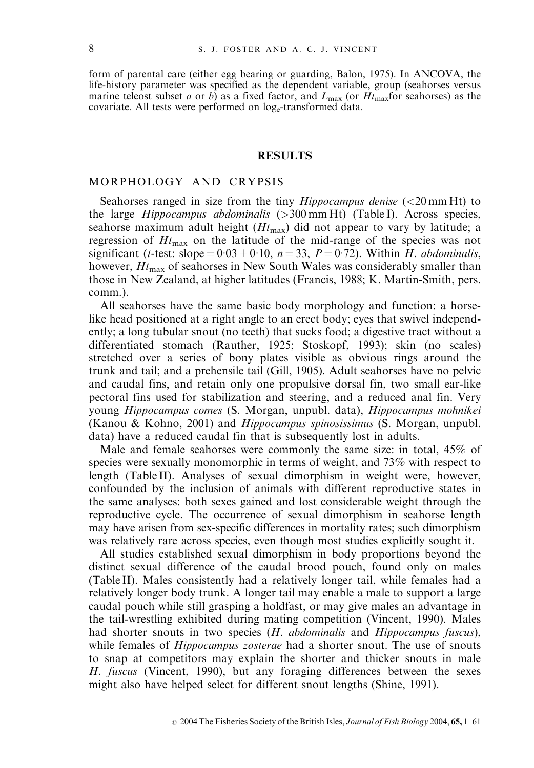form of parental care (either egg bearing or guarding, Balon, 1975). In ANCOVA, the life-history parameter was specified as the dependent variable, group (seahorses versus marine teleost subset *a* or *b*) as a fixed factor, and $L_{max}$ (or $Ht_{max}$ for seahorses) as the covariate. All tests were performed on $\log_e$-transformed data.

## RESULTS

### MORPHOLOGY AND CRYPSIS

Seahorses ranged in size from the tiny *Hippocampus denise* (<20 mm Ht) to the large *Hippocampus abdominalis* (>300 mm Ht) (Table I). Across species, seahorse maximum adult height ($Ht_{max}$) did not appear to vary by latitude; a regression of $Ht_{max}$ on the latitude of the mid-range of the species was not significant (*t*-test: slope $= 0{\cdot}03 \pm 0{\cdot}10$, $n = 33$, $P = 0{\cdot}72$). Within *H. abdominalis*, however, $Ht_{max}$ of seahorses in New South Wales was considerably smaller than those in New Zealand, at higher latitudes (Francis, 1988; K. Martin-Smith, pers. comm.).

All seahorses have the same basic body morphology and function: a horse-like head positioned at a right angle to an erect body; eyes that swivel independently; a long tubular snout (no teeth) that sucks food; a digestive tract without a differentiated stomach (Rauther, 1925; Stoskopf, 1993); skin (no scales) stretched over a series of bony plates visible as obvious rings around the trunk and tail; and a prehensile tail (Gill, 1905). Adult seahorses have no pelvic and caudal fins, and retain only one propulsive dorsal fin, two small ear-like pectoral fins used for stabilization and steering, and a reduced anal fin. Very young *Hippocampus comes* (S. Morgan, unpubl. data), *Hippocampus mohnikei* (Kanou & Kohno, 2001) and *Hippocampus spinosissimus* (S. Morgan, unpubl. data) have a reduced caudal fin that is subsequently lost in adults.

Male and female seahorses were commonly the same size: in total, 45% of species were sexually monomorphic in terms of weight, and 73% with respect to length (Table II). Analyses of sexual dimorphism in weight were, however, confounded by the inclusion of animals with different reproductive states in the same analyses: both sexes gained and lost considerable weight through the reproductive cycle. The occurrence of sexual dimorphism in seahorse length may have arisen from sex-specific differences in mortality rates; such dimorphism was relatively rare across species, even though most studies explicitly sought it.

All studies established sexual dimorphism in body proportions beyond the distinct sexual difference of the caudal brood pouch, found only on males (Table II). Males consistently had a relatively longer tail, while females had a relatively longer body trunk. A longer tail may enable a male to support a large caudal pouch while still grasping a holdfast, or may give males an advantage in the tail-wrestling exhibited during mating competition (Vincent, 1990). Males had shorter snouts in two species (*H. abdominalis* and *Hippocampus fuscus*), while females of *Hippocampus zosterae* had a shorter snout. The use of snouts to snap at competitors may explain the shorter and thicker snouts in male *H. fuscus* (Vincent, 1990), but any foraging differences between the sexes might also have helped select for different snout lengths (Shine, 1991).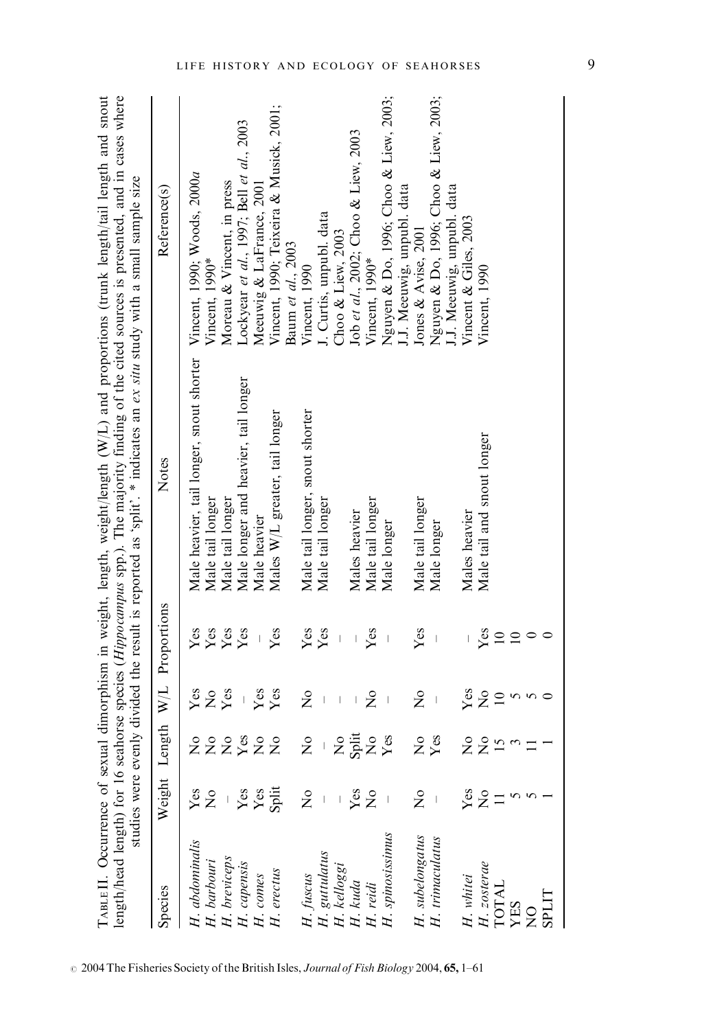TABLE II. Occurrence of sexual dimorphism in weight, length, weight/length (W/L) and proportions (trunk length/tail length and snout length/head length) for 16 seahorse species (*Hippocampus* spp.). The majority finding of the cited sources is presented, and in cases where studies were evenly divided the result is reported as 'split'. * indicates an *ex situ* study with a small sample size

| Species | Weight | Length | W/L | Proportions | Notes | Reference(s) |
|---|---|---|---|---|---|---|
| *H. abdominalis* | Yes | No | Yes | Yes | Male heavier, tail longer, snout shorter | Vincent, 1990; Woods, 2000*a* |
| *H. barbouri* | No | No | No | Yes | Male tail longer | Vincent, 1990* |
| *H. breviceps* | – | No | Yes | Yes | Male tail longer | Moreau & Vincent, in press |
| *H. capensis* | Yes | Yes | – | Yes | Male longer and heavier, tail longer | Lockyear *et al*., 1997; Bell *et al*., 2003 |
| *H. comes* | Yes | No | Yes | – | Male heavier | Meeuwig & LaFrance, 2001 |
| *H. erectus* | Split | No | Yes | Yes | Males W/L greater, tail longer | Vincent, 1990; Teixeira & Musick, 2001; Baum *et al*., 2003 |
| *H. fuscus* | No | No | No | Yes | Male tail longer, snout shorter | Vincent, 1990 |
| *H. guttulatus* | – | – | – | Yes | Male tail longer | J. Curtis, unpubl. data |
| *H. kelloggi* | – | No | – | – | | Choo & Liew, 2003 |
| *H. kuda* | Yes | Split | – | – | Males heavier | Job *et al*., 2002; Choo & Liew, 2003 |
| *H. reidi* | No | No | No | Yes | Male tail longer | Vincent, 1990* |
| *H. spinosissimus* | – | Yes | – | – | Male longer | Nguyen & Do, 1996; Choo & Liew, 2003; J.J. Meeuwig, unpubl. data |
| *H. subelongatus* | No | No | No | Yes | Male tail longer | Jones & Avise, 2001 |
| *H. trimaculatus* | – | Yes | – | – | Male longer | Nguyen & Do, 1996; Choo & Liew, 2003; J.J. Meeuwig, unpubl. data |
| *H. whitei* | Yes | No | Yes | – | Males heavier | Vincent & Giles, 2003 |
| *H. zosterae* | No | No | No | Yes | Male tail and snout longer | Vincent, 1990 |
| TOTAL | 11 | 15 | 10 | 10 | | |
| YES | 5 | 3 | 5 | 10 | | |
| NO | 5 | 11 | 5 | 0 | | |
| SPLIT | 1 | 1 | 0 | 0 | | |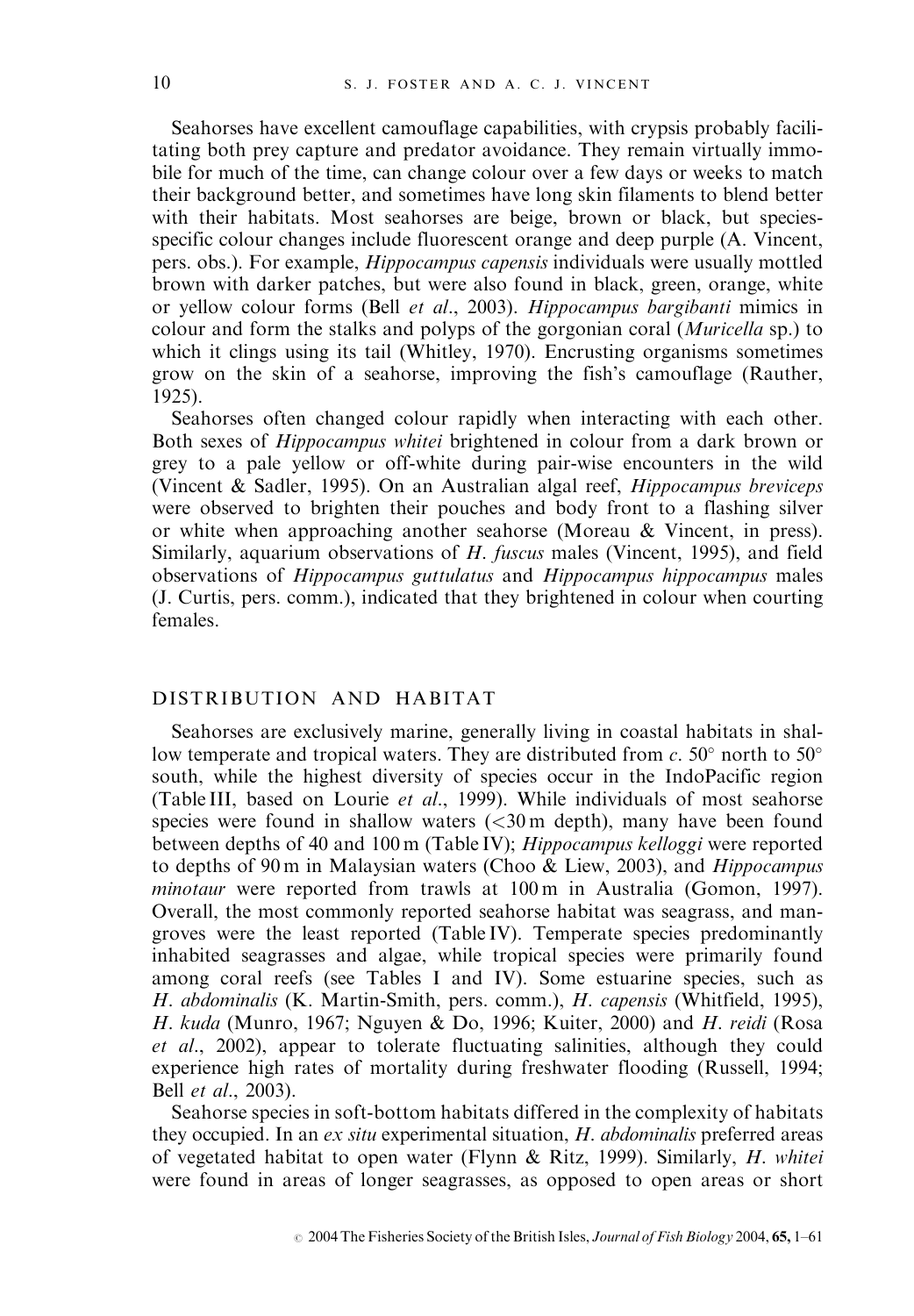Seahorses have excellent camouflage capabilities, with crypsis probably facilitating both prey capture and predator avoidance. They remain virtually immobile for much of the time, can change colour over a few days or weeks to match their background better, and sometimes have long skin filaments to blend better with their habitats. Most seahorses are beige, brown or black, but species-specific colour changes include fluorescent orange and deep purple (A. Vincent, pers. obs.). For example, *Hippocampus capensis* individuals were usually mottled brown with darker patches, but were also found in black, green, orange, white or yellow colour forms (Bell *et al*., 2003). *Hippocampus bargibanti* mimics in colour and form the stalks and polyps of the gorgonian coral (*Muricella* sp.) to which it clings using its tail (Whitley, 1970). Encrusting organisms sometimes grow on the skin of a seahorse, improving the fish's camouflage (Rauther, 1925).

Seahorses often changed colour rapidly when interacting with each other. Both sexes of *Hippocampus whitei* brightened in colour from a dark brown or grey to a pale yellow or off-white during pair-wise encounters in the wild (Vincent & Sadler, 1995). On an Australian algal reef, *Hippocampus breviceps* were observed to brighten their pouches and body front to a flashing silver or white when approaching another seahorse (Moreau & Vincent, in press). Similarly, aquarium observations of *H. fuscus* males (Vincent, 1995), and field observations of *Hippocampus guttulatus* and *Hippocampus hippocampus* males (J. Curtis, pers. comm.), indicated that they brightened in colour when courting females.

## DISTRIBUTION AND HABITAT

Seahorses are exclusively marine, generally living in coastal habitats in shallow temperate and tropical waters. They are distributed from *c*. 50° north to 50° south, while the highest diversity of species occur in the IndoPacific region (Table III, based on Lourie *et al*., 1999). While individuals of most seahorse species were found in shallow waters (<30 m depth), many have been found between depths of 40 and 100 m (Table IV); *Hippocampus kelloggi* were reported to depths of 90 m in Malaysian waters (Choo & Liew, 2003), and *Hippocampus minotaur* were reported from trawls at 100 m in Australia (Gomon, 1997). Overall, the most commonly reported seahorse habitat was seagrass, and mangroves were the least reported (Table IV). Temperate species predominantly inhabited seagrasses and algae, while tropical species were primarily found among coral reefs (see Tables I and IV). Some estuarine species, such as *H. abdominalis* (K. Martin-Smith, pers. comm.), *H. capensis* (Whitfield, 1995), *H. kuda* (Munro, 1967; Nguyen & Do, 1996; Kuiter, 2000) and *H. reidi* (Rosa *et al*., 2002), appear to tolerate fluctuating salinities, although they could experience high rates of mortality during freshwater flooding (Russell, 1994; Bell *et al*., 2003).

Seahorse species in soft-bottom habitats differed in the complexity of habitats they occupied. In an *ex situ* experimental situation, *H. abdominalis* preferred areas of vegetated habitat to open water (Flynn & Ritz, 1999). Similarly, *H. whitei* were found in areas of longer seagrasses, as opposed to open areas or short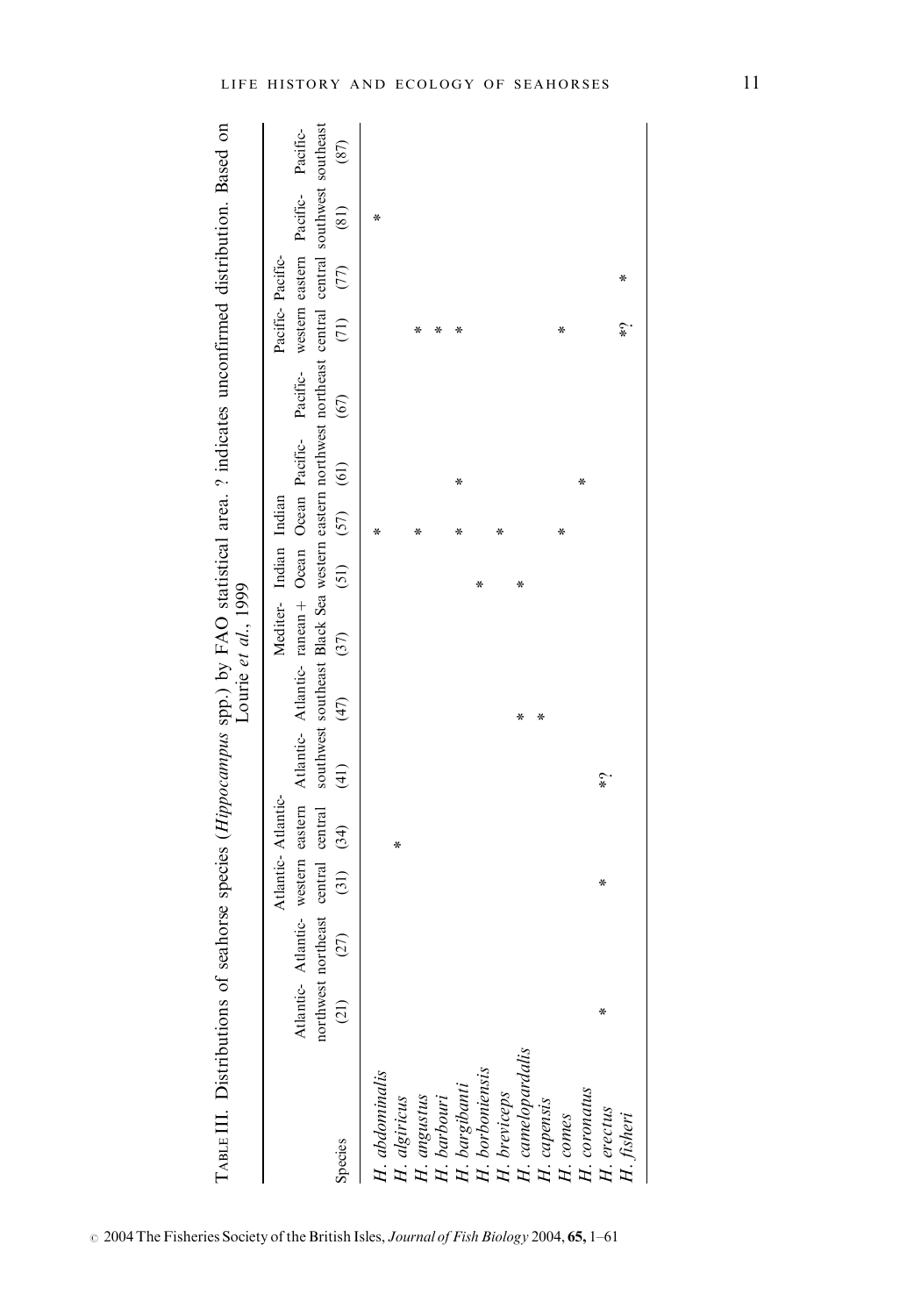TABLE III. Distributions of seahorse species (*Hippocampus* spp.) by FAO statistical area. ? indicates unconfirmed distribution. Based on Lourie *et al.*, 1999

| Species | Atlantic-northwest (21) | Atlantic-northeast (27) | Atlantic-western central (31) | Atlantic-eastern central (34) | Atlantic-southwest (41) | Atlantic-southeast (47) | Mediterranean + Black Sea (37) | Indian Ocean western (51) | Indian Ocean eastern (57) | Pacific-northwest (61) | Pacific-northeast (67) | Pacific-western central (71) | Pacific-eastern central (77) | Pacific-southwest (81) | Pacific-southeast (87) |
|---|---|---|---|---|---|---|---|---|---|---|---|---|---|---|---|
| *H. abdominalis* | | | | | | | | | * | | | | | * | |
| *H. algiricus* | | | | * | | | | | | | | | | | |
| *H. angustus* | | | | | | | | | * | | | * | | | |
| *H. barbouri* | | | | | | | | | | | | * | | | |
| *H. bargibanti* | | | | | | | | | * | * | | * | | | |
| *H. borboniensis* | | | | | | | | * | | | | | | | |
| *H. breviceps* | | | | | | | | | * | | | | | | |
| *H. camelopardalis* | | | | | | * | | * | | | | | | | |
| *H. capensis* | | | | | | * | | | | | | | | | |
| *H. comes* | | | | | | | | | * | | | * | | | |
| *H. coronatus* | | | | | | | | | | * | | | | | |
| *H. erectus* | * | | * | | *? | | | | | | | | | | |
| *H. fisheri* | | | | | | | | | | | | *? | * | | |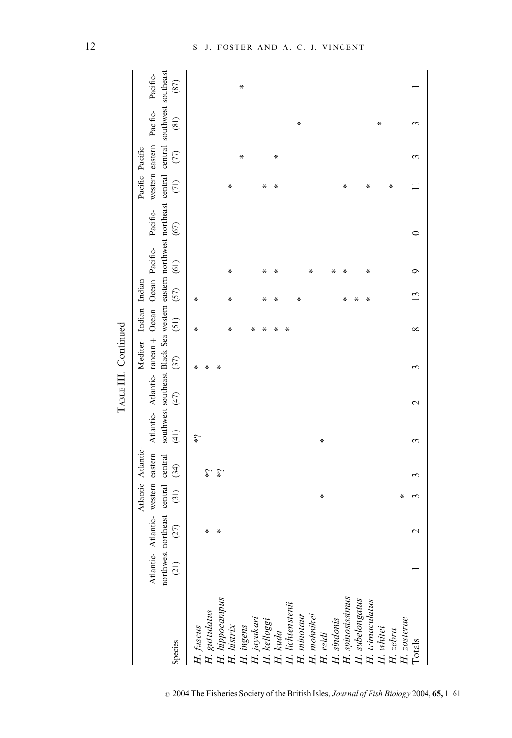TABLE III. Continued

| Species | Atlantic-northwest (21) | Atlantic-northeast (27) | Atlantic-western central (31) | Atlantic-eastern central (34) | Atlantic-southwest (41) | Atlantic-southeast (47) | Mediterranean + Black Sea (37) | Indian Ocean western (51) | Indian Ocean eastern (57) | Pacific-northwest (61) | Pacific-northeast (67) | Pacific-western central (71) | Pacific-eastern central (77) | Pacific-southwest (81) | Pacific-southeast (87) |
|---|---|---|---|---|---|---|---|---|---|---|---|---|---|---|---|
| *H. fuscus* | | | | | *? | | * | * | * | | | | | | |
| *H. guttulatus* | | * | | *? | | | * | | | | | | | | |
| *H. hippocampus* | | * | | *? | | | * | | | | | | | | |
| *H. histrix* | | | | | | | | * | * | * | | * | | | |
| *H. ingens* | | | | | | | | | | | | | * | | * |
| *H. jayakari* | | | | | | | | * | | | | | | | |
| *H. kelloggi* | | | | | | | | * | * | * | | * | | | |
| *H. kuda* | | | | | | | | * | * | * | | * | * | | |
| *H. lichtensteinii* | | | | | | | | * | | | | | | | |
| *H. minotaur* | | | | | | | | | | | | | | * | |
| *H. mohnikei* | | | | | | | | | * | * | | | | | |
| *H. reidi* | | | * | | * | | | | | | | | | | |
| *H. sindonis* | | | | | | | | | | * | | | | | |
| *H. spinosissimus* | | | | | | | | | * | * | | * | | | |
| *H. subelongatus* | | | | | | | | | * | | | | | | |
| *H. trimaculatus* | | | | | | | | | * | * | | * | | | |
| *H. whitei* | | | | | | | | | | | | | | * | |
| *H. zebra* | | | | | | | | | | | | * | | | |
| *H. zosterae* | | | * | | | | | | | | | | | | |
| Totals | 1 | 2 | 3 | 3 | 3 | 2 | 3 | 8 | 13 | 9 | 0 | 11 | 3 | 3 | 1 |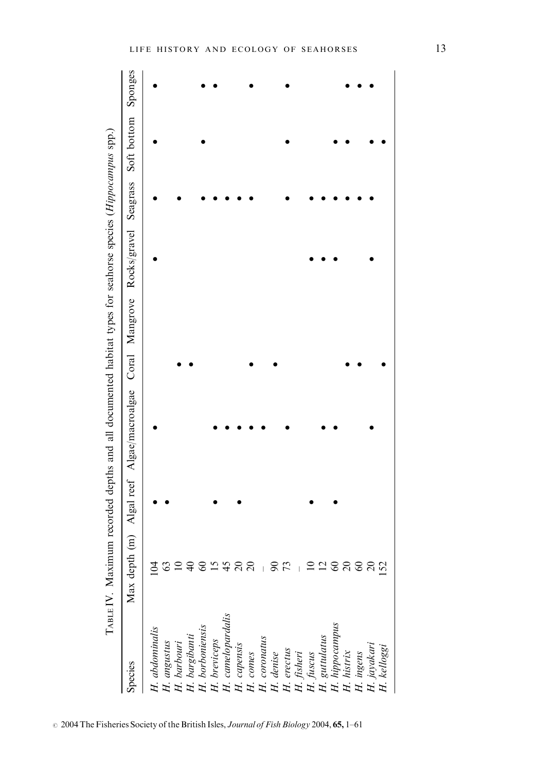TABLE IV. Maximum recorded depths and all documented habitat types for seahorse species (*Hippocampus* spp.)

| Species | Max depth (m) | Algal reef | Algae/macroalgae | Coral | Mangrove | Rocks/gravel | Seagrass | Soft bottom | Sponges |
|---|---|---|---|---|---|---|---|---|---|
| *H. abdominalis* | 104 | • | • | | | • | • | • | • |
| *H. angustus* | 63 | • | | | | | | | |
| *H. barbouri* | 10 | | | • | | | • | | |
| *H. bargibanti* | 40 | | | • | | | | | |
| *H. borboniensis* | 60 | | | | | | • | • | • |
| *H. breviceps* | 15 | • | • | | | | • | | • |
| *H. camelopardalis* | 45 | | • | | | | • | | |
| *H. capensis* | 20 | • | • | | | | • | | |
| *H. comes* | 20 | | • | • | | | • | | • |
| *H. coronatus* | – | | • | | | | | | |
| *H. denise* | 90 | | | • | | | | | |
| *H. erectus* | 73 | | • | | | | • | • | • |
| *H. fisheri* | – | | | | | | | | |
| *H. fuscus* | 10 | • | | | | • | • | | |
| *H. guttulatus* | 12 | | • | | | • | • | | |
| *H. hippocampus* | 60 | • | • | | | • | • | • | |
| *H. histrix* | 20 | | | • | | | • | • | • |
| *H. ingens* | 60 | | | • | | | • | | • |
| *H. jayakari* | 20 | | • | | | • | • | • | • |
| *H. kelloggi* | 152 | | | • | | | | • | |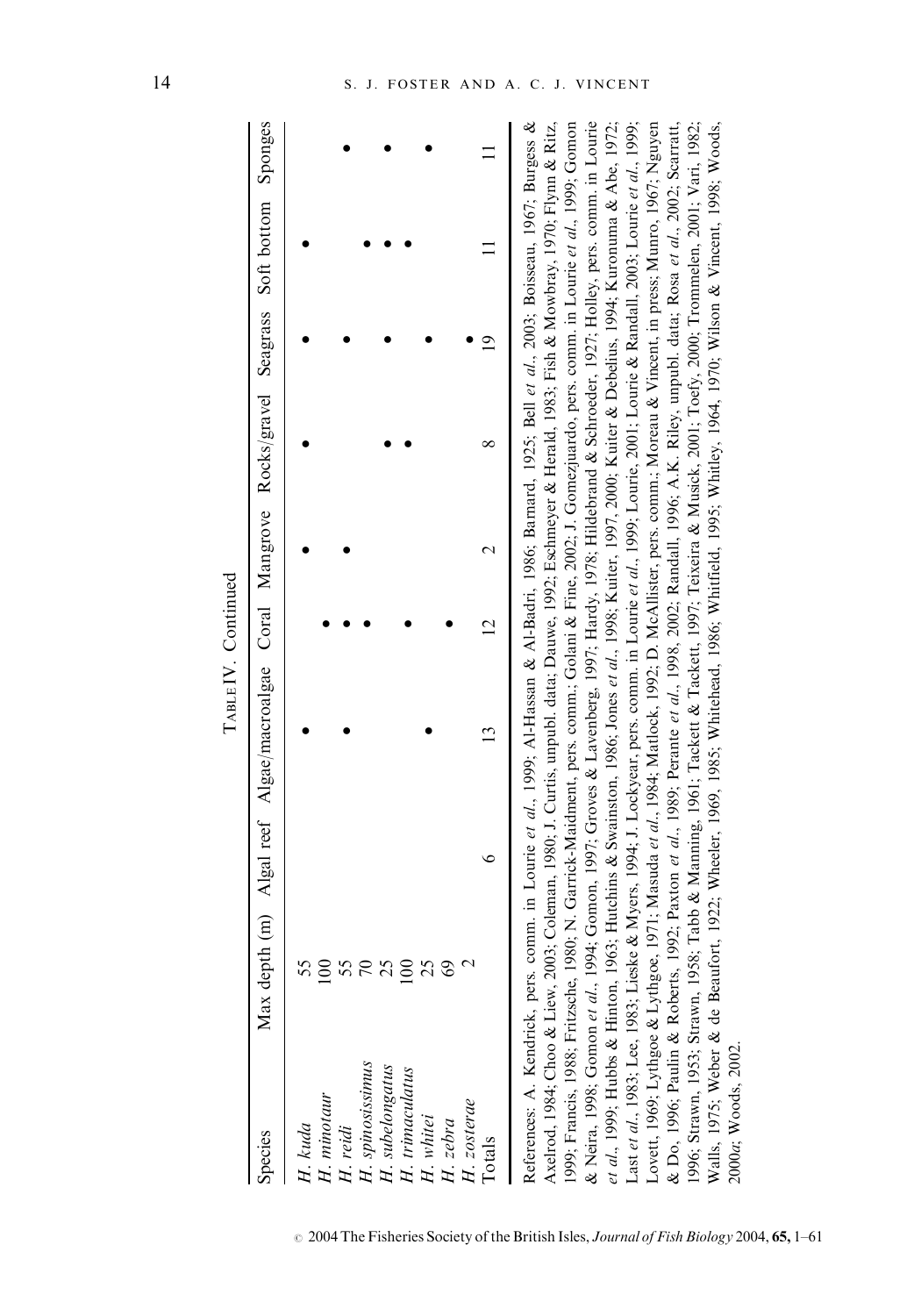Table IV. Continued

| Species | Max depth (m) | Algal reef | Algae/macroalgae | Coral | Mangrove | Rocks/gravel | Seagrass | Soft bottom | Sponges |
|---|---|---|---|---|---|---|---|---|---|
| *H. kuda* | 55 | | • | | • | • | • | • | |
| *H. minotaur* | 100 | | | • | | | | | |
| *H. reidi* | 55 | | • | • | • | | • | | • |
| *H. spinosissimus* | 70 | | | • | | | | • | |
| *H. subelongatus* | 25 | | | | | • | • | • | • |
| *H. trimaculatus* | 100 | | | • | | • | | • | |
| *H. whitei* | 25 | | • | | | | • | | • |
| *H. zebra* | 69 | | | • | | | | | |
| *H. zosterae* | 2 | | | | | | • | | |
| Totals | | 6 | 13 | 12 | 2 | 8 | 19 | 11 | 11 |

References: A. Kendrick, pers. comm. in Lourie *et al.*, 1999; Al-Hassan & Al-Badri, 1986; Barnard, 1925; Bell *et al.*, 2003; Boisseau, 1967; Burgess & Axelrod, 1984; Choo & Liew, 2003; Coleman, 1980; J. Curtis, unpubl. data; Dauwe, 1992; Eschmeyer & Herald, 1983; Fish & Mowbray, 1970; Flynn & Ritz, 1999; Francis, 1988; Fritzsche, 1980; N. Garrick-Maidment, pers. comm.; Golani & Fine, 2002; J. Gomezjuardo, pers. comm. in Lourie *et al.*, 1999; Gomon & Neira, 1998; Gomon *et al.*, 1994; Gomon, 1997; Groves & Lavenberg, 1997; Hardy, 1978; Hildebrand & Schroeder, 1927; Holley, pers. comm. in Lourie *et al.*, 1999; Hubbs & Hinton, 1963; Hutchins & Swainston, 1986; Jones *et al.*, 1998; Kuiter, 1997, 2000; Kuiter & Debelius, 1994; Kuronuma & Abe, 1972; Last *et al.*, 1983; Lee, 1983; Lieske & Myers, 1994; J. Lockyear, pers. comm. in Lourie *et al.*, 1999; Lourie, 2001; Lourie & Randall, 2003; Lourie *et al.*, 1999; Lovett, 1969; Lythgoe & Lythgoe, 1971; Masuda *et al.*, 1984; Matlock, 1992; D. McAllister, pers. comm.; Moreau & Vincent, in press; Munro, 1967; Nguyen & Do, 1996; Paulin & Roberts, 1992; Paxton *et al.*, 1989; Perante *et al.*, 1998, 2002; Randall, 1996; A.K. Riley, unpubl. data; Rosa *et al.*, 2002; Scarratt, 1996; Strawn, 1953; Strawn, 1958; Tabb & Manning, 1961; Tackett & Tackett, 1997; Teixeira & Musick, 2001; Toefy, 2000; Trommelen, 2001; Vari, 1982; Walls, 1975; Weber & de Beaufort, 1922; Wheeler, 1969, 1985; Whitehead, 1986; Whitfield, 1995; Whitley, 1964, 1970; Wilson & Vincent, 1998; Woods, 2000*a*; Woods, 2002.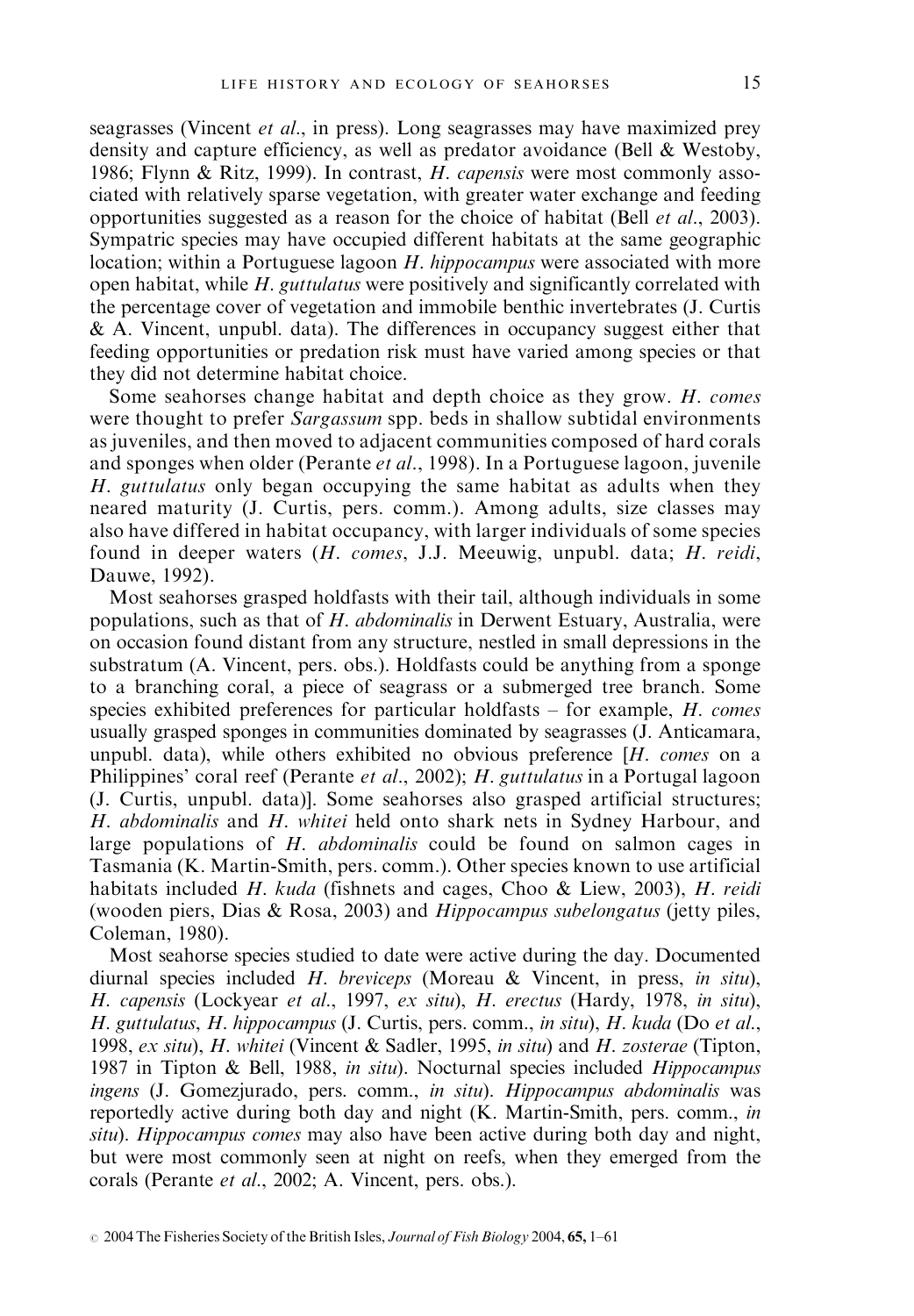seagrasses (Vincent *et al*., in press). Long seagrasses may have maximized prey density and capture efficiency, as well as predator avoidance (Bell & Westoby, 1986; Flynn & Ritz, 1999). In contrast, *H. capensis* were most commonly associated with relatively sparse vegetation, with greater water exchange and feeding opportunities suggested as a reason for the choice of habitat (Bell *et al*., 2003). Sympatric species may have occupied different habitats at the same geographic location; within a Portuguese lagoon *H. hippocampus* were associated with more open habitat, while *H. guttulatus* were positively and significantly correlated with the percentage cover of vegetation and immobile benthic invertebrates (J. Curtis & A. Vincent, unpubl. data). The differences in occupancy suggest either that feeding opportunities or predation risk must have varied among species or that they did not determine habitat choice.

Some seahorses change habitat and depth choice as they grow. *H. comes* were thought to prefer *Sargassum* spp. beds in shallow subtidal environments as juveniles, and then moved to adjacent communities composed of hard corals and sponges when older (Perante *et al*., 1998). In a Portuguese lagoon, juvenile *H. guttulatus* only began occupying the same habitat as adults when they neared maturity (J. Curtis, pers. comm.). Among adults, size classes may also have differed in habitat occupancy, with larger individuals of some species found in deeper waters (*H. comes*, J.J. Meeuwig, unpubl. data; *H. reidi*, Dauwe, 1992).

Most seahorses grasped holdfasts with their tail, although individuals in some populations, such as that of *H. abdominalis* in Derwent Estuary, Australia, were on occasion found distant from any structure, nestled in small depressions in the substratum (A. Vincent, pers. obs.). Holdfasts could be anything from a sponge to a branching coral, a piece of seagrass or a submerged tree branch. Some species exhibited preferences for particular holdfasts – for example, *H. comes* usually grasped sponges in communities dominated by seagrasses (J. Anticamara, unpubl. data), while others exhibited no obvious preference [*H. comes* on a Philippines' coral reef (Perante *et al*., 2002); *H. guttulatus* in a Portugal lagoon (J. Curtis, unpubl. data)]. Some seahorses also grasped artificial structures; *H. abdominalis* and *H. whitei* held onto shark nets in Sydney Harbour, and large populations of *H. abdominalis* could be found on salmon cages in Tasmania (K. Martin-Smith, pers. comm.). Other species known to use artificial habitats included *H. kuda* (fishnets and cages, Choo & Liew, 2003), *H. reidi* (wooden piers, Dias & Rosa, 2003) and *Hippocampus subelongatus* (jetty piles, Coleman, 1980).

Most seahorse species studied to date were active during the day. Documented diurnal species included *H. breviceps* (Moreau & Vincent, in press, *in situ*), *H. capensis* (Lockyear *et al*., 1997, *ex situ*), *H. erectus* (Hardy, 1978, *in situ*), *H. guttulatus*, *H. hippocampus* (J. Curtis, pers. comm., *in situ*), *H. kuda* (Do *et al*., 1998, *ex situ*), *H. whitei* (Vincent & Sadler, 1995, *in situ*) and *H. zosterae* (Tipton, 1987 in Tipton & Bell, 1988, *in situ*). Nocturnal species included *Hippocampus ingens* (J. Gomezjurado, pers. comm., *in situ*). *Hippocampus abdominalis* was reportedly active during both day and night (K. Martin-Smith, pers. comm., *in situ*). *Hippocampus comes* may also have been active during both day and night, but were most commonly seen at night on reefs, when they emerged from the corals (Perante *et al*., 2002; A. Vincent, pers. obs.).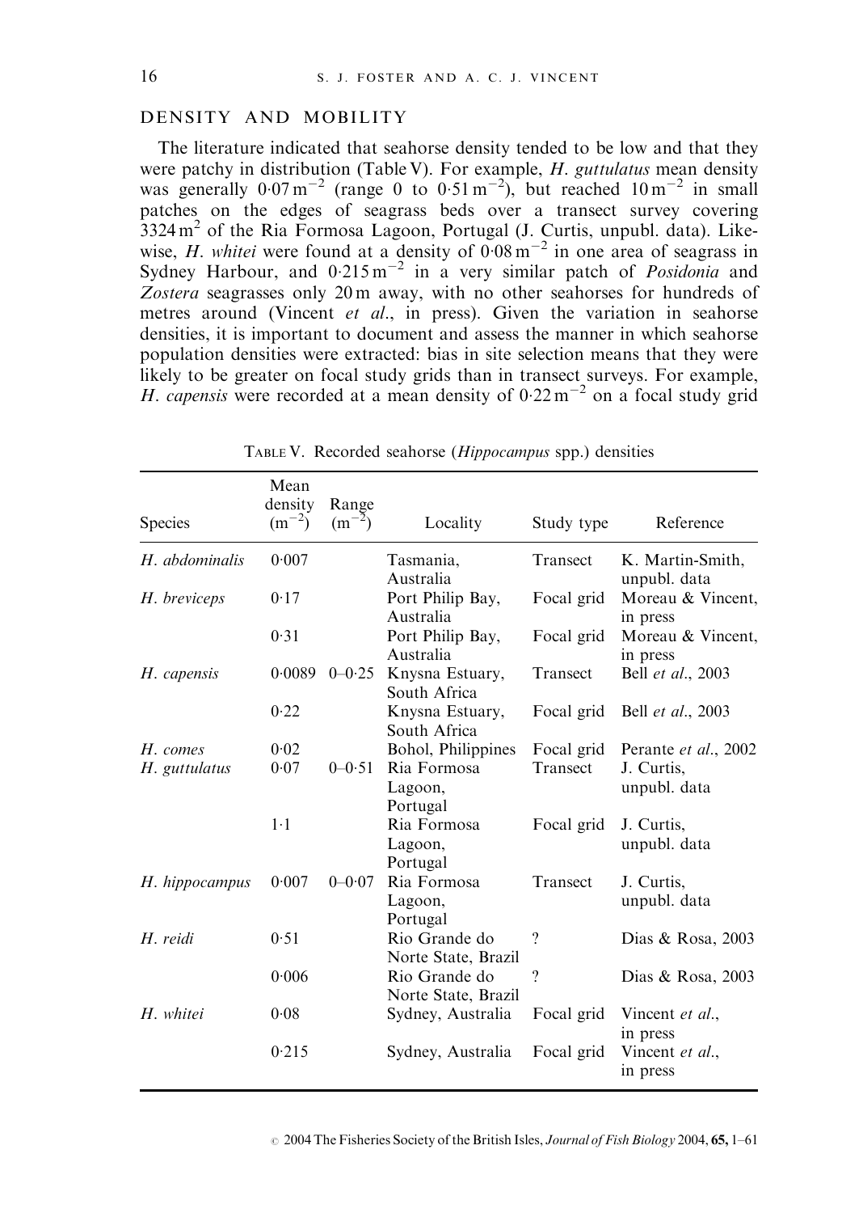## DENSITY AND MOBILITY

The literature indicated that seahorse density tended to be low and that they were patchy in distribution (Table V). For example, *H. guttulatus* mean density was generally $0{\cdot}07\,m^{-2}$ (range 0 to $0{\cdot}51\,m^{-2}$), but reached $10\,m^{-2}$ in small patches on the edges of seagrass beds over a transect survey covering $3324\,m^2$ of the Ria Formosa Lagoon, Portugal (J. Curtis, unpubl. data). Likewise, *H. whitei* were found at a density of $0{\cdot}08\,m^{-2}$ in one area of seagrass in Sydney Harbour, and $0{\cdot}215\,m^{-2}$ in a very similar patch of *Posidonia* and *Zostera* seagrasses only 20 m away, with no other seahorses for hundreds of metres around (Vincent *et al*., in press). Given the variation in seahorse densities, it is important to document and assess the manner in which seahorse population densities were extracted: bias in site selection means that they were likely to be greater on focal study grids than in transect surveys. For example, *H. capensis* were recorded at a mean density of $0{\cdot}22\,m^{-2}$ on a focal study grid

TABLE V. Recorded seahorse (*Hippocampus* spp.) densities

| Species | Mean density ($m^{-2}$) | Range ($m^{-2}$) | Locality | Study type | Reference |
|---|---|---|---|---|---|
| *H. abdominalis* | 0·007 | | Tasmania, Australia | Transect | K. Martin-Smith, unpubl. data |
| *H. breviceps* | 0·17 | | Port Philip Bay, Australia | Focal grid | Moreau & Vincent, in press |
| | 0·31 | | Port Philip Bay, Australia | Focal grid | Moreau & Vincent, in press |
| *H. capensis* | 0·0089 | 0–0·25 | Knysna Estuary, South Africa | Transect | Bell *et al*., 2003 |
| | 0·22 | | Knysna Estuary, South Africa | Focal grid | Bell *et al*., 2003 |
| *H. comes* | 0·02 | | Bohol, Philippines | Focal grid | Perante *et al*., 2002 |
| *H. guttulatus* | 0·07 | 0–0·51 | Ria Formosa Lagoon, Portugal | Transect | J. Curtis, unpubl. data |
| | 1·1 | | Ria Formosa Lagoon, Portugal | Focal grid | J. Curtis, unpubl. data |
| *H. hippocampus* | 0·007 | 0–0·07 | Ria Formosa Lagoon, Portugal | Transect | J. Curtis, unpubl. data |
| *H. reidi* | 0·51 | | Rio Grande do Norte State, Brazil | ? | Dias & Rosa, 2003 |
| | 0·006 | | Rio Grande do Norte State, Brazil | ? | Dias & Rosa, 2003 |
| *H. whitei* | 0·08 | | Sydney, Australia | Focal grid | Vincent *et al*., in press |
| | 0·215 | | Sydney, Australia | Focal grid | Vincent *et al*., in press |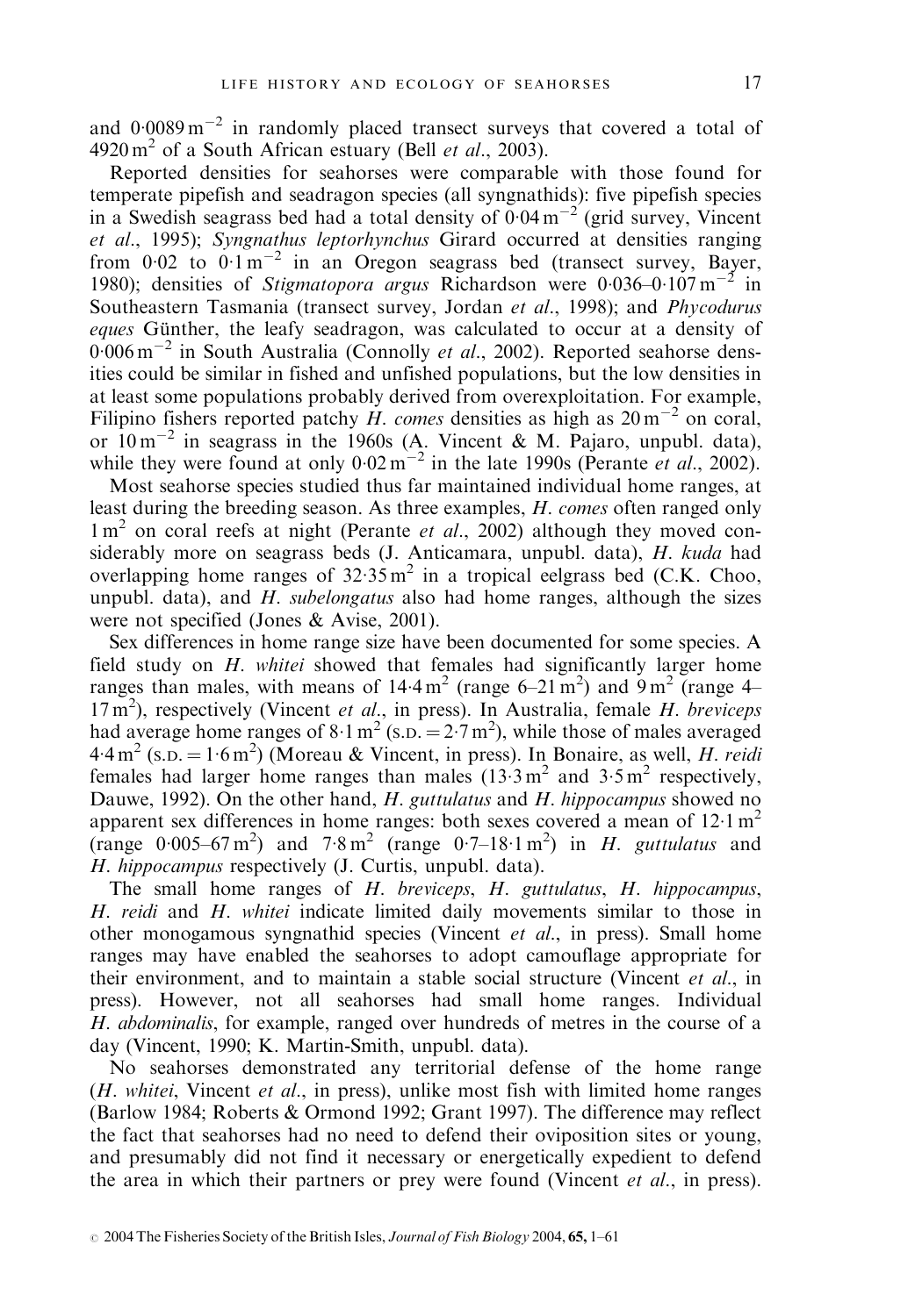and $0{\cdot}0089\,m^{-2}$ in randomly placed transect surveys that covered a total of $4920\,m^2$ of a South African estuary (Bell *et al.*, 2003).

Reported densities for seahorses were comparable with those found for temperate pipefish and seadragon species (all syngnathids): five pipefish species in a Swedish seagrass bed had a total density of $0{\cdot}04\,m^{-2}$ (grid survey, Vincent *et al.*, 1995); *Syngnathus leptorhynchus* Girard occurred at densities ranging from $0{\cdot}02$ to $0{\cdot}1\,m^{-2}$ in an Oregon seagrass bed (transect survey, Bayer, 1980); densities of *Stigmatopora argus* Richardson were $0{\cdot}036$–$0{\cdot}107\,m^{-2}$ in Southeastern Tasmania (transect survey, Jordan *et al.*, 1998); and *Phycodurus eques* Günther, the leafy seadragon, was calculated to occur at a density of $0{\cdot}006\,m^{-2}$ in South Australia (Connolly *et al.*, 2002). Reported seahorse densities could be similar in fished and unfished populations, but the low densities in at least some populations probably derived from overexploitation. For example, Filipino fishers reported patchy *H. comes* densities as high as $20\,m^{-2}$ on coral, or $10\,m^{-2}$ in seagrass in the 1960s (A. Vincent & M. Pajaro, unpubl. data), while they were found at only $0{\cdot}02\,m^{-2}$ in the late 1990s (Perante *et al.*, 2002).

Most seahorse species studied thus far maintained individual home ranges, at least during the breeding season. As three examples, *H. comes* often ranged only $1\,m^2$ on coral reefs at night (Perante *et al.*, 2002) although they moved considerably more on seagrass beds (J. Anticamara, unpubl. data), *H. kuda* had overlapping home ranges of $32{\cdot}35\,m^2$ in a tropical eelgrass bed (C.K. Choo, unpubl. data), and *H. subelongatus* also had home ranges, although the sizes were not specified (Jones & Avise, 2001).

Sex differences in home range size have been documented for some species. A field study on *H. whitei* showed that females had significantly larger home ranges than males, with means of $14{\cdot}4\,m^2$ (range $6$–$21\,m^2$) and $9\,m^2$ (range $4$–$17\,m^2$), respectively (Vincent *et al.*, in press). In Australia, female *H. breviceps* had average home ranges of $8{\cdot}1\,m^2$ (S.D. $= 2{\cdot}7\,m^2$), while those of males averaged $4{\cdot}4\,m^2$ (S.D. $= 1{\cdot}6\,m^2$) (Moreau & Vincent, in press). In Bonaire, as well, *H. reidi* females had larger home ranges than males ($13{\cdot}3\,m^2$ and $3{\cdot}5\,m^2$ respectively, Dauwe, 1992). On the other hand, *H. guttulatus* and *H. hippocampus* showed no apparent sex differences in home ranges: both sexes covered a mean of $12{\cdot}1\,m^2$ (range $0{\cdot}005$–$67\,m^2$) and $7{\cdot}8\,m^2$ (range $0{\cdot}7$–$18{\cdot}1\,m^2$) in *H. guttulatus* and *H. hippocampus* respectively (J. Curtis, unpubl. data).

The small home ranges of *H. breviceps*, *H. guttulatus*, *H. hippocampus*, *H. reidi* and *H. whitei* indicate limited daily movements similar to those in other monogamous syngnathid species (Vincent *et al.*, in press). Small home ranges may have enabled the seahorses to adopt camouflage appropriate for their environment, and to maintain a stable social structure (Vincent *et al.*, in press). However, not all seahorses had small home ranges. Individual *H. abdominalis*, for example, ranged over hundreds of metres in the course of a day (Vincent, 1990; K. Martin-Smith, unpubl. data).

No seahorses demonstrated any territorial defense of the home range (*H. whitei*, Vincent *et al.*, in press), unlike most fish with limited home ranges (Barlow 1984; Roberts & Ormond 1992; Grant 1997). The difference may reflect the fact that seahorses had no need to defend their oviposition sites or young, and presumably did not find it necessary or energetically expedient to defend the area in which their partners or prey were found (Vincent *et al.*, in press).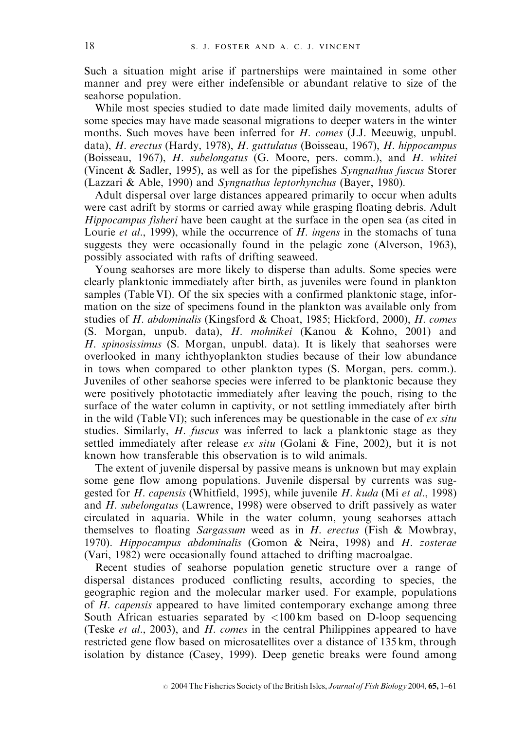Such a situation might arise if partnerships were maintained in some other manner and prey were either indefensible or abundant relative to size of the seahorse population.

While most species studied to date made limited daily movements, adults of some species may have made seasonal migrations to deeper waters in the winter months. Such moves have been inferred for *H. comes* (J.J. Meeuwig, unpubl. data), *H. erectus* (Hardy, 1978), *H. guttulatus* (Boisseau, 1967), *H. hippocampus* (Boisseau, 1967), *H. subelongatus* (G. Moore, pers. comm.), and *H. whitei* (Vincent & Sadler, 1995), as well as for the pipefishes *Syngnathus fuscus* Storer (Lazzari & Able, 1990) and *Syngnathus leptorhynchus* (Bayer, 1980).

Adult dispersal over large distances appeared primarily to occur when adults were cast adrift by storms or carried away while grasping floating debris. Adult *Hippocampus fisheri* have been caught at the surface in the open sea (as cited in Lourie *et al*., 1999), while the occurrence of *H. ingens* in the stomachs of tuna suggests they were occasionally found in the pelagic zone (Alverson, 1963), possibly associated with rafts of drifting seaweed.

Young seahorses are more likely to disperse than adults. Some species were clearly planktonic immediately after birth, as juveniles were found in plankton samples (Table VI). Of the six species with a confirmed planktonic stage, information on the size of specimens found in the plankton was available only from studies of *H. abdominalis* (Kingsford & Choat, 1985; Hickford, 2000), *H. comes* (S. Morgan, unpub. data), *H. mohnikei* (Kanou & Kohno, 2001) and *H. spinosissimus* (S. Morgan, unpubl. data). It is likely that seahorses were overlooked in many ichthyoplankton studies because of their low abundance in tows when compared to other plankton types (S. Morgan, pers. comm.). Juveniles of other seahorse species were inferred to be planktonic because they were positively phototactic immediately after leaving the pouch, rising to the surface of the water column in captivity, or not settling immediately after birth in the wild (Table VI); such inferences may be questionable in the case of *ex situ* studies. Similarly, *H. fuscus* was inferred to lack a planktonic stage as they settled immediately after release *ex situ* (Golani & Fine, 2002), but it is not known how transferable this observation is to wild animals.

The extent of juvenile dispersal by passive means is unknown but may explain some gene flow among populations. Juvenile dispersal by currents was suggested for *H. capensis* (Whitfield, 1995), while juvenile *H. kuda* (Mi *et al*., 1998) and *H. subelongatus* (Lawrence, 1998) were observed to drift passively as water circulated in aquaria. While in the water column, young seahorses attach themselves to floating *Sargassum* weed as in *H. erectus* (Fish & Mowbray, 1970). *Hippocampus abdominalis* (Gomon & Neira, 1998) and *H. zosterae* (Vari, 1982) were occasionally found attached to drifting macroalgae.

Recent studies of seahorse population genetic structure over a range of dispersal distances produced conflicting results, according to species, the geographic region and the molecular marker used. For example, populations of *H. capensis* appeared to have limited contemporary exchange among three South African estuaries separated by <100 km based on D-loop sequencing (Teske *et al*., 2003), and *H. comes* in the central Philippines appeared to have restricted gene flow based on microsatellites over a distance of 135 km, through isolation by distance (Casey, 1999). Deep genetic breaks were found among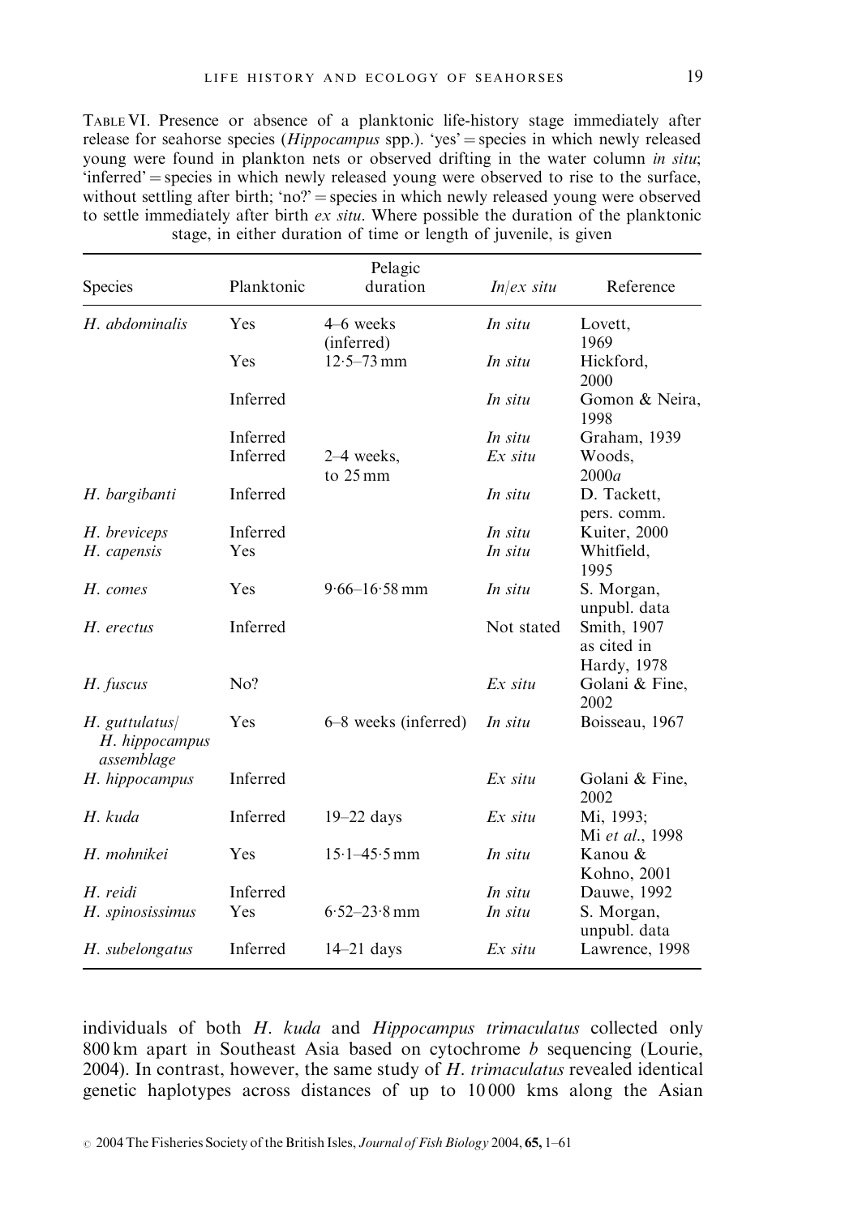TABLE VI. Presence or absence of a planktonic life-history stage immediately after release for seahorse species (*Hippocampus* spp.). 'yes' = species in which newly released young were found in plankton nets or observed drifting in the water column *in situ*; 'inferred' = species in which newly released young were observed to rise to the surface, without settling after birth; 'no?' = species in which newly released young were observed to settle immediately after birth *ex situ*. Where possible the duration of the planktonic stage, in either duration of time or length of juvenile, is given

| Species | Planktonic | Pelagic duration | *In*/*ex situ* | Reference |
|---|---|---|---|---|
| *H. abdominalis* | Yes | 4–6 weeks (inferred) | *In situ* | Lovett, 1969 |
| | Yes | 12·5–73 mm | *In situ* | Hickford, 2000 |
| | Inferred | | *In situ* | Gomon & Neira, 1998 |
| | Inferred | | *In situ* | Graham, 1939 |
| | Inferred | 2–4 weeks, to 25 mm | *Ex situ* | Woods, 2000*a* |
| *H. bargibanti* | Inferred | | *In situ* | D. Tackett, pers. comm. |
| *H. breviceps* | Inferred | | *In situ* | Kuiter, 2000 |
| *H. capensis* | Yes | | *In situ* | Whitfield, 1995 |
| *H. comes* | Yes | 9·66–16·58 mm | *In situ* | S. Morgan, unpubl. data |
| *H. erectus* | Inferred | | Not stated | Smith, 1907 as cited in Hardy, 1978 |
| *H. fuscus* | No? | | *Ex situ* | Golani & Fine, 2002 |
| *H. guttulatus*/*H. hippocampus* *assemblage* | Yes | 6–8 weeks (inferred) | *In situ* | Boisseau, 1967 |
| *H. hippocampus* | Inferred | | *Ex situ* | Golani & Fine, 2002 |
| *H. kuda* | Inferred | 19–22 days | *Ex situ* | Mi, 1993; Mi *et al.*, 1998 |
| *H. mohnikei* | Yes | 15·1–45·5 mm | *In situ* | Kanou & Kohno, 2001 |
| *H. reidi* | Inferred | | *In situ* | Dauwe, 1992 |
| *H. spinosissimus* | Yes | 6·52–23·8 mm | *In situ* | S. Morgan, unpubl. data |
| *H. subelongatus* | Inferred | 14–21 days | *Ex situ* | Lawrence, 1998 |

individuals of both *H. kuda* and *Hippocampus trimaculatus* collected only 800 km apart in Southeast Asia based on cytochrome *b* sequencing (Lourie, 2004). In contrast, however, the same study of *H. trimaculatus* revealed identical genetic haplotypes across distances of up to 10 000 kms along the Asian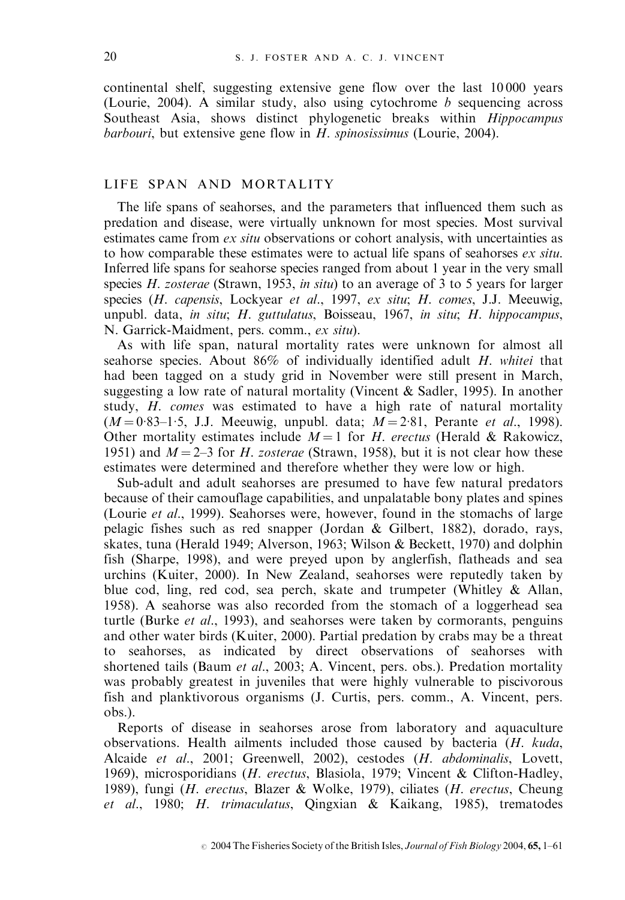continental shelf, suggesting extensive gene flow over the last 10 000 years (Lourie, 2004). A similar study, also using cytochrome *b* sequencing across Southeast Asia, shows distinct phylogenetic breaks within *Hippocampus barbouri*, but extensive gene flow in *H. spinosissimus* (Lourie, 2004).

## LIFE SPAN AND MORTALITY

The life spans of seahorses, and the parameters that influenced them such as predation and disease, were virtually unknown for most species. Most survival estimates came from *ex situ* observations or cohort analysis, with uncertainties as to how comparable these estimates were to actual life spans of seahorses *ex situ*. Inferred life spans for seahorse species ranged from about 1 year in the very small species *H. zosterae* (Strawn, 1953, *in situ*) to an average of 3 to 5 years for larger species (*H. capensis*, Lockyear *et al*., 1997, *ex situ*; *H. comes*, J.J. Meeuwig, unpubl. data, *in situ*; *H. guttulatus*, Boisseau, 1967, *in situ*; *H. hippocampus*, N. Garrick-Maidment, pers. comm., *ex situ*).

As with life span, natural mortality rates were unknown for almost all seahorse species. About 86% of individually identified adult *H. whitei* that had been tagged on a study grid in November were still present in March, suggesting a low rate of natural mortality (Vincent & Sadler, 1995). In another study, *H. comes* was estimated to have a high rate of natural mortality ($M = 0{\cdot}83$–$1{\cdot}5$, J.J. Meeuwig, unpubl. data; $M = 2{\cdot}81$, Perante *et al*., 1998). Other mortality estimates include $M = 1$ for *H. erectus* (Herald & Rakowicz, 1951) and $M = 2$–$3$ for *H. zosterae* (Strawn, 1958), but it is not clear how these estimates were determined and therefore whether they were low or high.

Sub-adult and adult seahorses are presumed to have few natural predators because of their camouflage capabilities, and unpalatable bony plates and spines (Lourie *et al*., 1999). Seahorses were, however, found in the stomachs of large pelagic fishes such as red snapper (Jordan & Gilbert, 1882), dorado, rays, skates, tuna (Herald 1949; Alverson, 1963; Wilson & Beckett, 1970) and dolphin fish (Sharpe, 1998), and were preyed upon by anglerfish, flatheads and sea urchins (Kuiter, 2000). In New Zealand, seahorses were reputedly taken by blue cod, ling, red cod, sea perch, skate and trumpeter (Whitley & Allan, 1958). A seahorse was also recorded from the stomach of a loggerhead sea turtle (Burke *et al*., 1993), and seahorses were taken by cormorants, penguins and other water birds (Kuiter, 2000). Partial predation by crabs may be a threat to seahorses, as indicated by direct observations of seahorses with shortened tails (Baum *et al*., 2003; A. Vincent, pers. obs.). Predation mortality was probably greatest in juveniles that were highly vulnerable to piscivorous fish and planktivorous organisms (J. Curtis, pers. comm., A. Vincent, pers. obs.).

Reports of disease in seahorses arose from laboratory and aquaculture observations. Health ailments included those caused by bacteria (*H. kuda*, Alcaide *et al*., 2001; Greenwell, 2002), cestodes (*H. abdominalis*, Lovett, 1969), microsporidians (*H. erectus*, Blasiola, 1979; Vincent & Clifton-Hadley, 1989), fungi (*H. erectus*, Blazer & Wolke, 1979), ciliates (*H. erectus*, Cheung *et al*., 1980; *H. trimaculatus*, Qingxian & Kaikang, 1985), trematodes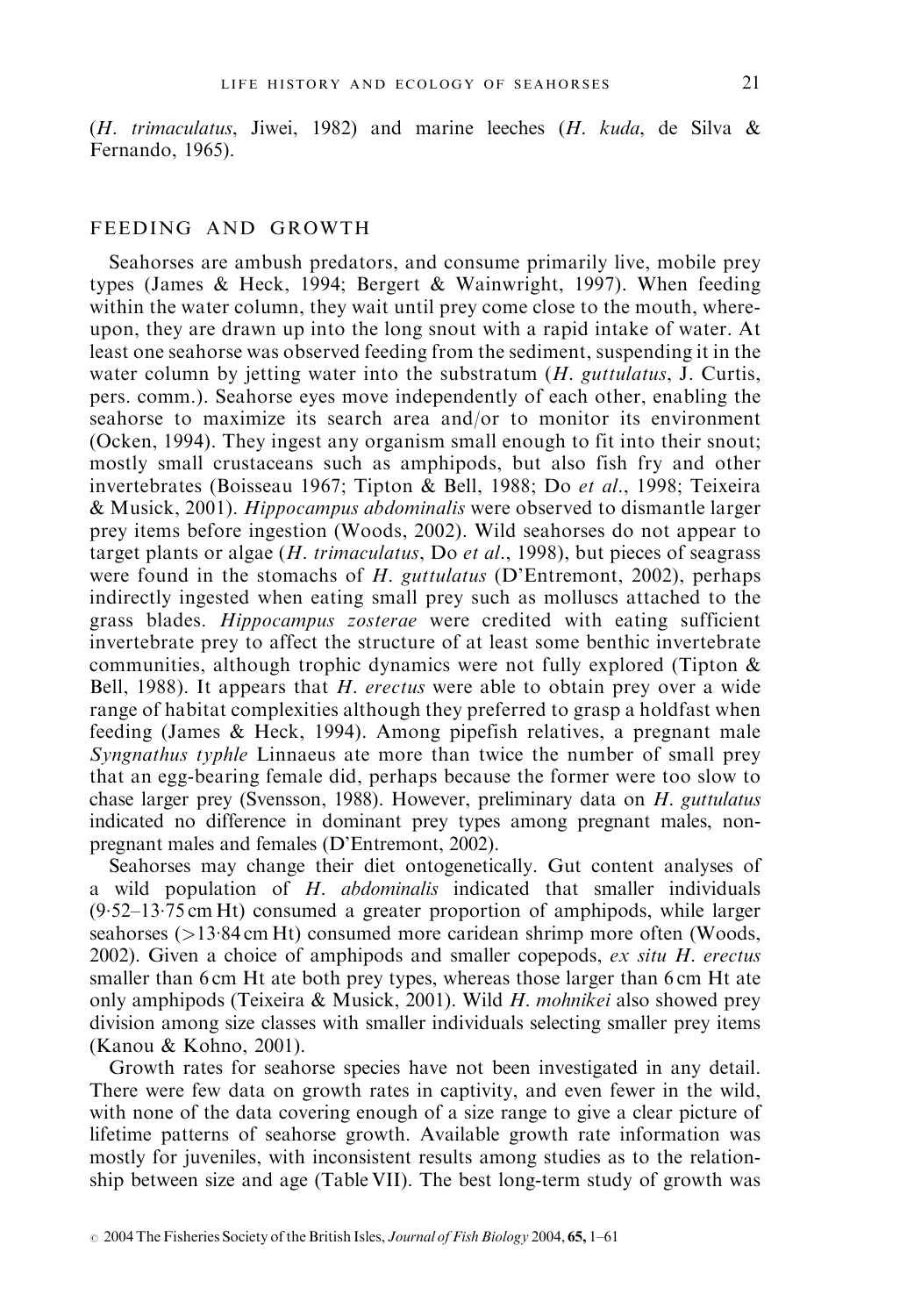(*H. trimaculatus*, Jiwei, 1982) and marine leeches (*H. kuda*, de Silva & Fernando, 1965).

## FEEDING AND GROWTH

Seahorses are ambush predators, and consume primarily live, mobile prey types (James & Heck, 1994; Bergert & Wainwright, 1997). When feeding within the water column, they wait until prey come close to the mouth, whereupon, they are drawn up into the long snout with a rapid intake of water. At least one seahorse was observed feeding from the sediment, suspending it in the water column by jetting water into the substratum (*H. guttulatus*, J. Curtis, pers. comm.). Seahorse eyes move independently of each other, enabling the seahorse to maximize its search area and/or to monitor its environment (Ocken, 1994). They ingest any organism small enough to fit into their snout; mostly small crustaceans such as amphipods, but also fish fry and other invertebrates (Boisseau 1967; Tipton & Bell, 1988; Do *et al*., 1998; Teixeira & Musick, 2001). *Hippocampus abdominalis* were observed to dismantle larger prey items before ingestion (Woods, 2002). Wild seahorses do not appear to target plants or algae (*H. trimaculatus*, Do *et al*., 1998), but pieces of seagrass were found in the stomachs of *H. guttulatus* (D'Entremont, 2002), perhaps indirectly ingested when eating small prey such as molluscs attached to the grass blades. *Hippocampus zosterae* were credited with eating sufficient invertebrate prey to affect the structure of at least some benthic invertebrate communities, although trophic dynamics were not fully explored (Tipton & Bell, 1988). It appears that *H. erectus* were able to obtain prey over a wide range of habitat complexities although they preferred to grasp a holdfast when feeding (James & Heck, 1994). Among pipefish relatives, a pregnant male *Syngnathus typhle* Linnaeus ate more than twice the number of small prey that an egg-bearing female did, perhaps because the former were too slow to chase larger prey (Svensson, 1988). However, preliminary data on *H. guttulatus* indicated no difference in dominant prey types among pregnant males, non-pregnant males and females (D'Entremont, 2002).

Seahorses may change their diet ontogenetically. Gut content analyses of a wild population of *H. abdominalis* indicated that smaller individuals (9·52–13·75 cm Ht) consumed a greater proportion of amphipods, while larger seahorses (>13·84 cm Ht) consumed more caridean shrimp more often (Woods, 2002). Given a choice of amphipods and smaller copepods, *ex situ H. erectus* smaller than 6 cm Ht ate both prey types, whereas those larger than 6 cm Ht ate only amphipods (Teixeira & Musick, 2001). Wild *H. mohnikei* also showed prey division among size classes with smaller individuals selecting smaller prey items (Kanou & Kohno, 2001).

Growth rates for seahorse species have not been investigated in any detail. There were few data on growth rates in captivity, and even fewer in the wild, with none of the data covering enough of a size range to give a clear picture of lifetime patterns of seahorse growth. Available growth rate information was mostly for juveniles, with inconsistent results among studies as to the relationship between size and age (Table VII). The best long-term study of growth was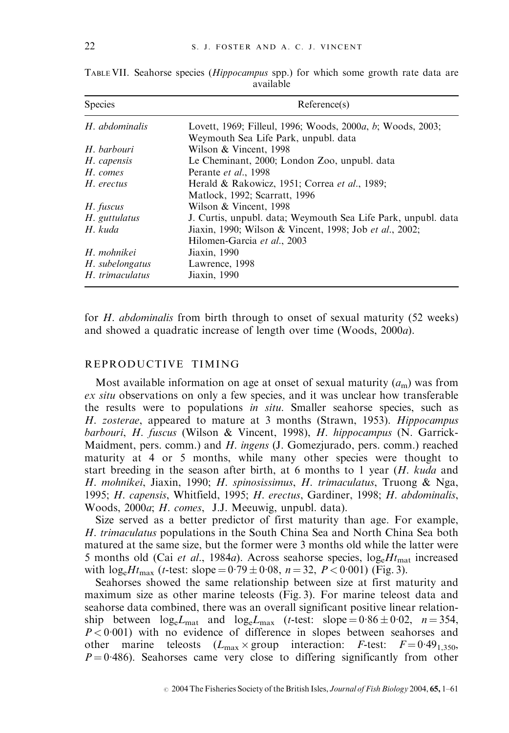TABLE VII. Seahorse species (*Hippocampus* spp.) for which some growth rate data are available

| Species | Reference(s) |
| --- | --- |
| *H. abdominalis* | Lovett, 1969; Filleul, 1996; Woods, 2000*a*, *b*; Woods, 2003; Weymouth Sea Life Park, unpubl. data |
| *H. barbouri* | Wilson & Vincent, 1998 |
| *H. capensis* | Le Cheminant, 2000; London Zoo, unpubl. data |
| *H. comes* | Perante *et al*., 1998 |
| *H. erectus* | Herald & Rakowicz, 1951; Correa *et al*., 1989; Matlock, 1992; Scarratt, 1996 |
| *H. fuscus* | Wilson & Vincent, 1998 |
| *H. guttulatus* | J. Curtis, unpubl. data; Weymouth Sea Life Park, unpubl. data |
| *H. kuda* | Jiaxin, 1990; Wilson & Vincent, 1998; Job *et al*., 2002; Hilomen-Garcia *et al*., 2003 |
| *H. mohnikei* | Jiaxin, 1990 |
| *H. subelongatus* | Lawrence, 1998 |
| *H. trimaculatus* | Jiaxin, 1990 |

for *H. abdominalis* from birth through to onset of sexual maturity (52 weeks) and showed a quadratic increase of length over time (Woods, 2000*a*).

## REPRODUCTIVE TIMING

Most available information on age at onset of sexual maturity ($a_m$) was from *ex situ* observations on only a few species, and it was unclear how transferable the results were to populations *in situ*. Smaller seahorse species, such as *H. zosterae*, appeared to mature at 3 months (Strawn, 1953). *Hippocampus barbouri*, *H. fuscus* (Wilson & Vincent, 1998), *H. hippocampus* (N. Garrick-Maidment, pers. comm.) and *H. ingens* (J. Gomezjurado, pers. comm.) reached maturity at 4 or 5 months, while many other species were thought to start breeding in the season after birth, at 6 months to 1 year (*H. kuda* and *H. mohnikei*, Jiaxin, 1990; *H. spinosissimus*, *H. trimaculatus*, Truong & Nga, 1995; *H. capensis*, Whitfield, 1995; *H. erectus*, Gardiner, 1998; *H. abdominalis*, Woods, 2000*a*; *H. comes*, J.J. Meeuwig, unpubl. data).

Size served as a better predictor of first maturity than age. For example, *H. trimaculatus* populations in the South China Sea and North China Sea both matured at the same size, but the former were 3 months old while the latter were 5 months old (Cai *et al*., 1984*a*). Across seahorse species, $\log_e Ht_{mat}$ increased with $\log_e Ht_{max}$ (*t*-test: slope $= 0{\cdot}79 \pm 0{\cdot}08$, $n = 32$, $P < 0{\cdot}001$) (Fig. 3).

Seahorses showed the same relationship between size at first maturity and maximum size as other marine teleosts (Fig. 3). For marine teleost data and seahorse data combined, there was an overall significant positive linear relationship between $\log_e L_{mat}$ and $\log_e L_{max}$ (*t*-test: slope $= 0{\cdot}86 \pm 0{\cdot}02$, $n = 354$, $P < 0{\cdot}001$) with no evidence of difference in slopes between seahorses and other marine teleosts ($L_{max} \times$ group interaction: *F*-test: $F = 0{\cdot}49_{1,350}$, $P = 0{\cdot}486$). Seahorses came very close to differing significantly from other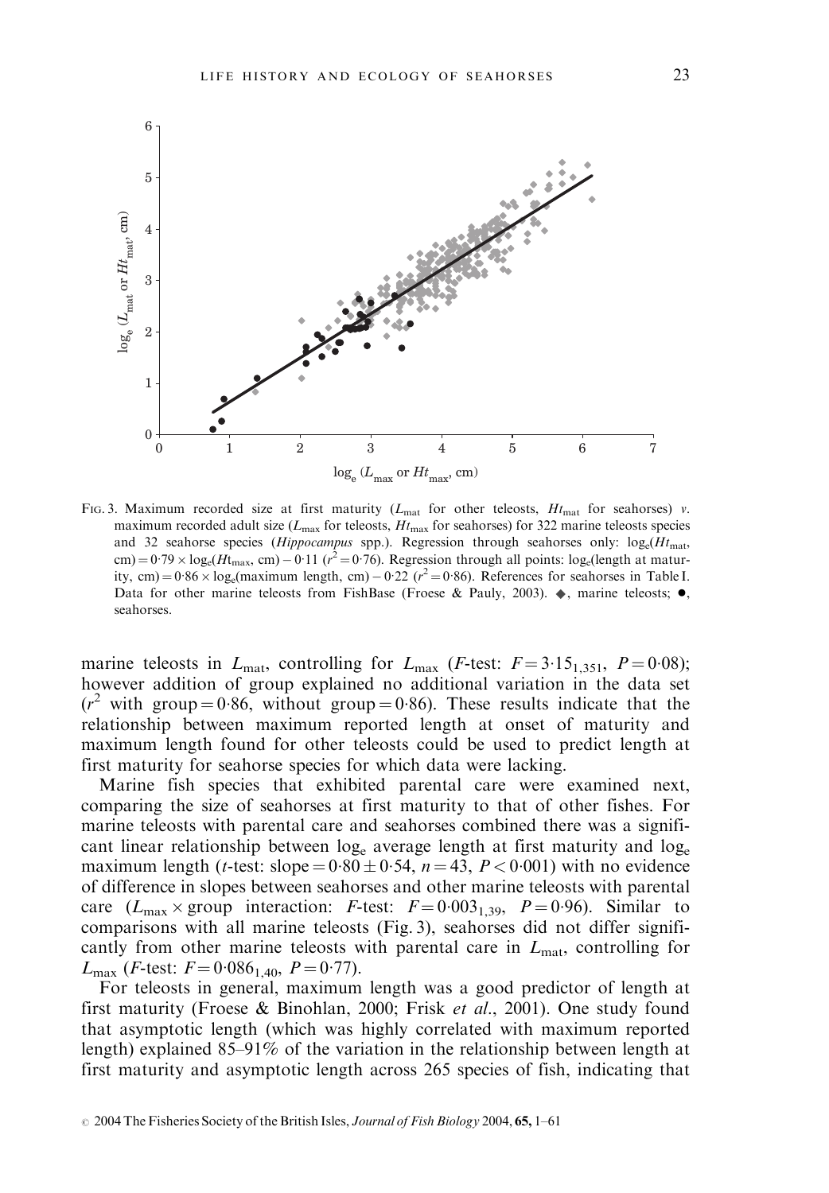FIG. 3. Maximum recorded size at first maturity ($L_{mat}$ for other teleosts, $Ht_{mat}$ for seahorses) v. maximum recorded adult size ($L_{max}$ for teleosts, $Ht_{max}$ for seahorses) for 322 marine teleosts species and 32 seahorse species (*Hippocampus* spp.). Regression through seahorses only: $\log_e(Ht_{mat}, \text{cm}) = 0.79 \times \log_e(Ht_{max}, \text{cm}) - 0.11$ ($r^2 = 0.76$). Regression through all points: $\log_e$(length at maturity, cm) $= 0.86 \times \log_e$(maximum length, cm) $- 0.22$ ($r^2 = 0.86$). References for seahorses in Table I. Data for other marine teleosts from FishBase (Froese & Pauly, 2003). ◆, marine teleosts; ●, seahorses.

marine teleosts in $L_{mat}$, controlling for $L_{max}$ (*F*-test: $F = 3.15_{1,351}$, $P = 0.08$); however addition of group explained no additional variation in the data set ($r^2$ with group $= 0.86$, without group $= 0.86$). These results indicate that the relationship between maximum reported length at onset of maturity and maximum length found for other teleosts could be used to predict length at first maturity for seahorse species for which data were lacking.

Marine fish species that exhibited parental care were examined next, comparing the size of seahorses at first maturity to that of other fishes. For marine teleosts with parental care and seahorses combined there was a significant linear relationship between $\log_e$ average length at first maturity and $\log_e$ maximum length (*t*-test: slope $= 0.80 \pm 0.54$, $n = 43$, $P < 0.001$) with no evidence of difference in slopes between seahorses and other marine teleosts with parental care ($L_{max} \times$ group interaction: *F*-test: $F = 0.003_{1,39}$, $P = 0.96$). Similar to comparisons with all marine teleosts (Fig. 3), seahorses did not differ significantly from other marine teleosts with parental care in $L_{mat}$, controlling for $L_{max}$ (*F*-test: $F = 0.086_{1,40}$, $P = 0.77$).

For teleosts in general, maximum length was a good predictor of length at first maturity (Froese & Binohlan, 2000; Frisk *et al.*, 2001). One study found that asymptotic length (which was highly correlated with maximum reported length) explained 85–91% of the variation in the relationship between length at first maturity and asymptotic length across 265 species of fish, indicating that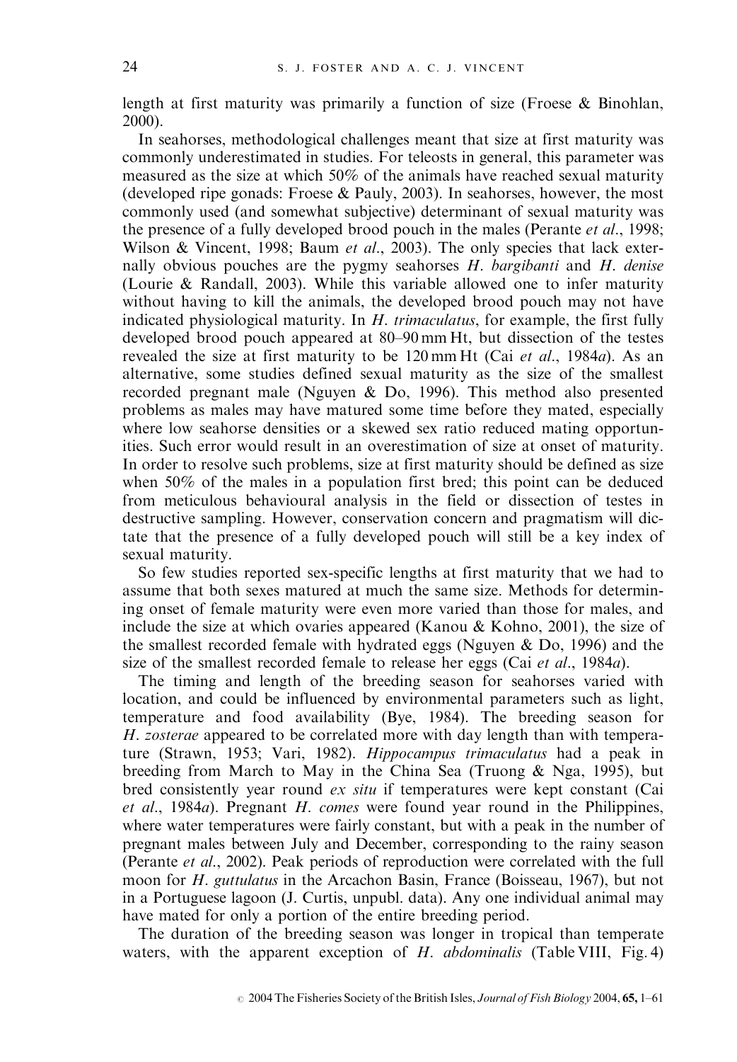length at first maturity was primarily a function of size (Froese & Binohlan, 2000).

In seahorses, methodological challenges meant that size at first maturity was commonly underestimated in studies. For teleosts in general, this parameter was measured as the size at which 50% of the animals have reached sexual maturity (developed ripe gonads: Froese & Pauly, 2003). In seahorses, however, the most commonly used (and somewhat subjective) determinant of sexual maturity was the presence of a fully developed brood pouch in the males (Perante *et al*., 1998; Wilson & Vincent, 1998; Baum *et al*., 2003). The only species that lack externally obvious pouches are the pygmy seahorses *H. bargibanti* and *H. denise* (Lourie & Randall, 2003). While this variable allowed one to infer maturity without having to kill the animals, the developed brood pouch may not have indicated physiological maturity. In *H. trimaculatus*, for example, the first fully developed brood pouch appeared at 80–90 mm Ht, but dissection of the testes revealed the size at first maturity to be 120 mm Ht (Cai *et al*., 1984*a*). As an alternative, some studies defined sexual maturity as the size of the smallest recorded pregnant male (Nguyen & Do, 1996). This method also presented problems as males may have matured some time before they mated, especially where low seahorse densities or a skewed sex ratio reduced mating opportunities. Such error would result in an overestimation of size at onset of maturity. In order to resolve such problems, size at first maturity should be defined as size when 50% of the males in a population first bred; this point can be deduced from meticulous behavioural analysis in the field or dissection of testes in destructive sampling. However, conservation concern and pragmatism will dictate that the presence of a fully developed pouch will still be a key index of sexual maturity.

So few studies reported sex-specific lengths at first maturity that we had to assume that both sexes matured at much the same size. Methods for determining onset of female maturity were even more varied than those for males, and include the size at which ovaries appeared (Kanou & Kohno, 2001), the size of the smallest recorded female with hydrated eggs (Nguyen & Do, 1996) and the size of the smallest recorded female to release her eggs (Cai *et al*., 1984*a*).

The timing and length of the breeding season for seahorses varied with location, and could be influenced by environmental parameters such as light, temperature and food availability (Bye, 1984). The breeding season for *H. zosterae* appeared to be correlated more with day length than with temperature (Strawn, 1953; Vari, 1982). *Hippocampus trimaculatus* had a peak in breeding from March to May in the China Sea (Truong & Nga, 1995), but bred consistently year round *ex situ* if temperatures were kept constant (Cai *et al*., 1984*a*). Pregnant *H. comes* were found year round in the Philippines, where water temperatures were fairly constant, but with a peak in the number of pregnant males between July and December, corresponding to the rainy season (Perante *et al*., 2002). Peak periods of reproduction were correlated with the full moon for *H. guttulatus* in the Arcachon Basin, France (Boisseau, 1967), but not in a Portuguese lagoon (J. Curtis, unpubl. data). Any one individual animal may have mated for only a portion of the entire breeding period.

The duration of the breeding season was longer in tropical than temperate waters, with the apparent exception of *H. abdominalis* (Table VIII, Fig. 4)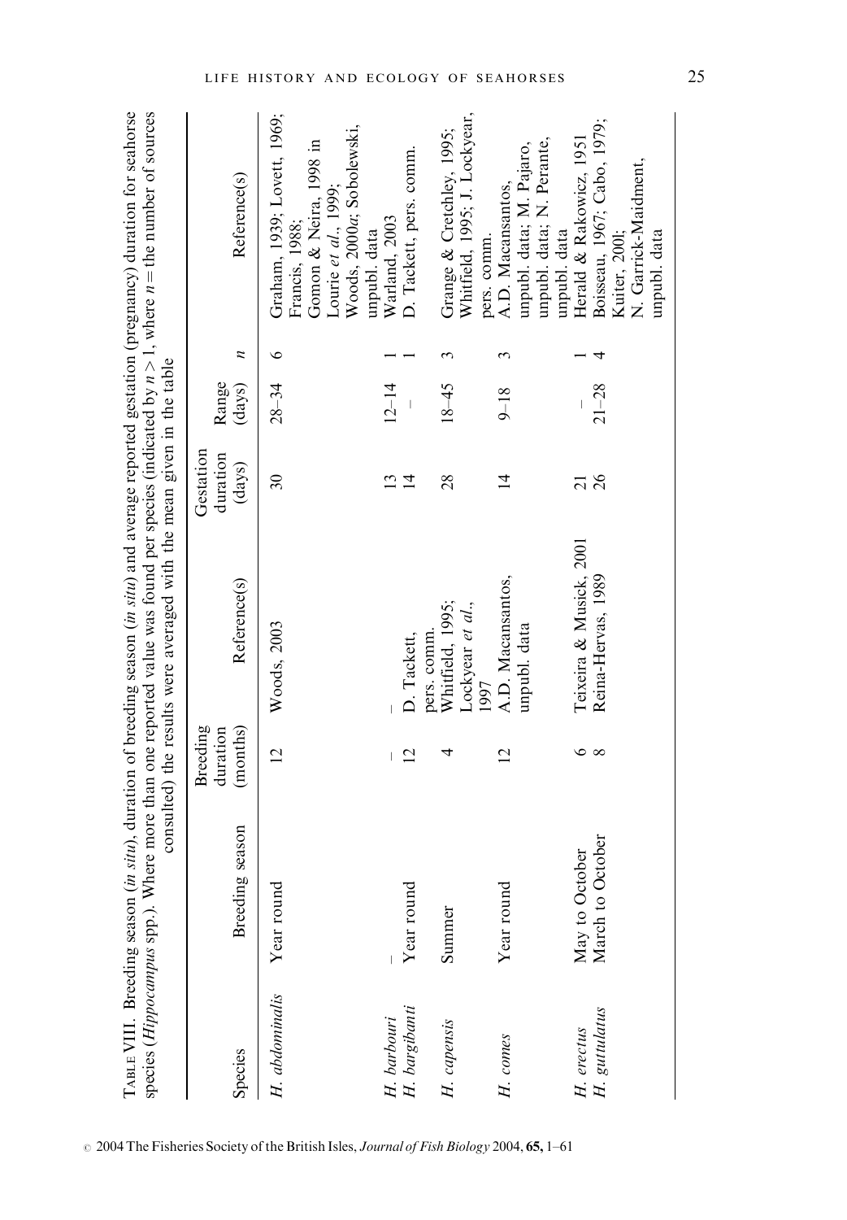TABLE VIII. Breeding season (*in situ*), duration of breeding season (*in situ*) and average reported gestation (pregnancy) duration for seahorse species (*Hippocampus* spp.). Where more than one reported value was found per species (indicated by $n > 1$, where $n$ = the number of sources consulted) the results were averaged with the mean given in the table

| Species | Breeding season | Breeding duration (months) | Reference(s) | Gestation duration (days) | Range (days) | $n$ | Reference(s) |
|---|---|---|---|---|---|---|---|
| *H. abdominalis* | Year round | 12 | Woods, 2003 | 30 | 28–34 | 6 | Graham, 1939; Lovett, 1969; Francis, 1988; Gomon & Neira, 1998 in Lourie *et al.*, 1999; Woods, 2000*a*; Sobolewski, unpubl. data |
| *H. barbouri* | – | – | – | 13 | 12–14 | 1 | Warland, 2003 |
| *H. bargibanti* | Year round | 12 | D. Tackett, pers. comm. | 14 | – | 1 | D. Tackett, pers. comm. |
| *H. capensis* | Summer | 4 | Whitfield, 1995; Lockyear *et al.*, 1997 | 28 | 18–45 | 3 | Grange & Cretchley, 1995; Whitfield, 1995; J. Lockyear, pers. comm. |
| *H. comes* | Year round | 12 | A.D. Macansantos, unpubl. data | 14 | 9–18 | 3 | A.D. Macansantos, unpubl. data; M. Pajaro, unpubl. data; N. Perante, unpubl. data |
| *H. erectus* | May to October | 6 | Teixeira & Musick, 2001 | 21 | – | 1 | Herald & Rakowicz, 1951 |
| *H. guttulatus* | March to October | 8 | Reina-Hervas, 1989 | 26 | 21–28 | 4 | Boisseau, 1967; Cabo, 1979; Kuiter, 2001; N. Garrick-Maidment, unpubl. data |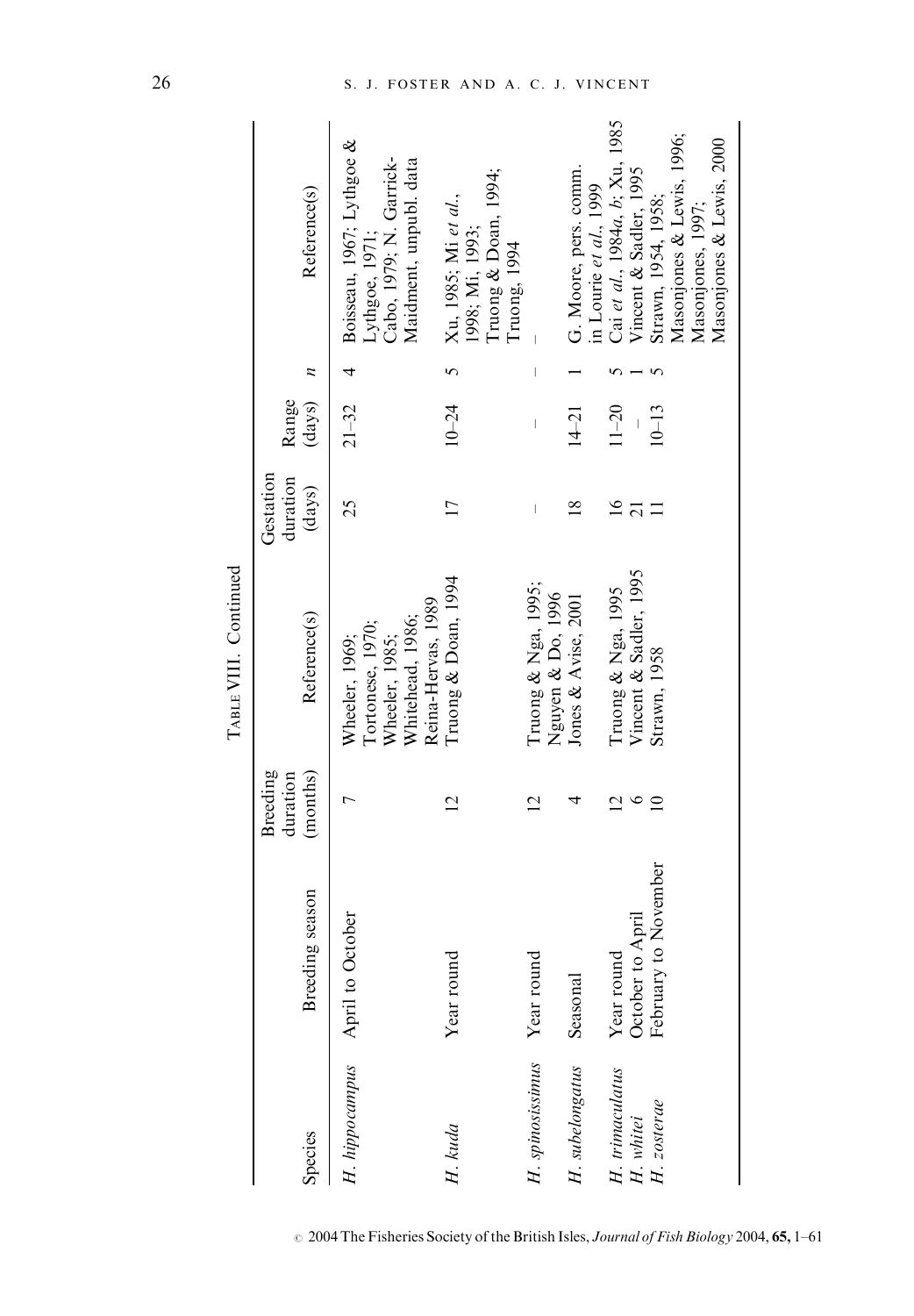TABLE VIII. Continued

| Species | Breeding season | Breeding duration (months) | Reference(s) | Gestation duration (days) | Range (days) | *n* | Reference(s) |
|---|---|---|---|---|---|---|---|
| *H. hippocampus* | April to October | 7 | Wheeler, 1969; Tortonese, 1970; Wheeler, 1985; Whitehead, 1986; Reina-Hervas, 1989 | 25 | 21–32 | 4 | Boisseau, 1967; Lythgoe & Lythgoe, 1971; Cabo, 1979; N. Garrick-Maidment, unpubl. data |
| *H. kuda* | Year round | 12 | Truong & Doan, 1994 | 17 | 10–24 | 5 | Xu, 1985; Mi *et al.*, 1998; Mi, 1993; Truong & Doan, 1994; Truong, 1994 |
| *H. spinosissimus* | Year round | 12 | Truong & Nga, 1995; Nguyen & Do, 1996 | – | – | – | – |
| *H. subelongatus* | Seasonal | 4 | Jones & Avise, 2001 | 18 | 14–21 | 1 | G. Moore, pers. comm. in Lourie *et al.*, 1999 |
| *H. trimaculatus* | Year round | 12 | Truong & Nga, 1995 | 16 | 11–20 | 5 | Cai *et al.*, 1984*a*, *b*; Xu, 1985 |
| *H. whitei* | October to April | 6 | Vincent & Sadler, 1995 | 21 | – | 1 | Vincent & Sadler, 1995 |
| *H. zosterae* | February to November | 10 | Strawn, 1958 | 11 | 10–13 | 5 | Strawn, 1954, 1958; Masonjones & Lewis, 1996; Masonjones, 1997; Masonjones & Lewis, 2000 |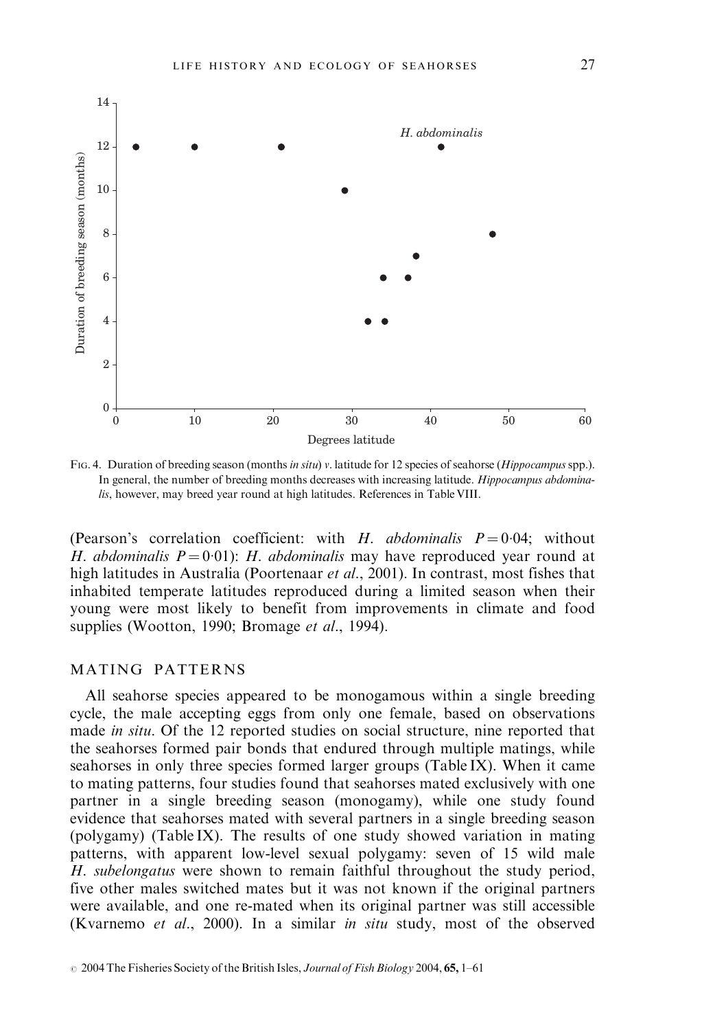Fig. 4. Duration of breeding season (months *in situ*) *v*. latitude for 12 species of seahorse (*Hippocampus* spp.). In general, the number of breeding months decreases with increasing latitude. *Hippocampus abdominalis*, however, may breed year round at high latitudes. References in Table VIII.

(Pearson's correlation coefficient: with *H. abdominalis* $P = 0{\cdot}04$; without *H. abdominalis* $P = 0{\cdot}01$): *H. abdominalis* may have reproduced year round at high latitudes in Australia (Poortenaar *et al*., 2001). In contrast, most fishes that inhabited temperate latitudes reproduced during a limited season when their young were most likely to benefit from improvements in climate and food supplies (Wootton, 1990; Bromage *et al*., 1994).

## MATING PATTERNS

All seahorse species appeared to be monogamous within a single breeding cycle, the male accepting eggs from only one female, based on observations made *in situ*. Of the 12 reported studies on social structure, nine reported that the seahorses formed pair bonds that endured through multiple matings, while seahorses in only three species formed larger groups (Table IX). When it came to mating patterns, four studies found that seahorses mated exclusively with one partner in a single breeding season (monogamy), while one study found evidence that seahorses mated with several partners in a single breeding season (polygamy) (Table IX). The results of one study showed variation in mating patterns, with apparent low-level sexual polygamy: seven of 15 wild male *H. subelongatus* were shown to remain faithful throughout the study period, five other males switched mates but it was not known if the original partners were available, and one re-mated when its original partner was still accessible (Kvarnemo *et al*., 2000). In a similar *in situ* study, most of the observed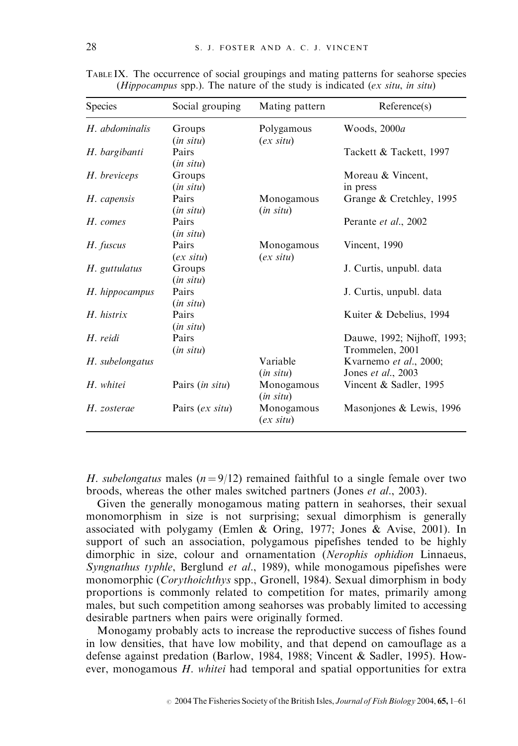TABLE IX. The occurrence of social groupings and mating patterns for seahorse species (*Hippocampus* spp.). The nature of the study is indicated (*ex situ*, *in situ*)

| Species | Social grouping | Mating pattern | Reference(s) |
|---|---|---|---|
| *H. abdominalis* | Groups (*in situ*) | Polygamous (*ex situ*) | Woods, 2000*a* |
| *H. bargibanti* | Pairs (*in situ*) | | Tackett & Tackett, 1997 |
| *H. breviceps* | Groups (*in situ*) | | Moreau & Vincent, in press |
| *H. capensis* | Pairs (*in situ*) | Monogamous (*in situ*) | Grange & Cretchley, 1995 |
| *H. comes* | Pairs (*in situ*) | | Perante *et al*., 2002 |
| *H. fuscus* | Pairs (*ex situ*) | Monogamous (*ex situ*) | Vincent, 1990 |
| *H. guttulatus* | Groups (*in situ*) | | J. Curtis, unpubl. data |
| *H. hippocampus* | Pairs (*in situ*) | | J. Curtis, unpubl. data |
| *H. histrix* | Pairs (*in situ*) | | Kuiter & Debelius, 1994 |
| *H. reidi* | Pairs (*in situ*) | | Dauwe, 1992; Nijhoff, 1993; Trommelen, 2001 |
| *H. subelongatus* | | Variable (*in situ*) | Kvarnemo *et al*., 2000; Jones *et al*., 2003 |
| *H. whitei* | Pairs (*in situ*) | Monogamous (*in situ*) | Vincent & Sadler, 1995 |
| *H. zosterae* | Pairs (*ex situ*) | Monogamous (*ex situ*) | Masonjones & Lewis, 1996 |

*H. subelongatus* males ($n = 9/12$) remained faithful to a single female over two broods, whereas the other males switched partners (Jones *et al*., 2003).

Given the generally monogamous mating pattern in seahorses, their sexual monomorphism in size is not surprising; sexual dimorphism is generally associated with polygamy (Emlen & Oring, 1977; Jones & Avise, 2001). In support of such an association, polygamous pipefishes tended to be highly dimorphic in size, colour and ornamentation (*Nerophis ophidion* Linnaeus, *Syngnathus typhle*, Berglund *et al*., 1989), while monogamous pipefishes were monomorphic (*Corythoichthys* spp., Gronell, 1984). Sexual dimorphism in body proportions is commonly related to competition for mates, primarily among males, but such competition among seahorses was probably limited to accessing desirable partners when pairs were originally formed.

Monogamy probably acts to increase the reproductive success of fishes found in low densities, that have low mobility, and that depend on camouflage as a defense against predation (Barlow, 1984, 1988; Vincent & Sadler, 1995). However, monogamous *H. whitei* had temporal and spatial opportunities for extra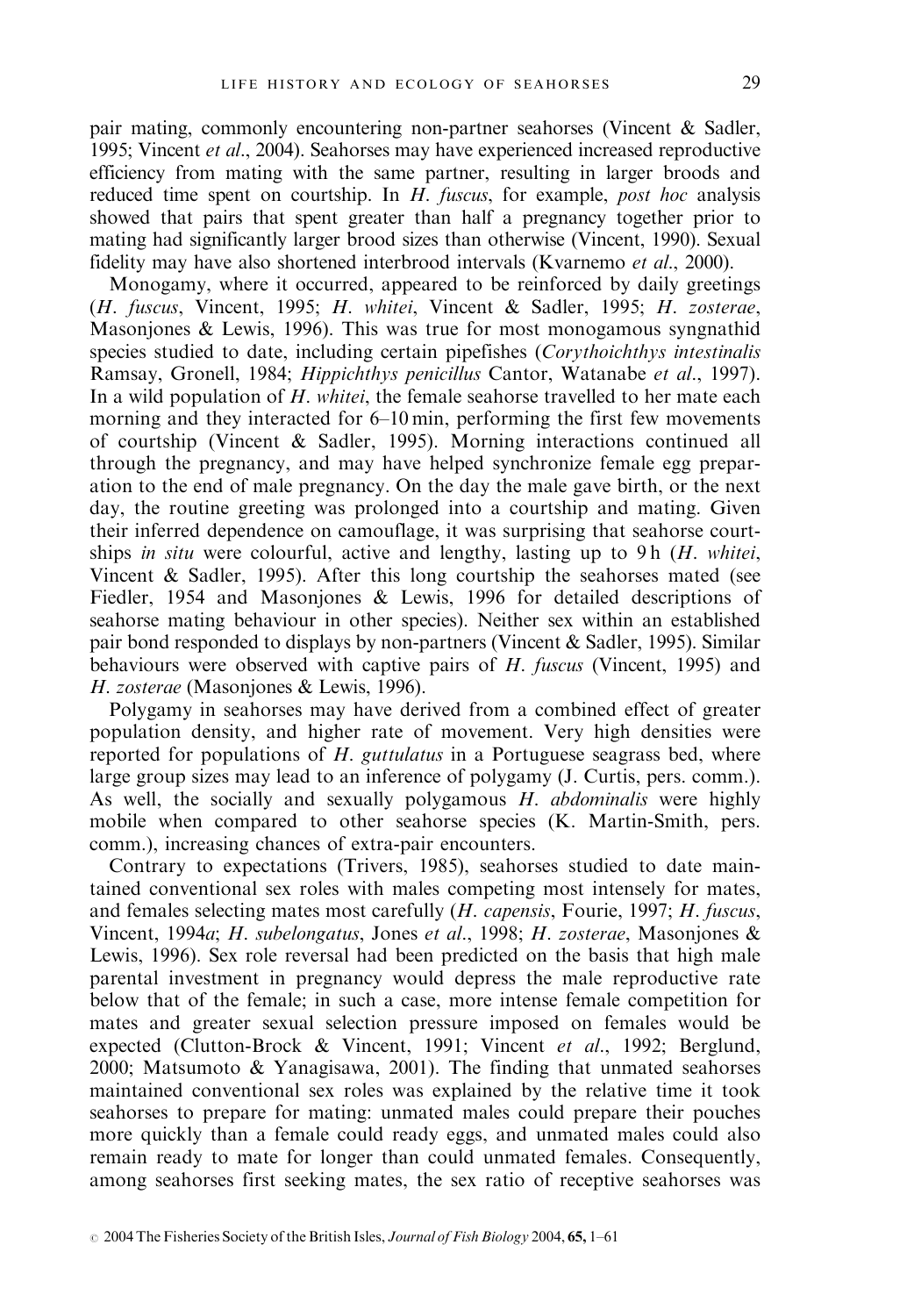pair mating, commonly encountering non-partner seahorses (Vincent & Sadler, 1995; Vincent *et al*., 2004). Seahorses may have experienced increased reproductive efficiency from mating with the same partner, resulting in larger broods and reduced time spent on courtship. In *H. fuscus*, for example, *post hoc* analysis showed that pairs that spent greater than half a pregnancy together prior to mating had significantly larger brood sizes than otherwise (Vincent, 1990). Sexual fidelity may have also shortened interbrood intervals (Kvarnemo *et al*., 2000).

Monogamy, where it occurred, appeared to be reinforced by daily greetings (*H. fuscus*, Vincent, 1995; *H. whitei*, Vincent & Sadler, 1995; *H. zosterae*, Masonjones & Lewis, 1996). This was true for most monogamous syngnathid species studied to date, including certain pipefishes (*Corythoichthys intestinalis* Ramsay, Gronell, 1984; *Hippichthys penicillus* Cantor, Watanabe *et al*., 1997). In a wild population of *H. whitei*, the female seahorse travelled to her mate each morning and they interacted for 6–10 min, performing the first few movements of courtship (Vincent & Sadler, 1995). Morning interactions continued all through the pregnancy, and may have helped synchronize female egg preparation to the end of male pregnancy. On the day the male gave birth, or the next day, the routine greeting was prolonged into a courtship and mating. Given their inferred dependence on camouflage, it was surprising that seahorse courtships *in situ* were colourful, active and lengthy, lasting up to 9 h (*H. whitei*, Vincent & Sadler, 1995). After this long courtship the seahorses mated (see Fiedler, 1954 and Masonjones & Lewis, 1996 for detailed descriptions of seahorse mating behaviour in other species). Neither sex within an established pair bond responded to displays by non-partners (Vincent & Sadler, 1995). Similar behaviours were observed with captive pairs of *H. fuscus* (Vincent, 1995) and *H. zosterae* (Masonjones & Lewis, 1996).

Polygamy in seahorses may have derived from a combined effect of greater population density, and higher rate of movement. Very high densities were reported for populations of *H. guttulatus* in a Portuguese seagrass bed, where large group sizes may lead to an inference of polygamy (J. Curtis, pers. comm.). As well, the socially and sexually polygamous *H. abdominalis* were highly mobile when compared to other seahorse species (K. Martin-Smith, pers. comm.), increasing chances of extra-pair encounters.

Contrary to expectations (Trivers, 1985), seahorses studied to date maintained conventional sex roles with males competing most intensely for mates, and females selecting mates most carefully (*H. capensis*, Fourie, 1997; *H. fuscus*, Vincent, 1994*a*; *H. subelongatus*, Jones *et al*., 1998; *H. zosterae*, Masonjones & Lewis, 1996). Sex role reversal had been predicted on the basis that high male parental investment in pregnancy would depress the male reproductive rate below that of the female; in such a case, more intense female competition for mates and greater sexual selection pressure imposed on females would be expected (Clutton-Brock & Vincent, 1991; Vincent *et al*., 1992; Berglund, 2000; Matsumoto & Yanagisawa, 2001). The finding that unmated seahorses maintained conventional sex roles was explained by the relative time it took seahorses to prepare for mating: unmated males could prepare their pouches more quickly than a female could ready eggs, and unmated males could also remain ready to mate for longer than could unmated females. Consequently, among seahorses first seeking mates, the sex ratio of receptive seahorses was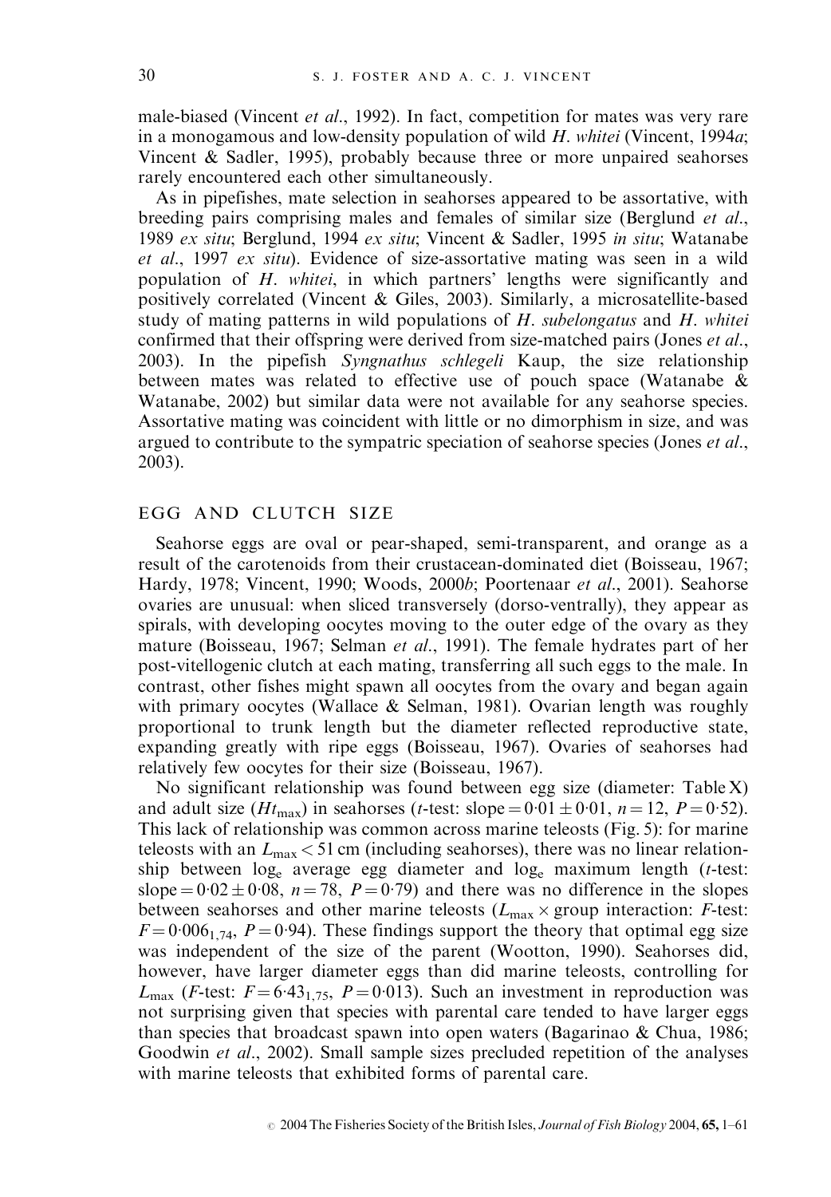male-biased (Vincent *et al*., 1992). In fact, competition for mates was very rare in a monogamous and low-density population of wild *H. whitei* (Vincent, 1994*a*; Vincent & Sadler, 1995), probably because three or more unpaired seahorses rarely encountered each other simultaneously.

As in pipefishes, mate selection in seahorses appeared to be assortative, with breeding pairs comprising males and females of similar size (Berglund *et al*., 1989 *ex situ*; Berglund, 1994 *ex situ*; Vincent & Sadler, 1995 *in situ*; Watanabe *et al*., 1997 *ex situ*). Evidence of size-assortative mating was seen in a wild population of *H. whitei*, in which partners' lengths were significantly and positively correlated (Vincent & Giles, 2003). Similarly, a microsatellite-based study of mating patterns in wild populations of *H. subelongatus* and *H. whitei* confirmed that their offspring were derived from size-matched pairs (Jones *et al*., 2003). In the pipefish *Syngnathus schlegeli* Kaup, the size relationship between mates was related to effective use of pouch space (Watanabe & Watanabe, 2002) but similar data were not available for any seahorse species. Assortative mating was coincident with little or no dimorphism in size, and was argued to contribute to the sympatric speciation of seahorse species (Jones *et al*., 2003).

## EGG AND CLUTCH SIZE

Seahorse eggs are oval or pear-shaped, semi-transparent, and orange as a result of the carotenoids from their crustacean-dominated diet (Boisseau, 1967; Hardy, 1978; Vincent, 1990; Woods, 2000*b*; Poortenaar *et al*., 2001). Seahorse ovaries are unusual: when sliced transversely (dorso-ventrally), they appear as spirals, with developing oocytes moving to the outer edge of the ovary as they mature (Boisseau, 1967; Selman *et al*., 1991). The female hydrates part of her post-vitellogenic clutch at each mating, transferring all such eggs to the male. In contrast, other fishes might spawn all oocytes from the ovary and began again with primary oocytes (Wallace & Selman, 1981). Ovarian length was roughly proportional to trunk length but the diameter reflected reproductive state, expanding greatly with ripe eggs (Boisseau, 1967). Ovaries of seahorses had relatively few oocytes for their size (Boisseau, 1967).

No significant relationship was found between egg size (diameter: Table X) and adult size ($Ht_{max}$) in seahorses (*t*-test: slope $= 0.01 \pm 0.01$, $n = 12$, $P = 0.52$). This lack of relationship was common across marine teleosts (Fig. 5): for marine teleosts with an $L_{max} < 51$ cm (including seahorses), there was no linear relationship between $\log_e$ average egg diameter and $\log_e$ maximum length (*t*-test: slope $= 0.02 \pm 0.08$, $n = 78$, $P = 0.79$) and there was no difference in the slopes between seahorses and other marine teleosts ($L_{max} \times$ group interaction: *F*-test: $F = 0.006_{1,74}$, $P = 0.94$). These findings support the theory that optimal egg size was independent of the size of the parent (Wootton, 1990). Seahorses did, however, have larger diameter eggs than did marine teleosts, controlling for $L_{max}$ (*F*-test: $F = 6.43_{1,75}$, $P = 0.013$). Such an investment in reproduction was not surprising given that species with parental care tended to have larger eggs than species that broadcast spawn into open waters (Bagarinao & Chua, 1986; Goodwin *et al*., 2002). Small sample sizes precluded repetition of the analyses with marine teleosts that exhibited forms of parental care.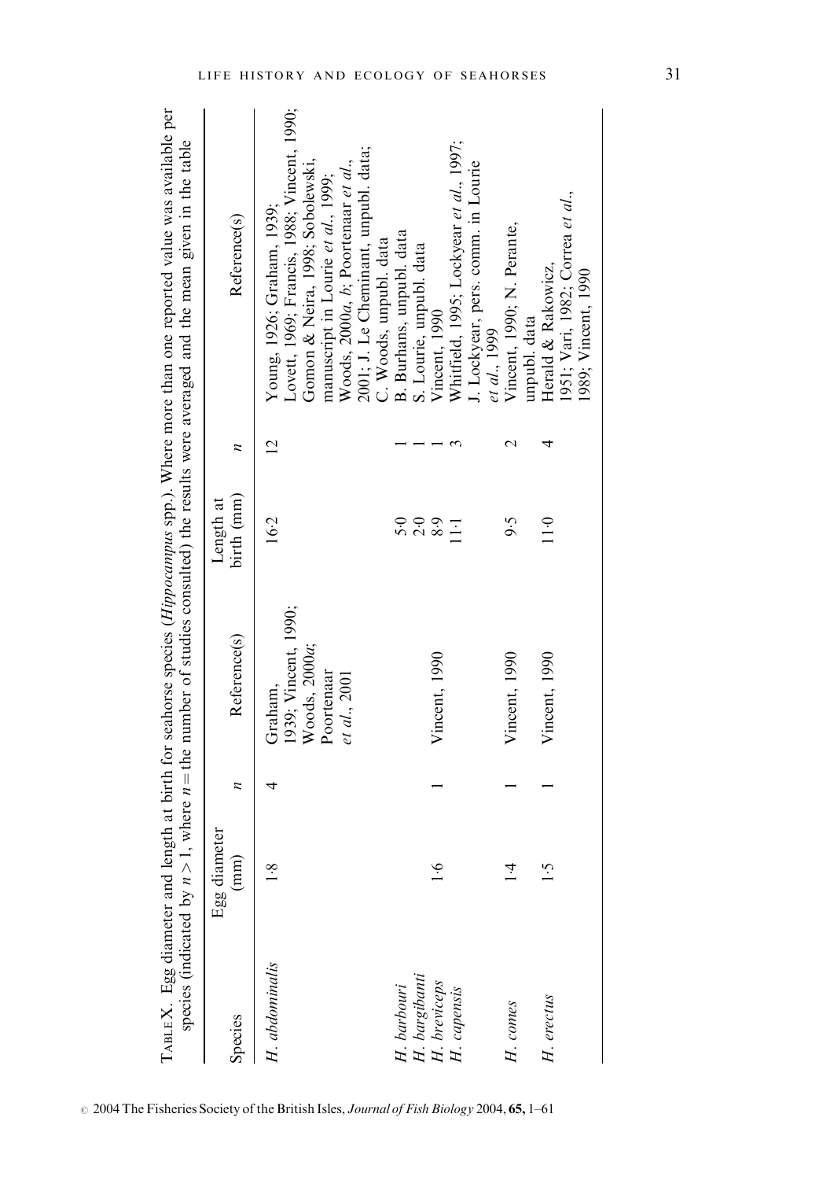TABLE X. Egg diameter and length at birth for seahorse species (*Hippocampus* spp.). Where more than one reported value was available per species (indicated by $n > 1$, where $n$ = the number of studies consulted) the results were averaged and the mean given in the table

| Species | Egg diameter (mm) | $n$ | Reference(s) | Length at birth (mm) | $n$ | Reference(s) |
|---|---|---|---|---|---|---|
| *H. abdominalis* | 1·8 | 4 | Graham, 1939; Vincent, 1990; Woods, 2000*a*; Poortenaar *et al.*, 2001 | 16·2 | 12 | Young, 1926; Graham, 1939; Lovett, 1969; Francis, 1988; Vincent, 1990; Gomon & Neira, 1998; Sobolewski, manuscript in Lourie *et al.*, 1999; Woods, 2000*a*, *b*; Poortenaar *et al.*, 2001; J. Le Cheminant, unpubl. data; C. Woods, unpubl. data |
| *H. barbouri* | | | | 5·0 | 1 | B. Burhans, unpubl. data |
| *H. bargibanti* | | | | 2·0 | 1 | S. Lourie, unpubl. data |
| *H. breviceps* | 1·6 | 1 | Vincent, 1990 | 8·9 | 1 | Vincent, 1990 |
| *H. capensis* | | | | 11·1 | 3 | Whitfield, 1995; Lockyear *et al.*, 1997; J. Lockyear, pers. comm. in Lourie *et al.*, 1999 |
| *H. comes* | 1·4 | 1 | Vincent, 1990 | 9·5 | 2 | Vincent, 1990; N. Perante, unpubl. data |
| *H. erectus* | 1·5 | 1 | Vincent, 1990 | 11·0 | 4 | Herald & Rakowicz, 1951; Vari, 1982; Correa *et al.*, 1989; Vincent, 1990 |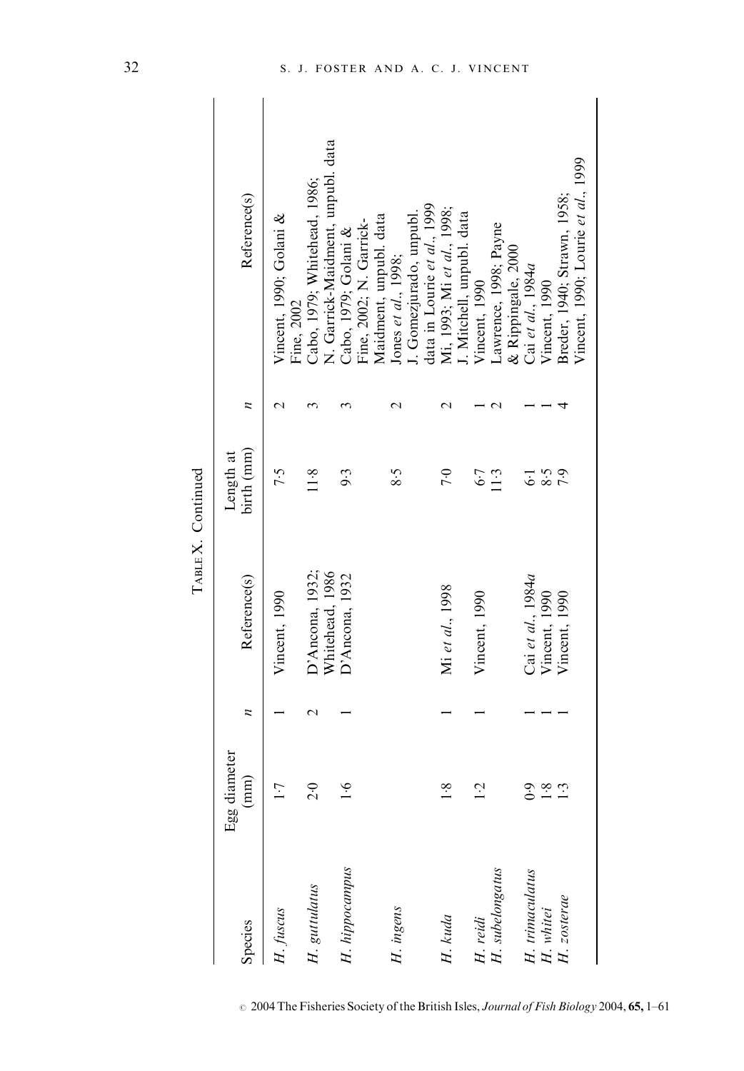TABLE X. Continued

| Species | Egg diameter (mm) | n | Reference(s) | Length at birth (mm) | n | Reference(s) |
|---|---|---|---|---|---|---|
| *H. fuscus* | 1·7 | 1 | Vincent, 1990 | 7·5 | 2 | Vincent, 1990; Golani & Fine, 2002 |
| *H. guttulatus* | 2·0 | 2 | D'Ancona, 1932; Whitehead, 1986 | 11·8 | 3 | Cabo, 1979; Whitehead, 1986; N. Garrick-Maidment, unpubl. data |
| *H. hippocampus* | 1·6 | 1 | D'Ancona, 1932 | 9·3 | 3 | Cabo, 1979; Golani & Fine, 2002; N. Garrick-Maidment, unpubl. data |
| *H. ingens* | | | | 8·5 | 2 | Jones *et al.*, 1998; J. Gomezjurado, unpubl. data in Lourie *et al.*, 1999 |
| *H. kuda* | 1·8 | 1 | Mi *et al.*, 1998 | 7·0 | 2 | Mi, 1993; Mi *et al.*, 1998; J. Mitchell, unpubl. data |
| *H. reidi* | 1·2 | 1 | Vincent, 1990 | 6·7 | 1 | Vincent, 1990 |
| *H. subelongatus* | | | | 11·3 | 2 | Lawrence, 1998; Payne & Rippingale, 2000 |
| *H. trimaculatus* | 0·9 | 1 | Cai *et al.*, 1984*a* | 6·1 | 1 | Cai *et al.*, 1984*a* |
| *H. whitei* | 1·8 | 1 | Vincent, 1990 | 8·5 | 1 | Vincent, 1990 |
| *H. zosterae* | 1·3 | 1 | Vincent, 1990 | 7·9 | 4 | Breder, 1940; Strawn, 1958; Vincent, 1990; Lourie *et al.*, 1999 |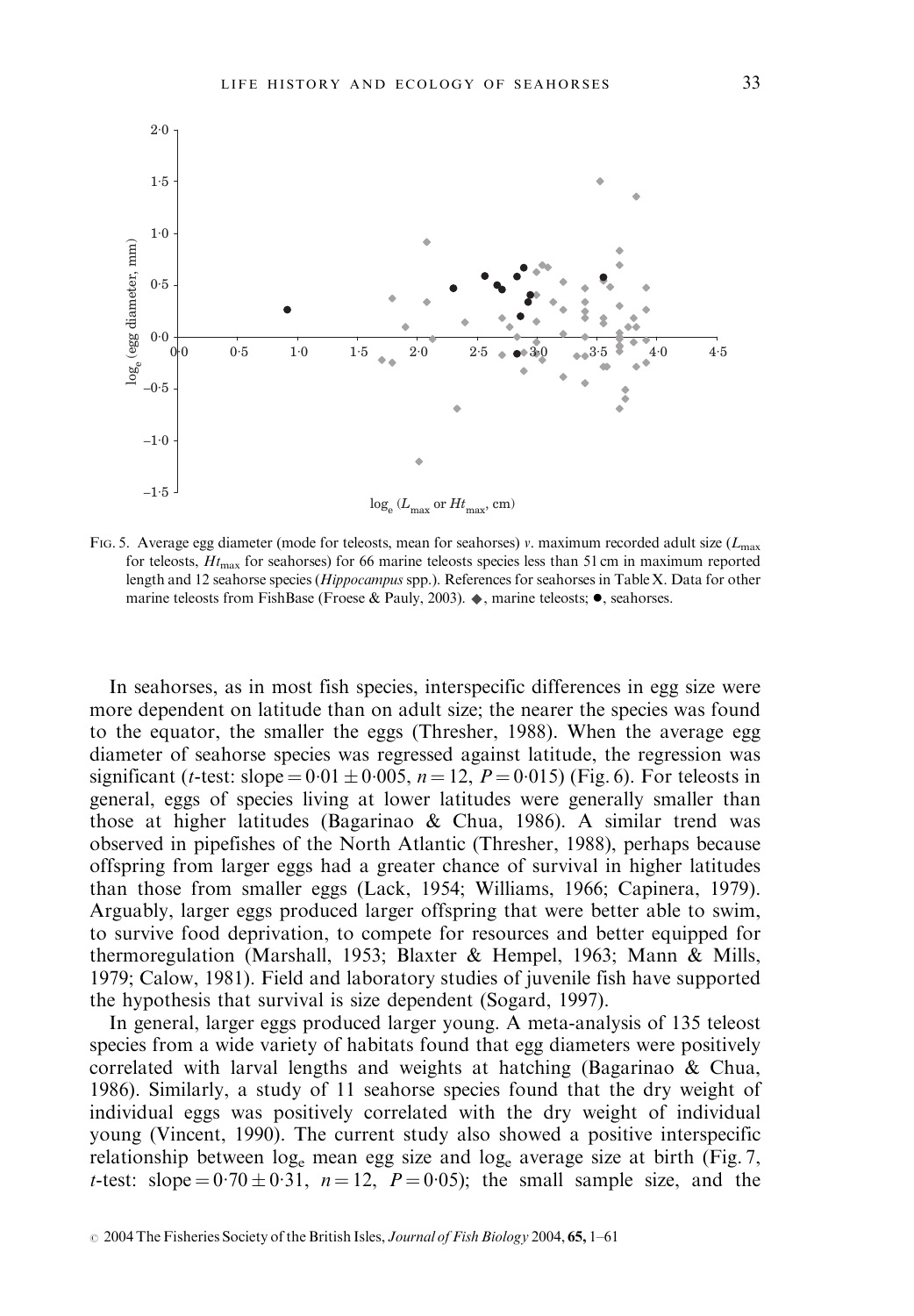FIG. 5. Average egg diameter (mode for teleosts, mean for seahorses) *v.* maximum recorded adult size ($L_{max}$ for teleosts, $Ht_{max}$ for seahorses) for 66 marine teleosts species less than 51 cm in maximum reported length and 12 seahorse species (*Hippocampus* spp.). References for seahorses in Table X. Data for other marine teleosts from FishBase (Froese & Pauly, 2003). ◆, marine teleosts; ●, seahorses.

In seahorses, as in most fish species, interspecific differences in egg size were more dependent on latitude than on adult size; the nearer the species was found to the equator, the smaller the eggs (Thresher, 1988). When the average egg diameter of seahorse species was regressed against latitude, the regression was significant (*t*-test: slope $= 0{\cdot}01 \pm 0{\cdot}005$, $n = 12$, $P = 0{\cdot}015$) (Fig. 6). For teleosts in general, eggs of species living at lower latitudes were generally smaller than those at higher latitudes (Bagarinao & Chua, 1986). A similar trend was observed in pipefishes of the North Atlantic (Thresher, 1988), perhaps because offspring from larger eggs had a greater chance of survival in higher latitudes than those from smaller eggs (Lack, 1954; Williams, 1966; Capinera, 1979). Arguably, larger eggs produced larger offspring that were better able to swim, to survive food deprivation, to compete for resources and better equipped for thermoregulation (Marshall, 1953; Blaxter & Hempel, 1963; Mann & Mills, 1979; Calow, 1981). Field and laboratory studies of juvenile fish have supported the hypothesis that survival is size dependent (Sogard, 1997).

In general, larger eggs produced larger young. A meta-analysis of 135 teleost species from a wide variety of habitats found that egg diameters were positively correlated with larval lengths and weights at hatching (Bagarinao & Chua, 1986). Similarly, a study of 11 seahorse species found that the dry weight of individual eggs was positively correlated with the dry weight of individual young (Vincent, 1990). The current study also showed a positive interspecific relationship between $\log_e$ mean egg size and $\log_e$ average size at birth (Fig. 7, *t*-test: slope $= 0{\cdot}70 \pm 0{\cdot}31$, $n = 12$, $P = 0{\cdot}05$); the small sample size, and the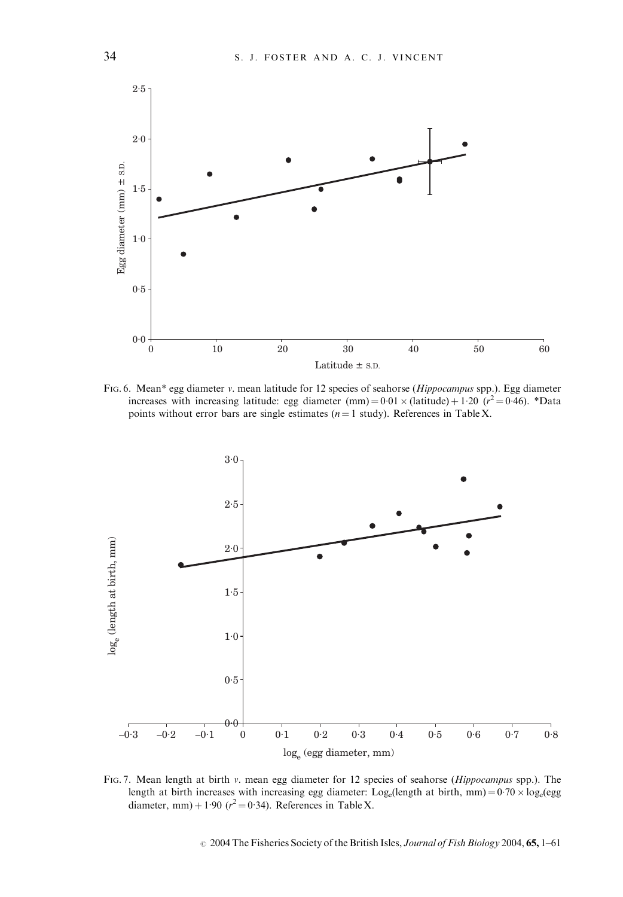FIG. 6. Mean* egg diameter *v.* mean latitude for 12 species of seahorse (*Hippocampus* spp.). Egg diameter increases with increasing latitude: egg diameter (mm) = 0·01 × (latitude) + 1·20 ($r^2 = 0·46$). *Data points without error bars are single estimates ($n = 1$ study). References in Table X.

FIG. 7. Mean length at birth *v.* mean egg diameter for 12 species of seahorse (*Hippocampus* spp.). The length at birth increases with increasing egg diameter: $\log_e$(length at birth, mm) = 0·70 × $\log_e$(egg diameter, mm) + 1·90 ($r^2 = 0·34$). References in Table X.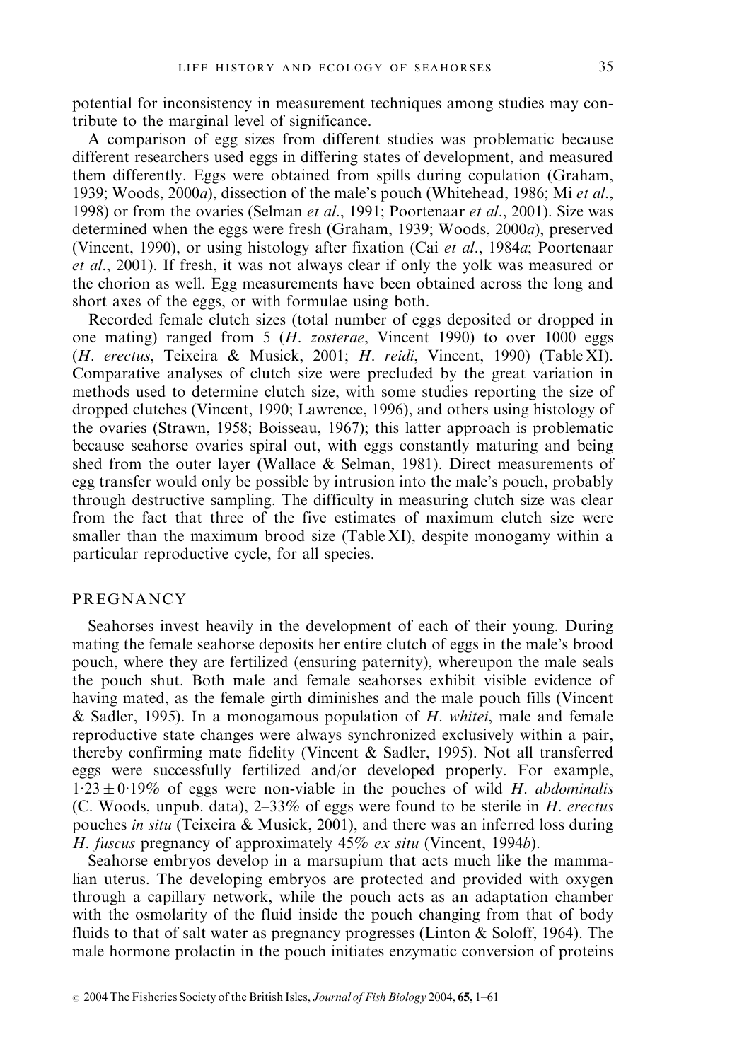potential for inconsistency in measurement techniques among studies may contribute to the marginal level of significance.

A comparison of egg sizes from different studies was problematic because different researchers used eggs in differing states of development, and measured them differently. Eggs were obtained from spills during copulation (Graham, 1939; Woods, 2000*a*), dissection of the male's pouch (Whitehead, 1986; Mi *et al*., 1998) or from the ovaries (Selman *et al*., 1991; Poortenaar *et al*., 2001). Size was determined when the eggs were fresh (Graham, 1939; Woods, 2000*a*), preserved (Vincent, 1990), or using histology after fixation (Cai *et al*., 1984*a*; Poortenaar *et al*., 2001). If fresh, it was not always clear if only the yolk was measured or the chorion as well. Egg measurements have been obtained across the long and short axes of the eggs, or with formulae using both.

Recorded female clutch sizes (total number of eggs deposited or dropped in one mating) ranged from 5 (*H. zosterae*, Vincent 1990) to over 1000 eggs (*H. erectus*, Teixeira & Musick, 2001; *H. reidi*, Vincent, 1990) (Table XI). Comparative analyses of clutch size were precluded by the great variation in methods used to determine clutch size, with some studies reporting the size of dropped clutches (Vincent, 1990; Lawrence, 1996), and others using histology of the ovaries (Strawn, 1958; Boisseau, 1967); this latter approach is problematic because seahorse ovaries spiral out, with eggs constantly maturing and being shed from the outer layer (Wallace & Selman, 1981). Direct measurements of egg transfer would only be possible by intrusion into the male's pouch, probably through destructive sampling. The difficulty in measuring clutch size was clear from the fact that three of the five estimates of maximum clutch size were smaller than the maximum brood size (Table XI), despite monogamy within a particular reproductive cycle, for all species.

## PREGNANCY

Seahorses invest heavily in the development of each of their young. During mating the female seahorse deposits her entire clutch of eggs in the male's brood pouch, where they are fertilized (ensuring paternity), whereupon the male seals the pouch shut. Both male and female seahorses exhibit visible evidence of having mated, as the female girth diminishes and the male pouch fills (Vincent & Sadler, 1995). In a monogamous population of *H. whitei*, male and female reproductive state changes were always synchronized exclusively within a pair, thereby confirming mate fidelity (Vincent & Sadler, 1995). Not all transferred eggs were successfully fertilized and/or developed properly. For example, $1{\cdot}23 \pm 0{\cdot}19\%$ of eggs were non-viable in the pouches of wild *H. abdominalis* (C. Woods, unpub. data), 2–33% of eggs were found to be sterile in *H. erectus* pouches *in situ* (Teixeira & Musick, 2001), and there was an inferred loss during *H. fuscus* pregnancy of approximately 45% *ex situ* (Vincent, 1994*b*).

Seahorse embryos develop in a marsupium that acts much like the mammalian uterus. The developing embryos are protected and provided with oxygen through a capillary network, while the pouch acts as an adaptation chamber with the osmolarity of the fluid inside the pouch changing from that of body fluids to that of salt water as pregnancy progresses (Linton & Soloff, 1964). The male hormone prolactin in the pouch initiates enzymatic conversion of proteins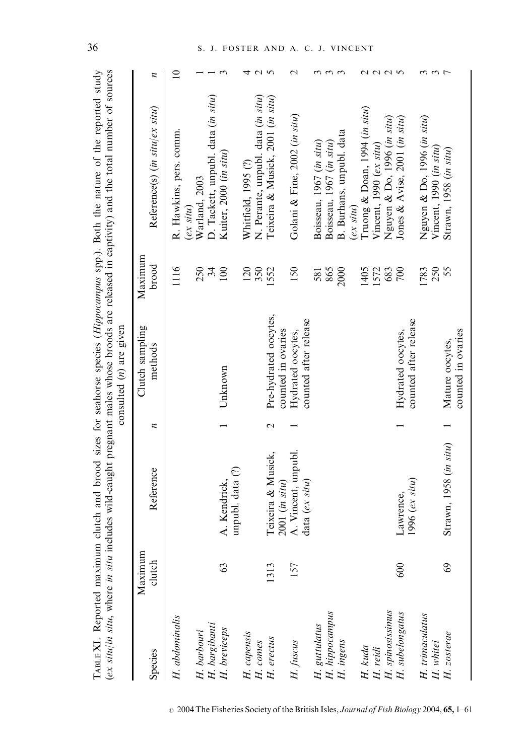TABLE XI. Reported maximum clutch and brood sizes for seahorse species (*Hippocampus* spp.). Both the nature of the reported study (*ex situ*/*in situ*, where *in situ* includes wild-caught pregnant males whose broods are released in captivity) and the total number of sources consulted (*n*) are given

| Species | Maximum clutch | Reference | *n* | Clutch sampling methods | Maximum brood | Reference(s) (*in situ*/*ex situ*) | *n* |
|---|---|---|---|---|---|---|---|
| *H. abdominalis* | | | | | 1116 | R. Hawkins, pers. comm. (*ex situ*) | 10 |
| *H. barbouri* | | | | | 250 | Warland, 2003 | 1 |
| *H. bargibanti* | | | | | 34 | D. Tackett, unpubl. data (*in situ*) | 1 |
| *H. breviceps* | 63 | A. Kendrick, unpubl. data (?) | 1 | Unknown | 100 | Kuiter, 2000 (*in situ*) | 3 |
| *H. capensis* | | | | | 120 | Whitfield, 1995 (?) | 4 |
| *H. comes* | | | | | 350 | N. Perante, unpubl. data (*in situ*) | 2 |
| *H. erectus* | 1313 | Teixeira & Musick, 2001 (*in situ*) | 2 | Pre-hydrated oocytes, counted in ovaries | 1552 | Teixeira & Musick, 2001 (*in situ*) | 5 |
| *H. fuscus* | 157 | A. Vincent, unpubl. data (*ex situ*) | 1 | Hydrated oocytes, counted after release | 150 | Golani & Fine, 2002 (*in situ*) | 2 |
| *H. guttulatus* | | | | | 581 | Boisseau, 1967 (*in situ*) | 3 |
| *H. hippocampus* | | | | | 865 | Boisseau, 1967 (*in situ*) | 3 |
| *H. ingens* | | | | | 2000 | B. Burhans, unpubl. data (*ex situ*) | 3 |
| *H. kuda* | | | | | 1405 | Truong & Doan, 1994 (*in situ*) | 2 |
| *H. reidi* | | | | | 1572 | Vincent, 1990 (*ex situ*) | 2 |
| *H. spinosissimus* | | | | | 683 | Nguyen & Do, 1996 (*in situ*) | 2 |
| *H. subelongatus* | 600 | Lawrence, 1996 (*ex situ*) | 1 | Hydrated oocytes, counted after release | 700 | Jones & Avise, 2001 (*in situ*) | 5 |
| *H. trimaculatus* | | | | | 1783 | Nguyen & Do, 1996 (*in situ*) | 3 |
| *H. whitei* | | | | | 250 | Vincent, 1990 (*in situ*) | 3 |
| *H. zosterae* | 69 | Strawn, 1958 (*in situ*) | 1 | Mature oocytes, counted in ovaries | 55 | Strawn, 1958 (*in situ*) | 7 |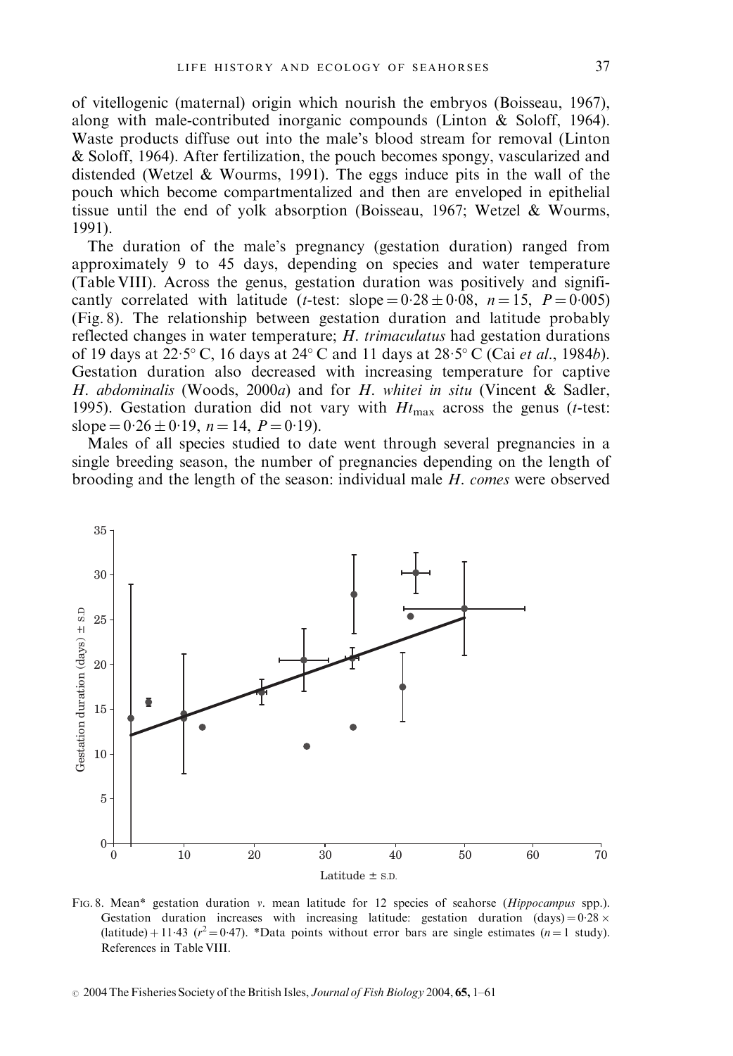of vitellogenic (maternal) origin which nourish the embryos (Boisseau, 1967), along with male-contributed inorganic compounds (Linton & Soloff, 1964). Waste products diffuse out into the male's blood stream for removal (Linton & Soloff, 1964). After fertilization, the pouch becomes spongy, vascularized and distended (Wetzel & Wourms, 1991). The eggs induce pits in the wall of the pouch which become compartmentalized and then are enveloped in epithelial tissue until the end of yolk absorption (Boisseau, 1967; Wetzel & Wourms, 1991).

The duration of the male's pregnancy (gestation duration) ranged from approximately 9 to 45 days, depending on species and water temperature (Table VIII). Across the genus, gestation duration was positively and significantly correlated with latitude (*t*-test: slope $= 0.28 \pm 0.08$, $n = 15$, $P = 0.005$) (Fig. 8). The relationship between gestation duration and latitude probably reflected changes in water temperature; *H. trimaculatus* had gestation durations of 19 days at 22·5° C, 16 days at 24° C and 11 days at 28·5° C (Cai *et al*., 1984*b*). Gestation duration also decreased with increasing temperature for captive *H. abdominalis* (Woods, 2000*a*) and for *H. whitei in situ* (Vincent & Sadler, 1995). Gestation duration did not vary with $Ht_{max}$ across the genus (*t*-test: slope $= 0.26 \pm 0.19$, $n = 14$, $P = 0.19$).

Males of all species studied to date went through several pregnancies in a single breeding season, the number of pregnancies depending on the length of brooding and the length of the season: individual male *H. comes* were observed

FIG. 8. Mean* gestation duration *v*. mean latitude for 12 species of seahorse (*Hippocampus* spp.). Gestation duration increases with increasing latitude: gestation duration (days) $= 0.28 \times$ (latitude) $+ 11.43$ ($r^2 = 0.47$). *Data points without error bars are single estimates ($n = 1$ study). References in Table VIII.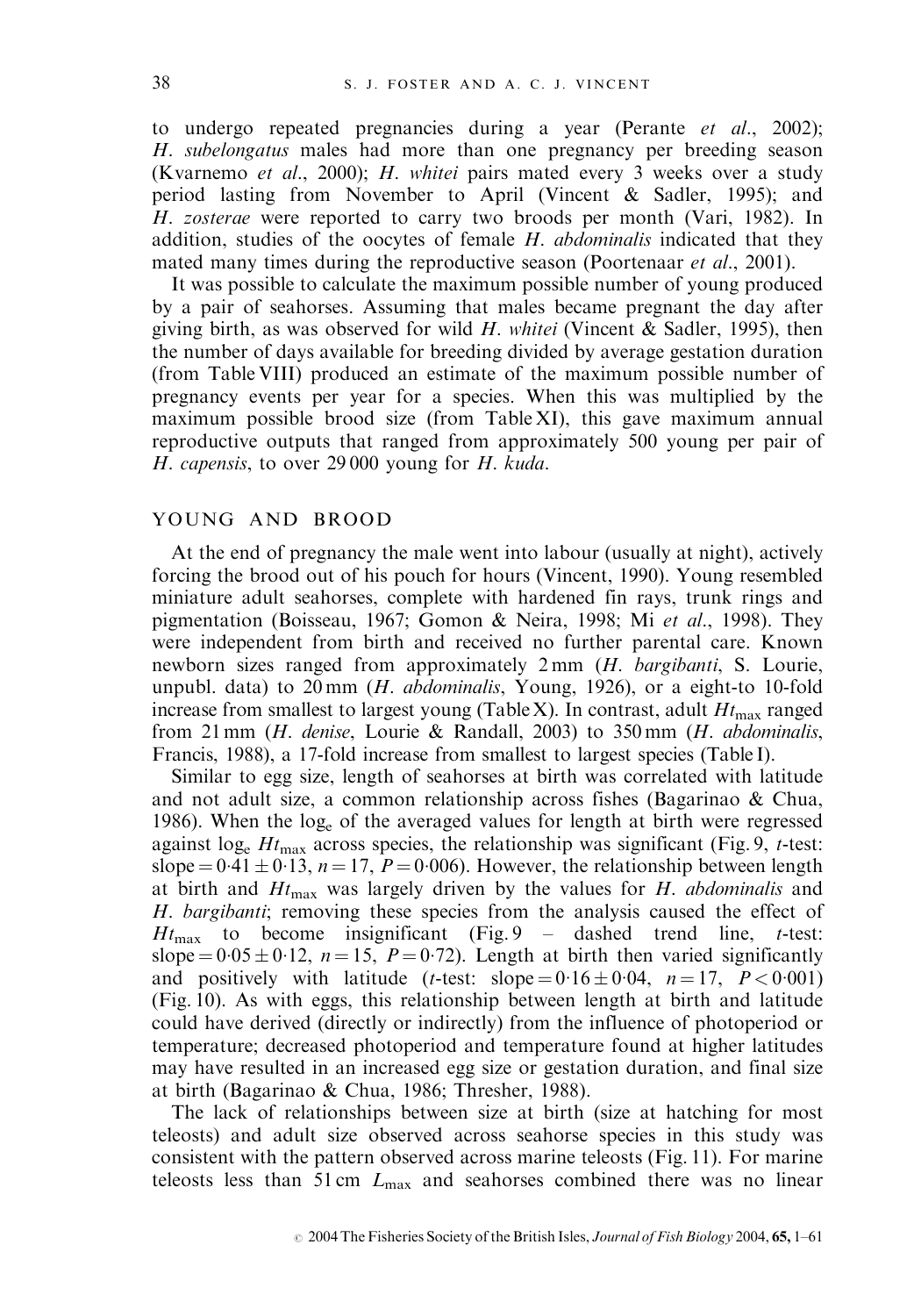to undergo repeated pregnancies during a year (Perante *et al*., 2002); *H. subelongatus* males had more than one pregnancy per breeding season (Kvarnemo *et al*., 2000); *H. whitei* pairs mated every 3 weeks over a study period lasting from November to April (Vincent & Sadler, 1995); and *H. zosterae* were reported to carry two broods per month (Vari, 1982). In addition, studies of the oocytes of female *H. abdominalis* indicated that they mated many times during the reproductive season (Poortenaar *et al*., 2001).

It was possible to calculate the maximum possible number of young produced by a pair of seahorses. Assuming that males became pregnant the day after giving birth, as was observed for wild *H. whitei* (Vincent & Sadler, 1995), then the number of days available for breeding divided by average gestation duration (from Table VIII) produced an estimate of the maximum possible number of pregnancy events per year for a species. When this was multiplied by the maximum possible brood size (from Table XI), this gave maximum annual reproductive outputs that ranged from approximately 500 young per pair of *H. capensis*, to over 29 000 young for *H. kuda*.

## YOUNG AND BROOD

At the end of pregnancy the male went into labour (usually at night), actively forcing the brood out of his pouch for hours (Vincent, 1990). Young resembled miniature adult seahorses, complete with hardened fin rays, trunk rings and pigmentation (Boisseau, 1967; Gomon & Neira, 1998; Mi *et al*., 1998). They were independent from birth and received no further parental care. Known newborn sizes ranged from approximately 2 mm (*H. bargibanti*, S. Lourie, unpubl. data) to 20 mm (*H. abdominalis*, Young, 1926), or a eight-to 10-fold increase from smallest to largest young (Table X). In contrast, adult $Ht_{max}$ ranged from 21 mm (*H. denise*, Lourie & Randall, 2003) to 350 mm (*H. abdominalis*, Francis, 1988), a 17-fold increase from smallest to largest species (Table I).

Similar to egg size, length of seahorses at birth was correlated with latitude and not adult size, a common relationship across fishes (Bagarinao & Chua, 1986). When the $\log_e$ of the averaged values for length at birth were regressed against $\log_e Ht_{max}$ across species, the relationship was significant (Fig. 9, *t*-test: slope $= 0{\cdot}41 \pm 0{\cdot}13$, $n = 17$, $P = 0{\cdot}006$). However, the relationship between length at birth and $Ht_{max}$ was largely driven by the values for *H. abdominalis* and *H. bargibanti*; removing these species from the analysis caused the effect of $Ht_{max}$ to become insignificant (Fig. 9 – dashed trend line, *t*-test: slope $= 0{\cdot}05 \pm 0{\cdot}12$, $n = 15$, $P = 0{\cdot}72$). Length at birth then varied significantly and positively with latitude (*t*-test: slope $= 0{\cdot}16 \pm 0{\cdot}04$, $n = 17$, $P < 0{\cdot}001$) (Fig. 10). As with eggs, this relationship between length at birth and latitude could have derived (directly or indirectly) from the influence of photoperiod or temperature; decreased photoperiod and temperature found at higher latitudes may have resulted in an increased egg size or gestation duration, and final size at birth (Bagarinao & Chua, 1986; Thresher, 1988).

The lack of relationships between size at birth (size at hatching for most teleosts) and adult size observed across seahorse species in this study was consistent with the pattern observed across marine teleosts (Fig. 11). For marine teleosts less than 51 cm $L_{max}$ and seahorses combined there was no linear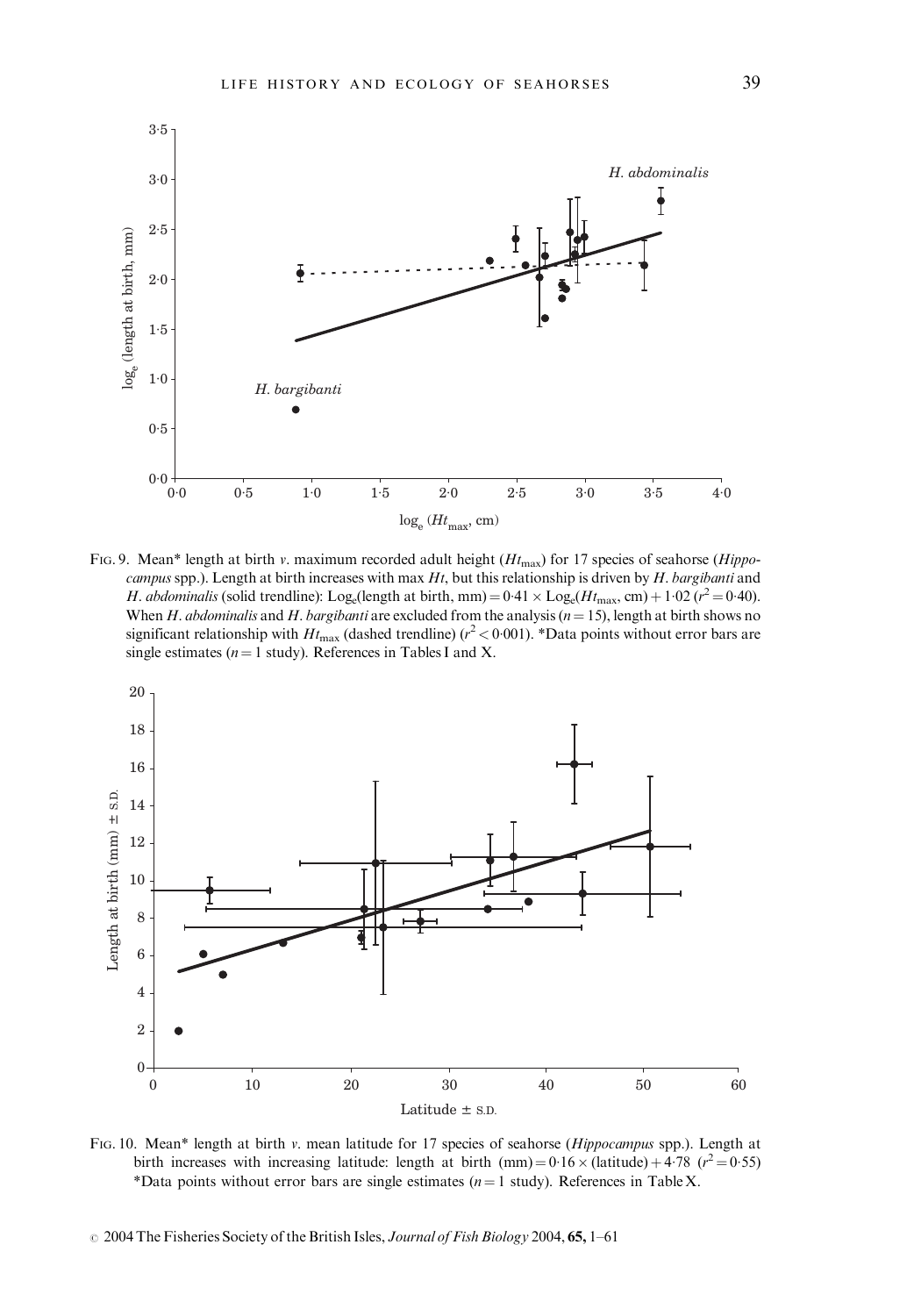FIG. 9. Mean* length at birth *v.* maximum recorded adult height ($Ht_{max}$) for 17 species of seahorse (*Hippocampus* spp.). Length at birth increases with max $Ht$, but this relationship is driven by *H. bargibanti* and *H. abdominalis* (solid trendline): $\text{Log}_e(\text{length at birth, mm}) = 0.41 \times \text{Log}_e(Ht_{max}, \text{cm}) + 1.02$ ($r^2 = 0.40$). When *H. abdominalis* and *H. bargibanti* are excluded from the analysis ($n = 15$), length at birth shows no significant relationship with $Ht_{max}$ (dashed trendline) ($r^2 < 0.001$). *Data points without error bars are single estimates ($n = 1$ study). References in Tables I and X.

FIG. 10. Mean* length at birth *v.* mean latitude for 17 species of seahorse (*Hippocampus* spp.). Length at birth increases with increasing latitude: length at birth (mm) $= 0.16 \times (\text{latitude}) + 4.78$ ($r^2 = 0.55$) *Data points without error bars are single estimates ($n = 1$ study). References in Table X.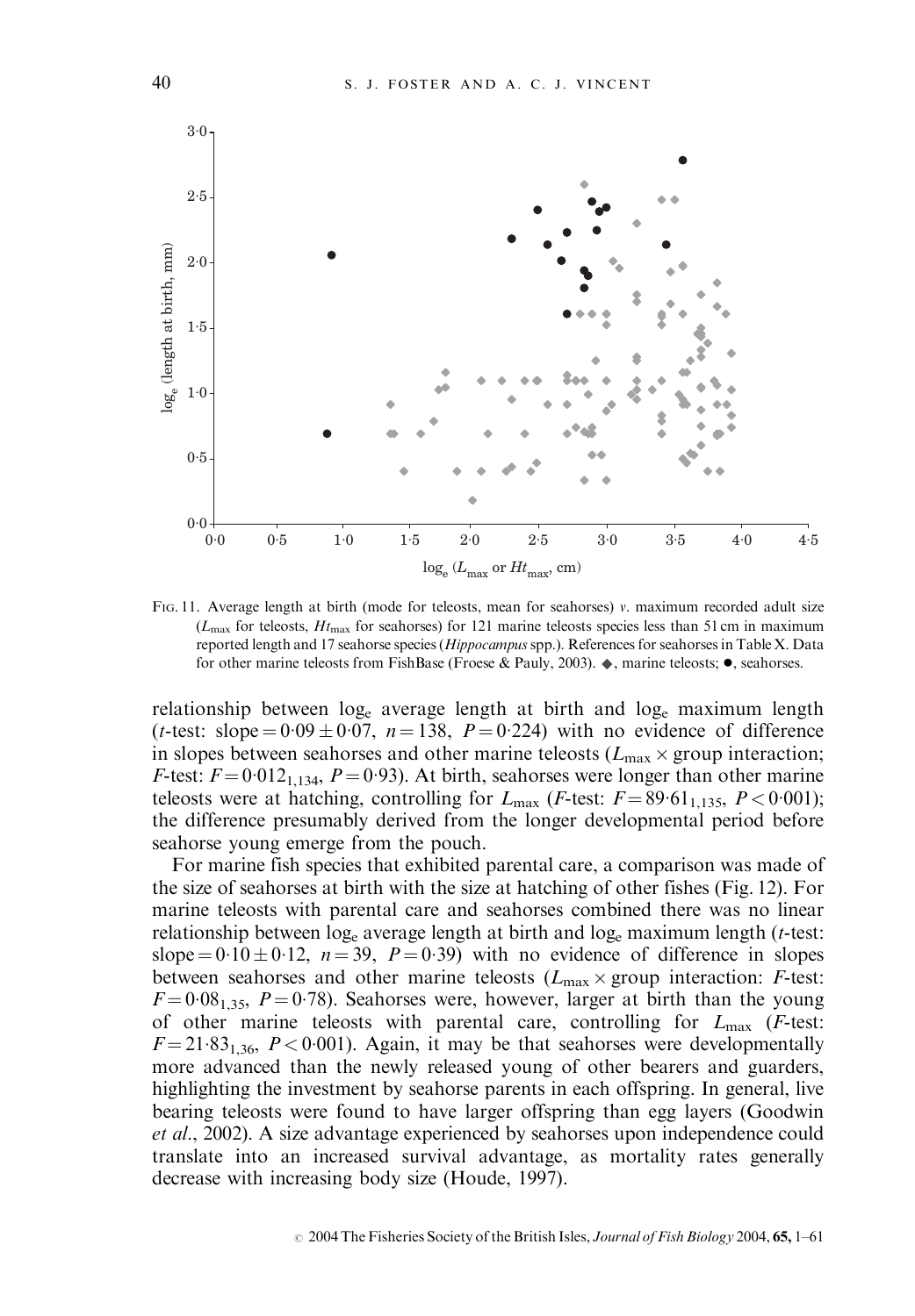FIG. 11. Average length at birth (mode for teleosts, mean for seahorses) v. maximum recorded adult size ($L_{max}$ for teleosts, $Ht_{max}$ for seahorses) for 121 marine teleosts species less than 51 cm in maximum reported length and 17 seahorse species (*Hippocampus* spp.). References for seahorses in Table X. Data for other marine teleosts from FishBase (Froese & Pauly, 2003). ◆, marine teleosts; ●, seahorses.

relationship between $\log_e$ average length at birth and $\log_e$ maximum length (*t*-test: slope $= 0{\cdot}09 \pm 0{\cdot}07$, $n = 138$, $P = 0{\cdot}224$) with no evidence of difference in slopes between seahorses and other marine teleosts ($L_{max} \times$ group interaction; *F*-test: $F = 0{\cdot}012_{1,134}$, $P = 0{\cdot}93$). At birth, seahorses were longer than other marine teleosts were at hatching, controlling for $L_{max}$ (*F*-test: $F = 89{\cdot}61_{1,135}$, $P < 0{\cdot}001$); the difference presumably derived from the longer developmental period before seahorse young emerge from the pouch.

For marine fish species that exhibited parental care, a comparison was made of the size of seahorses at birth with the size at hatching of other fishes (Fig. 12). For marine teleosts with parental care and seahorses combined there was no linear relationship between $\log_e$ average length at birth and $\log_e$ maximum length (*t*-test: slope $= 0{\cdot}10 \pm 0{\cdot}12$, $n = 39$, $P = 0{\cdot}39$) with no evidence of difference in slopes between seahorses and other marine teleosts ($L_{max} \times$ group interaction: *F*-test: $F = 0{\cdot}08_{1,35}$, $P = 0{\cdot}78$). Seahorses were, however, larger at birth than the young of other marine teleosts with parental care, controlling for $L_{max}$ (*F*-test: $F = 21{\cdot}83_{1,36}$, $P < 0{\cdot}001$). Again, it may be that seahorses were developmentally more advanced than the newly released young of other bearers and guarders, highlighting the investment by seahorse parents in each offspring. In general, live bearing teleosts were found to have larger offspring than egg layers (Goodwin *et al.*, 2002). A size advantage experienced by seahorses upon independence could translate into an increased survival advantage, as mortality rates generally decrease with increasing body size (Houde, 1997).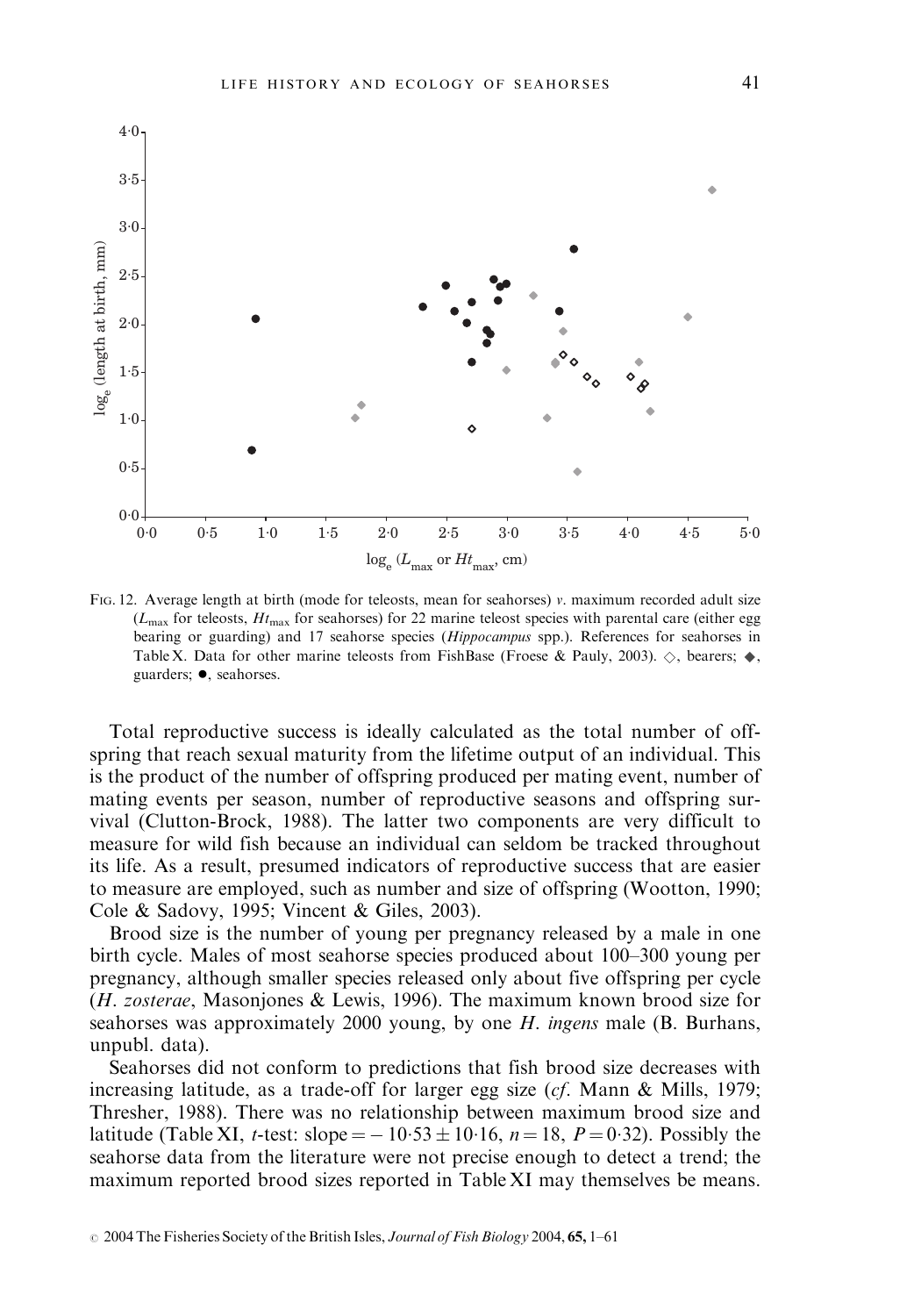FIG. 12. Average length at birth (mode for teleosts, mean for seahorses) *v*. maximum recorded adult size ($L_{max}$ for teleosts, $Ht_{max}$ for seahorses) for 22 marine teleost species with parental care (either egg bearing or guarding) and 17 seahorse species (*Hippocampus* spp.). References for seahorses in Table X. Data for other marine teleosts from FishBase (Froese & Pauly, 2003). ◇, bearers; ◆, guarders; ●, seahorses.

Total reproductive success is ideally calculated as the total number of offspring that reach sexual maturity from the lifetime output of an individual. This is the product of the number of offspring produced per mating event, number of mating events per season, number of reproductive seasons and offspring survival (Clutton-Brock, 1988). The latter two components are very difficult to measure for wild fish because an individual can seldom be tracked throughout its life. As a result, presumed indicators of reproductive success that are easier to measure are employed, such as number and size of offspring (Wootton, 1990; Cole & Sadovy, 1995; Vincent & Giles, 2003).

Brood size is the number of young per pregnancy released by a male in one birth cycle. Males of most seahorse species produced about 100–300 young per pregnancy, although smaller species released only about five offspring per cycle (*H. zosterae*, Masonjones & Lewis, 1996). The maximum known brood size for seahorses was approximately 2000 young, by one *H. ingens* male (B. Burhans, unpubl. data).

Seahorses did not conform to predictions that fish brood size decreases with increasing latitude, as a trade-off for larger egg size (*cf*. Mann & Mills, 1979; Thresher, 1988). There was no relationship between maximum brood size and latitude (Table XI, *t*-test: slope $= -10{\cdot}53 \pm 10{\cdot}16$, $n = 18$, $P = 0{\cdot}32$). Possibly the seahorse data from the literature were not precise enough to detect a trend; the maximum reported brood sizes reported in Table XI may themselves be means.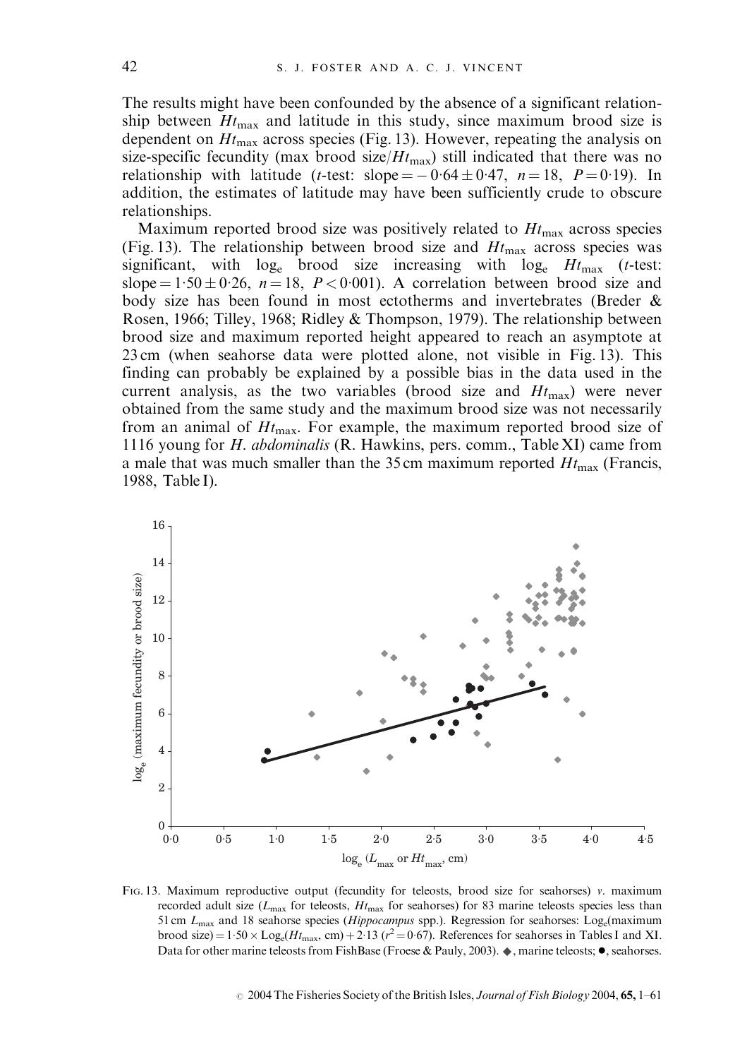The results might have been confounded by the absence of a significant relationship between $Ht_{max}$ and latitude in this study, since maximum brood size is dependent on $Ht_{max}$ across species (Fig. 13). However, repeating the analysis on size-specific fecundity (max brood size/$Ht_{max}$) still indicated that there was no relationship with latitude (*t*-test: slope $= -0{\cdot}64 \pm 0{\cdot}47$, $n = 18$, $P = 0{\cdot}19$). In addition, the estimates of latitude may have been sufficiently crude to obscure relationships.

Maximum reported brood size was positively related to $Ht_{max}$ across species (Fig. 13). The relationship between brood size and $Ht_{max}$ across species was significant, with $\log_e$ brood size increasing with $\log_e$ $Ht_{max}$ (*t*-test: slope $= 1{\cdot}50 \pm 0{\cdot}26$, $n = 18$, $P < 0{\cdot}001$). A correlation between brood size and body size has been found in most ectotherms and invertebrates (Breder & Rosen, 1966; Tilley, 1968; Ridley & Thompson, 1979). The relationship between brood size and maximum reported height appeared to reach an asymptote at 23 cm (when seahorse data were plotted alone, not visible in Fig. 13). This finding can probably be explained by a possible bias in the data used in the current analysis, as the two variables (brood size and $Ht_{max}$) were never obtained from the same study and the maximum brood size was not necessarily from an animal of $Ht_{max}$. For example, the maximum reported brood size of 1116 young for *H. abdominalis* (R. Hawkins, pers. comm., Table XI) came from a male that was much smaller than the 35 cm maximum reported $Ht_{max}$ (Francis, 1988, Table I).

Fig. 13. Maximum reproductive output (fecundity for teleosts, brood size for seahorses) *v.* maximum recorded adult size ($L_{max}$ for teleosts, $Ht_{max}$ for seahorses) for 83 marine teleosts species less than 51 cm $L_{max}$ and 18 seahorse species (*Hippocampus* spp.). Regression for seahorses: $\text{Log}_e(\text{maximum brood size}) = 1{\cdot}50 \times \text{Log}_e(Ht_{max}, \text{cm}) + 2{\cdot}13$ ($r^2 = 0{\cdot}67$). References for seahorses in Tables I and XI. Data for other marine teleosts from FishBase (Froese & Pauly, 2003). ◆, marine teleosts; ●, seahorses.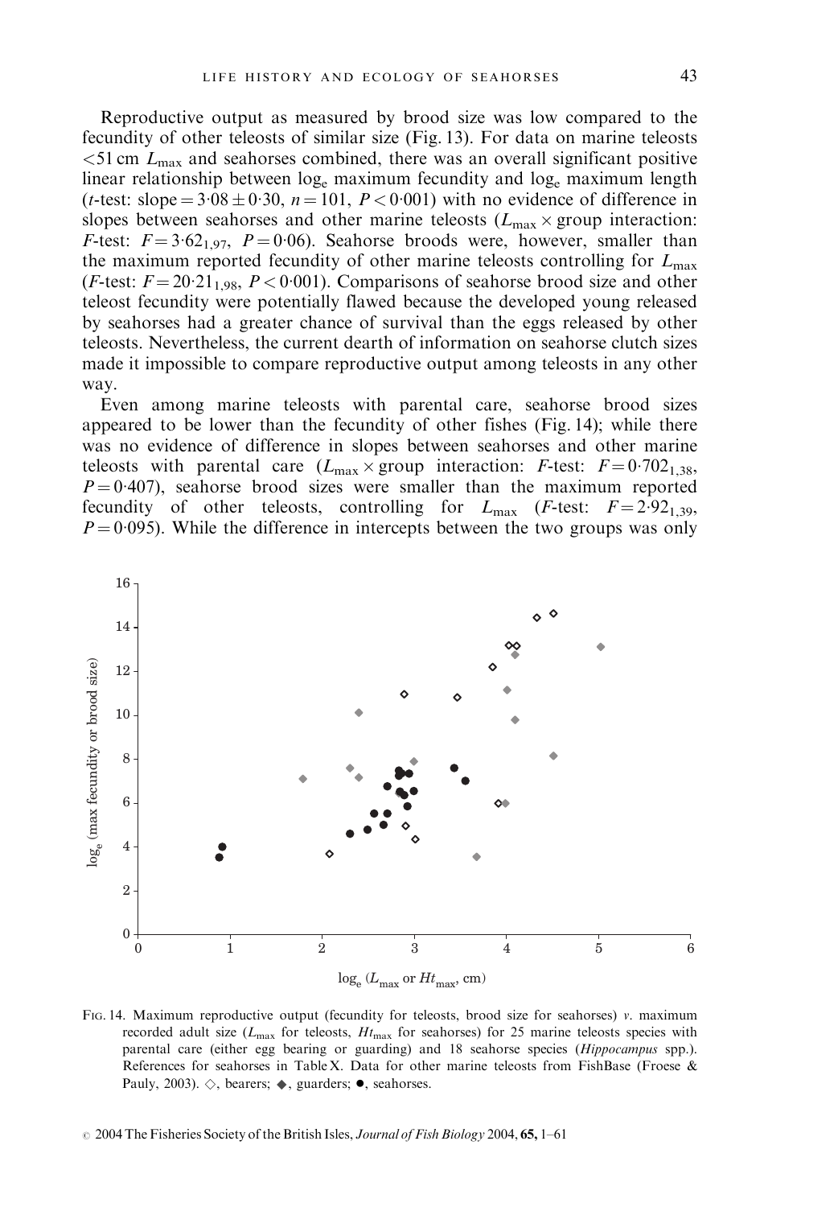Reproductive output as measured by brood size was low compared to the fecundity of other teleosts of similar size (Fig. 13). For data on marine teleosts $<51$ cm $L_{max}$ and seahorses combined, there was an overall significant positive linear relationship between $\log_e$ maximum fecundity and $\log_e$ maximum length (*t*-test: slope $= 3{\cdot}08 \pm 0{\cdot}30$, $n = 101$, $P < 0{\cdot}001$) with no evidence of difference in slopes between seahorses and other marine teleosts ($L_{max} \times$ group interaction: *F*-test: $F = 3{\cdot}62_{1,97}$, $P = 0{\cdot}06$). Seahorse broods were, however, smaller than the maximum reported fecundity of other marine teleosts controlling for $L_{max}$ (*F*-test: $F = 20{\cdot}21_{1,98}$, $P < 0{\cdot}001$). Comparisons of seahorse brood size and other teleost fecundity were potentially flawed because the developed young released by seahorses had a greater chance of survival than the eggs released by other teleosts. Nevertheless, the current dearth of information on seahorse clutch sizes made it impossible to compare reproductive output among teleosts in any other way.

Even among marine teleosts with parental care, seahorse brood sizes appeared to be lower than the fecundity of other fishes (Fig. 14); while there was no evidence of difference in slopes between seahorses and other marine teleosts with parental care ($L_{max} \times$ group interaction: *F*-test: $F = 0{\cdot}702_{1,38}$, $P = 0{\cdot}407$), seahorse brood sizes were smaller than the maximum reported fecundity of other teleosts, controlling for $L_{max}$ (*F*-test: $F = 2{\cdot}92_{1,39}$, $P = 0{\cdot}095$). While the difference in intercepts between the two groups was only

FIG. 14. Maximum reproductive output (fecundity for teleosts, brood size for seahorses) *v.* maximum recorded adult size ($L_{max}$ for teleosts, $Ht_{max}$ for seahorses) for 25 marine teleosts species with parental care (either egg bearing or guarding) and 18 seahorse species (*Hippocampus* spp.). References for seahorses in Table X. Data for other marine teleosts from FishBase (Froese & Pauly, 2003). ◇, bearers; ◆, guarders; ●, seahorses.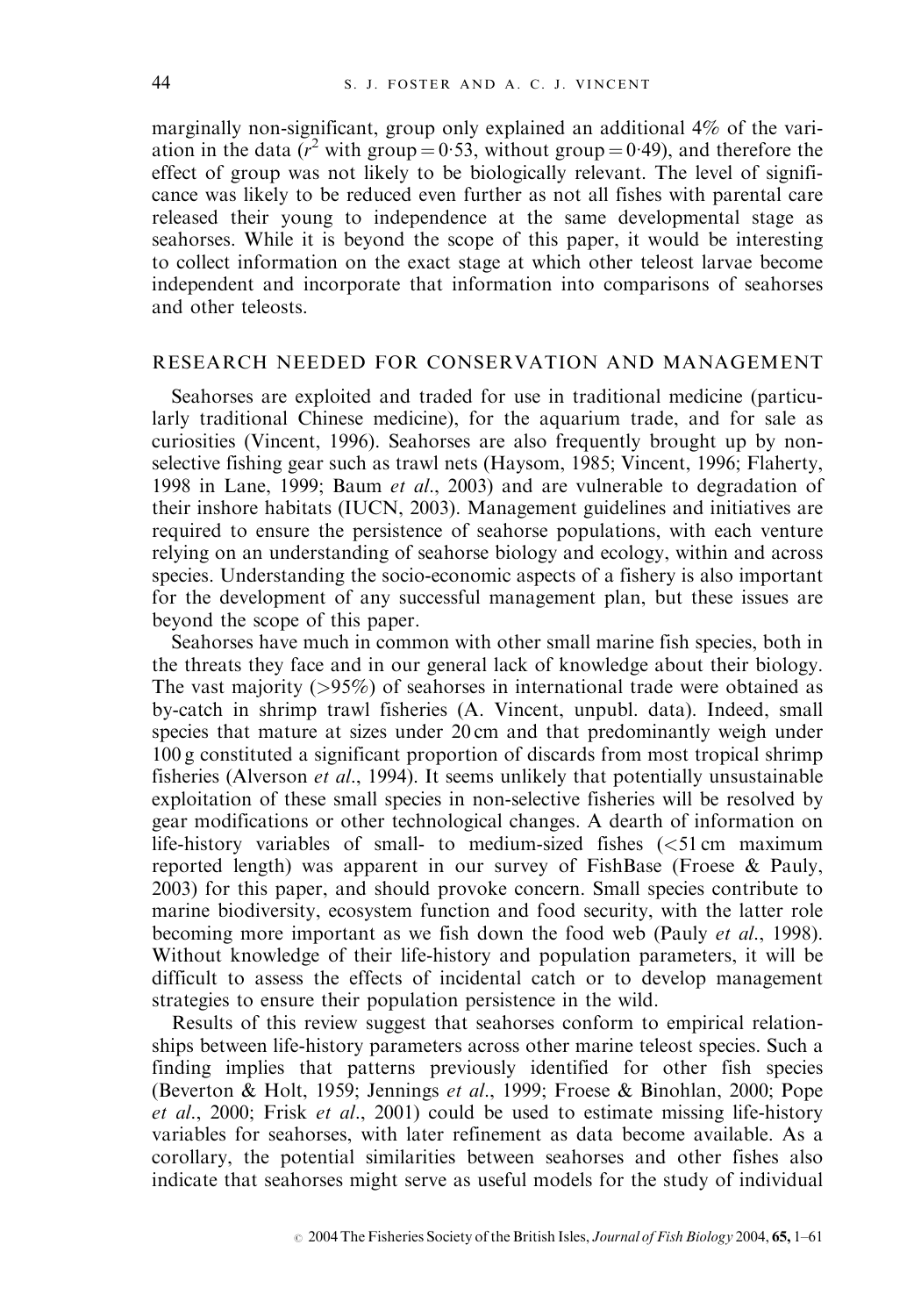marginally non-significant, group only explained an additional 4% of the variation in the data ($r^2$ with group = 0·53, without group = 0·49), and therefore the effect of group was not likely to be biologically relevant. The level of significance was likely to be reduced even further as not all fishes with parental care released their young to independence at the same developmental stage as seahorses. While it is beyond the scope of this paper, it would be interesting to collect information on the exact stage at which other teleost larvae become independent and incorporate that information into comparisons of seahorses and other teleosts.

## RESEARCH NEEDED FOR CONSERVATION AND MANAGEMENT

Seahorses are exploited and traded for use in traditional medicine (particularly traditional Chinese medicine), for the aquarium trade, and for sale as curiosities (Vincent, 1996). Seahorses are also frequently brought up by non-selective fishing gear such as trawl nets (Haysom, 1985; Vincent, 1996; Flaherty, 1998 in Lane, 1999; Baum *et al*., 2003) and are vulnerable to degradation of their inshore habitats (IUCN, 2003). Management guidelines and initiatives are required to ensure the persistence of seahorse populations, with each venture relying on an understanding of seahorse biology and ecology, within and across species. Understanding the socio-economic aspects of a fishery is also important for the development of any successful management plan, but these issues are beyond the scope of this paper.

Seahorses have much in common with other small marine fish species, both in the threats they face and in our general lack of knowledge about their biology. The vast majority (>95%) of seahorses in international trade were obtained as by-catch in shrimp trawl fisheries (A. Vincent, unpubl. data). Indeed, small species that mature at sizes under 20 cm and that predominantly weigh under 100 g constituted a significant proportion of discards from most tropical shrimp fisheries (Alverson *et al*., 1994). It seems unlikely that potentially unsustainable exploitation of these small species in non-selective fisheries will be resolved by gear modifications or other technological changes. A dearth of information on life-history variables of small- to medium-sized fishes (<51 cm maximum reported length) was apparent in our survey of FishBase (Froese & Pauly, 2003) for this paper, and should provoke concern. Small species contribute to marine biodiversity, ecosystem function and food security, with the latter role becoming more important as we fish down the food web (Pauly *et al*., 1998). Without knowledge of their life-history and population parameters, it will be difficult to assess the effects of incidental catch or to develop management strategies to ensure their population persistence in the wild.

Results of this review suggest that seahorses conform to empirical relationships between life-history parameters across other marine teleost species. Such a finding implies that patterns previously identified for other fish species (Beverton & Holt, 1959; Jennings *et al*., 1999; Froese & Binohlan, 2000; Pope *et al*., 2000; Frisk *et al*., 2001) could be used to estimate missing life-history variables for seahorses, with later refinement as data become available. As a corollary, the potential similarities between seahorses and other fishes also indicate that seahorses might serve as useful models for the study of individual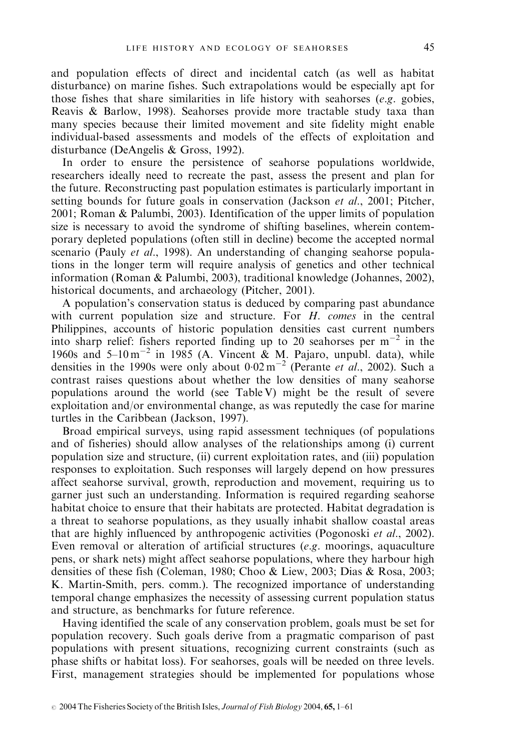and population effects of direct and incidental catch (as well as habitat disturbance) on marine fishes. Such extrapolations would be especially apt for those fishes that share similarities in life history with seahorses (*e.g.* gobies, Reavis & Barlow, 1998). Seahorses provide more tractable study taxa than many species because their limited movement and site fidelity might enable individual-based assessments and models of the effects of exploitation and disturbance (DeAngelis & Gross, 1992).

In order to ensure the persistence of seahorse populations worldwide, researchers ideally need to recreate the past, assess the present and plan for the future. Reconstructing past population estimates is particularly important in setting bounds for future goals in conservation (Jackson *et al.*, 2001; Pitcher, 2001; Roman & Palumbi, 2003). Identification of the upper limits of population size is necessary to avoid the syndrome of shifting baselines, wherein contemporary depleted populations (often still in decline) become the accepted normal scenario (Pauly *et al.*, 1998). An understanding of changing seahorse populations in the longer term will require analysis of genetics and other technical information (Roman & Palumbi, 2003), traditional knowledge (Johannes, 2002), historical documents, and archaeology (Pitcher, 2001).

A population's conservation status is deduced by comparing past abundance with current population size and structure. For *H. comes* in the central Philippines, accounts of historic population densities cast current numbers into sharp relief: fishers reported finding up to 20 seahorses per $m^{-2}$ in the 1960s and 5–10 $m^{-2}$ in 1985 (A. Vincent & M. Pajaro, unpubl. data), while densities in the 1990s were only about 0·02 $m^{-2}$ (Perante *et al.*, 2002). Such a contrast raises questions about whether the low densities of many seahorse populations around the world (see Table V) might be the result of severe exploitation and/or environmental change, as was reputedly the case for marine turtles in the Caribbean (Jackson, 1997).

Broad empirical surveys, using rapid assessment techniques (of populations and of fisheries) should allow analyses of the relationships among (i) current population size and structure, (ii) current exploitation rates, and (iii) population responses to exploitation. Such responses will largely depend on how pressures affect seahorse survival, growth, reproduction and movement, requiring us to garner just such an understanding. Information is required regarding seahorse habitat choice to ensure that their habitats are protected. Habitat degradation is a threat to seahorse populations, as they usually inhabit shallow coastal areas that are highly influenced by anthropogenic activities (Pogonoski *et al.*, 2002). Even removal or alteration of artificial structures (*e.g.* moorings, aquaculture pens, or shark nets) might affect seahorse populations, where they harbour high densities of these fish (Coleman, 1980; Choo & Liew, 2003; Dias & Rosa, 2003; K. Martin-Smith, pers. comm.). The recognized importance of understanding temporal change emphasizes the necessity of assessing current population status and structure, as benchmarks for future reference.

Having identified the scale of any conservation problem, goals must be set for population recovery. Such goals derive from a pragmatic comparison of past populations with present situations, recognizing current constraints (such as phase shifts or habitat loss). For seahorses, goals will be needed on three levels. First, management strategies should be implemented for populations whose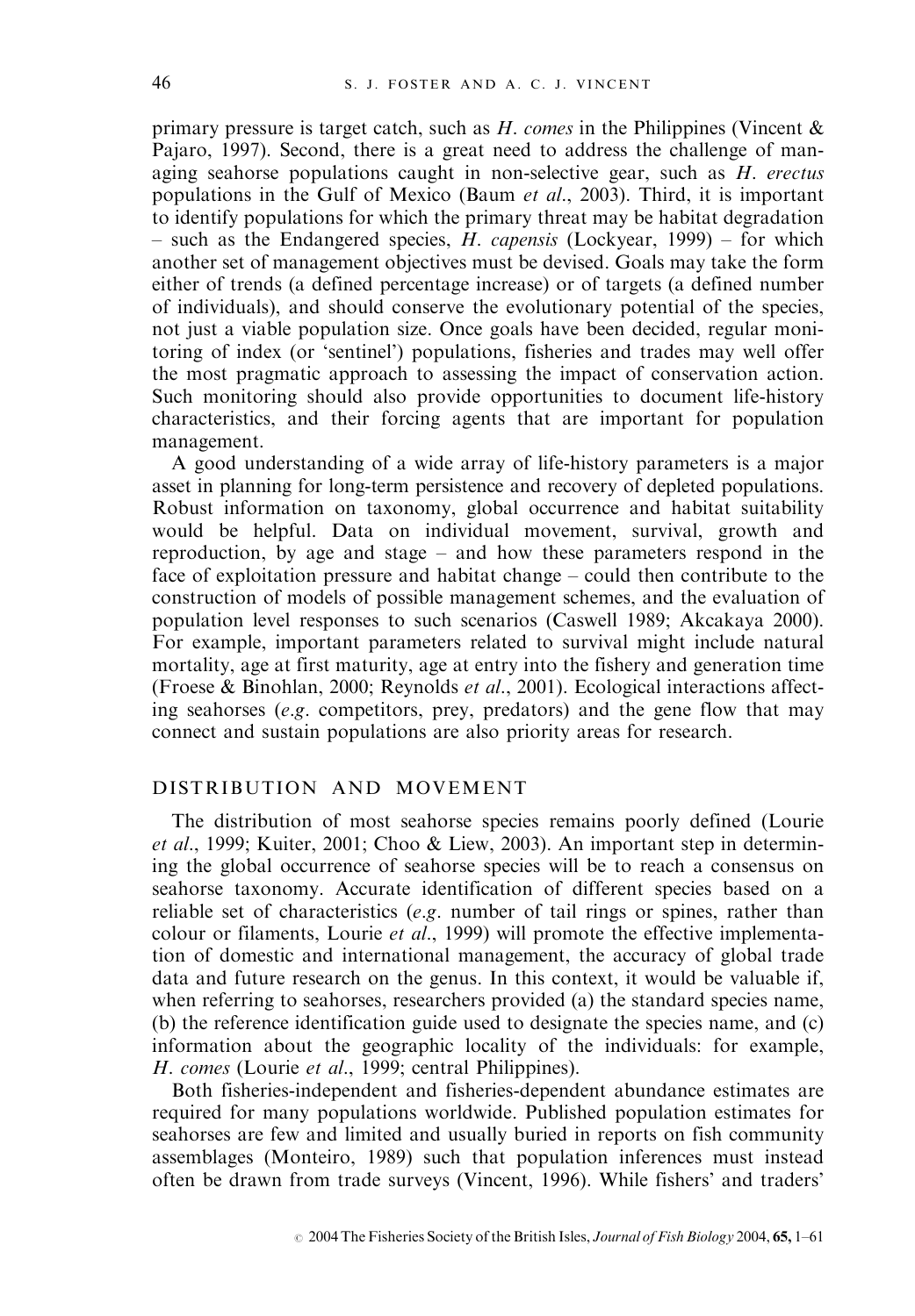primary pressure is target catch, such as *H. comes* in the Philippines (Vincent & Pajaro, 1997). Second, there is a great need to address the challenge of managing seahorse populations caught in non-selective gear, such as *H. erectus* populations in the Gulf of Mexico (Baum *et al*., 2003). Third, it is important to identify populations for which the primary threat may be habitat degradation – such as the Endangered species, *H. capensis* (Lockyear, 1999) – for which another set of management objectives must be devised. Goals may take the form either of trends (a defined percentage increase) or of targets (a defined number of individuals), and should conserve the evolutionary potential of the species, not just a viable population size. Once goals have been decided, regular monitoring of index (or 'sentinel') populations, fisheries and trades may well offer the most pragmatic approach to assessing the impact of conservation action. Such monitoring should also provide opportunities to document life-history characteristics, and their forcing agents that are important for population management.

A good understanding of a wide array of life-history parameters is a major asset in planning for long-term persistence and recovery of depleted populations. Robust information on taxonomy, global occurrence and habitat suitability would be helpful. Data on individual movement, survival, growth and reproduction, by age and stage – and how these parameters respond in the face of exploitation pressure and habitat change – could then contribute to the construction of models of possible management schemes, and the evaluation of population level responses to such scenarios (Caswell 1989; Akcakaya 2000). For example, important parameters related to survival might include natural mortality, age at first maturity, age at entry into the fishery and generation time (Froese & Binohlan, 2000; Reynolds *et al*., 2001). Ecological interactions affecting seahorses (*e.g*. competitors, prey, predators) and the gene flow that may connect and sustain populations are also priority areas for research.

## DISTRIBUTION AND MOVEMENT

The distribution of most seahorse species remains poorly defined (Lourie *et al*., 1999; Kuiter, 2001; Choo & Liew, 2003). An important step in determining the global occurrence of seahorse species will be to reach a consensus on seahorse taxonomy. Accurate identification of different species based on a reliable set of characteristics (*e.g*. number of tail rings or spines, rather than colour or filaments, Lourie *et al*., 1999) will promote the effective implementation of domestic and international management, the accuracy of global trade data and future research on the genus. In this context, it would be valuable if, when referring to seahorses, researchers provided (a) the standard species name, (b) the reference identification guide used to designate the species name, and (c) information about the geographic locality of the individuals: for example, *H. comes* (Lourie *et al*., 1999; central Philippines).

Both fisheries-independent and fisheries-dependent abundance estimates are required for many populations worldwide. Published population estimates for seahorses are few and limited and usually buried in reports on fish community assemblages (Monteiro, 1989) such that population inferences must instead often be drawn from trade surveys (Vincent, 1996). While fishers' and traders'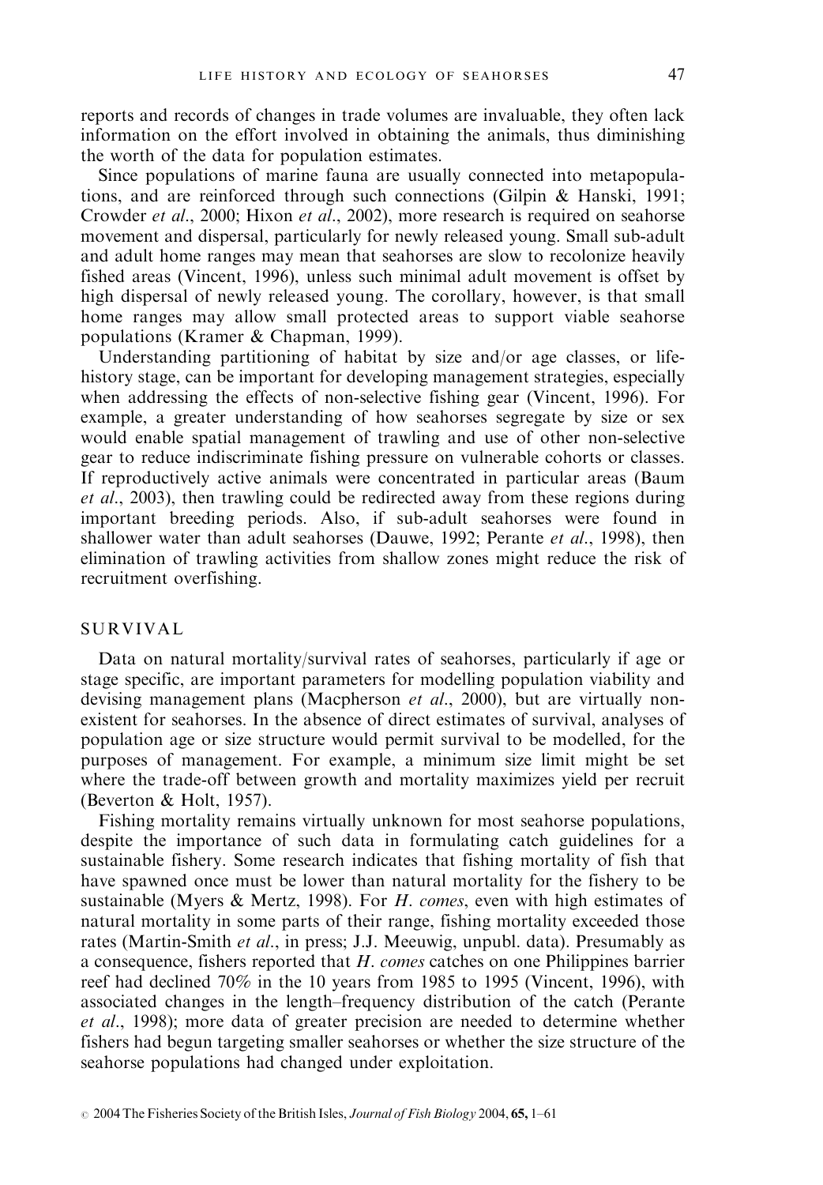reports and records of changes in trade volumes are invaluable, they often lack information on the effort involved in obtaining the animals, thus diminishing the worth of the data for population estimates.

Since populations of marine fauna are usually connected into metapopulations, and are reinforced through such connections (Gilpin & Hanski, 1991; Crowder *et al*., 2000; Hixon *et al*., 2002), more research is required on seahorse movement and dispersal, particularly for newly released young. Small sub-adult and adult home ranges may mean that seahorses are slow to recolonize heavily fished areas (Vincent, 1996), unless such minimal adult movement is offset by high dispersal of newly released young. The corollary, however, is that small home ranges may allow small protected areas to support viable seahorse populations (Kramer & Chapman, 1999).

Understanding partitioning of habitat by size and/or age classes, or life-history stage, can be important for developing management strategies, especially when addressing the effects of non-selective fishing gear (Vincent, 1996). For example, a greater understanding of how seahorses segregate by size or sex would enable spatial management of trawling and use of other non-selective gear to reduce indiscriminate fishing pressure on vulnerable cohorts or classes. If reproductively active animals were concentrated in particular areas (Baum *et al*., 2003), then trawling could be redirected away from these regions during important breeding periods. Also, if sub-adult seahorses were found in shallower water than adult seahorses (Dauwe, 1992; Perante *et al*., 1998), then elimination of trawling activities from shallow zones might reduce the risk of recruitment overfishing.

## SURVIVAL

Data on natural mortality/survival rates of seahorses, particularly if age or stage specific, are important parameters for modelling population viability and devising management plans (Macpherson *et al*., 2000), but are virtually non-existent for seahorses. In the absence of direct estimates of survival, analyses of population age or size structure would permit survival to be modelled, for the purposes of management. For example, a minimum size limit might be set where the trade-off between growth and mortality maximizes yield per recruit (Beverton & Holt, 1957).

Fishing mortality remains virtually unknown for most seahorse populations, despite the importance of such data in formulating catch guidelines for a sustainable fishery. Some research indicates that fishing mortality of fish that have spawned once must be lower than natural mortality for the fishery to be sustainable (Myers & Mertz, 1998). For *H. comes*, even with high estimates of natural mortality in some parts of their range, fishing mortality exceeded those rates (Martin-Smith *et al*., in press; J.J. Meeuwig, unpubl. data). Presumably as a consequence, fishers reported that *H. comes* catches on one Philippines barrier reef had declined 70% in the 10 years from 1985 to 1995 (Vincent, 1996), with associated changes in the length–frequency distribution of the catch (Perante *et al*., 1998); more data of greater precision are needed to determine whether fishers had begun targeting smaller seahorses or whether the size structure of the seahorse populations had changed under exploitation.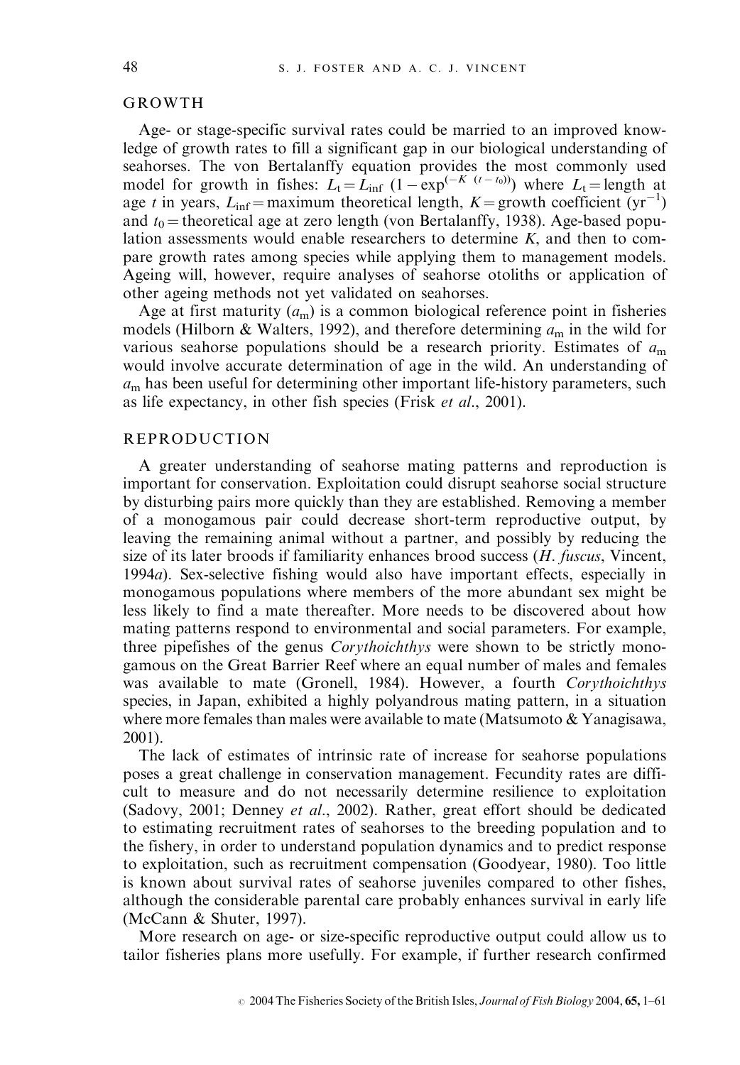## GROWTH

Age- or stage-specific survival rates could be married to an improved knowledge of growth rates to fill a significant gap in our biological understanding of seahorses. The von Bertalanffy equation provides the most commonly used model for growth in fishes: $L_t = L_{inf}\ (1 - \exp^{(-K\ (t - t_0))})$ where $L_t$ = length at age $t$ in years, $L_{inf}$ = maximum theoretical length, $K$ = growth coefficient ($yr^{-1}$) and $t_0$ = theoretical age at zero length (von Bertalanffy, 1938). Age-based population assessments would enable researchers to determine $K$, and then to compare growth rates among species while applying them to management models. Ageing will, however, require analyses of seahorse otoliths or application of other ageing methods not yet validated on seahorses.

Age at first maturity ($a_m$) is a common biological reference point in fisheries models (Hilborn & Walters, 1992), and therefore determining $a_m$ in the wild for various seahorse populations should be a research priority. Estimates of $a_m$ would involve accurate determination of age in the wild. An understanding of $a_m$ has been useful for determining other important life-history parameters, such as life expectancy, in other fish species (Frisk *et al*., 2001).

## REPRODUCTION

A greater understanding of seahorse mating patterns and reproduction is important for conservation. Exploitation could disrupt seahorse social structure by disturbing pairs more quickly than they are established. Removing a member of a monogamous pair could decrease short-term reproductive output, by leaving the remaining animal without a partner, and possibly by reducing the size of its later broods if familiarity enhances brood success (*H. fuscus*, Vincent, 1994*a*). Sex-selective fishing would also have important effects, especially in monogamous populations where members of the more abundant sex might be less likely to find a mate thereafter. More needs to be discovered about how mating patterns respond to environmental and social parameters. For example, three pipefishes of the genus *Corythoichthys* were shown to be strictly monogamous on the Great Barrier Reef where an equal number of males and females was available to mate (Gronell, 1984). However, a fourth *Corythoichthys* species, in Japan, exhibited a highly polyandrous mating pattern, in a situation where more females than males were available to mate (Matsumoto & Yanagisawa, 2001).

The lack of estimates of intrinsic rate of increase for seahorse populations poses a great challenge in conservation management. Fecundity rates are difficult to measure and do not necessarily determine resilience to exploitation (Sadovy, 2001; Denney *et al*., 2002). Rather, great effort should be dedicated to estimating recruitment rates of seahorses to the breeding population and to the fishery, in order to understand population dynamics and to predict response to exploitation, such as recruitment compensation (Goodyear, 1980). Too little is known about survival rates of seahorse juveniles compared to other fishes, although the considerable parental care probably enhances survival in early life (McCann & Shuter, 1997).

More research on age- or size-specific reproductive output could allow us to tailor fisheries plans more usefully. For example, if further research confirmed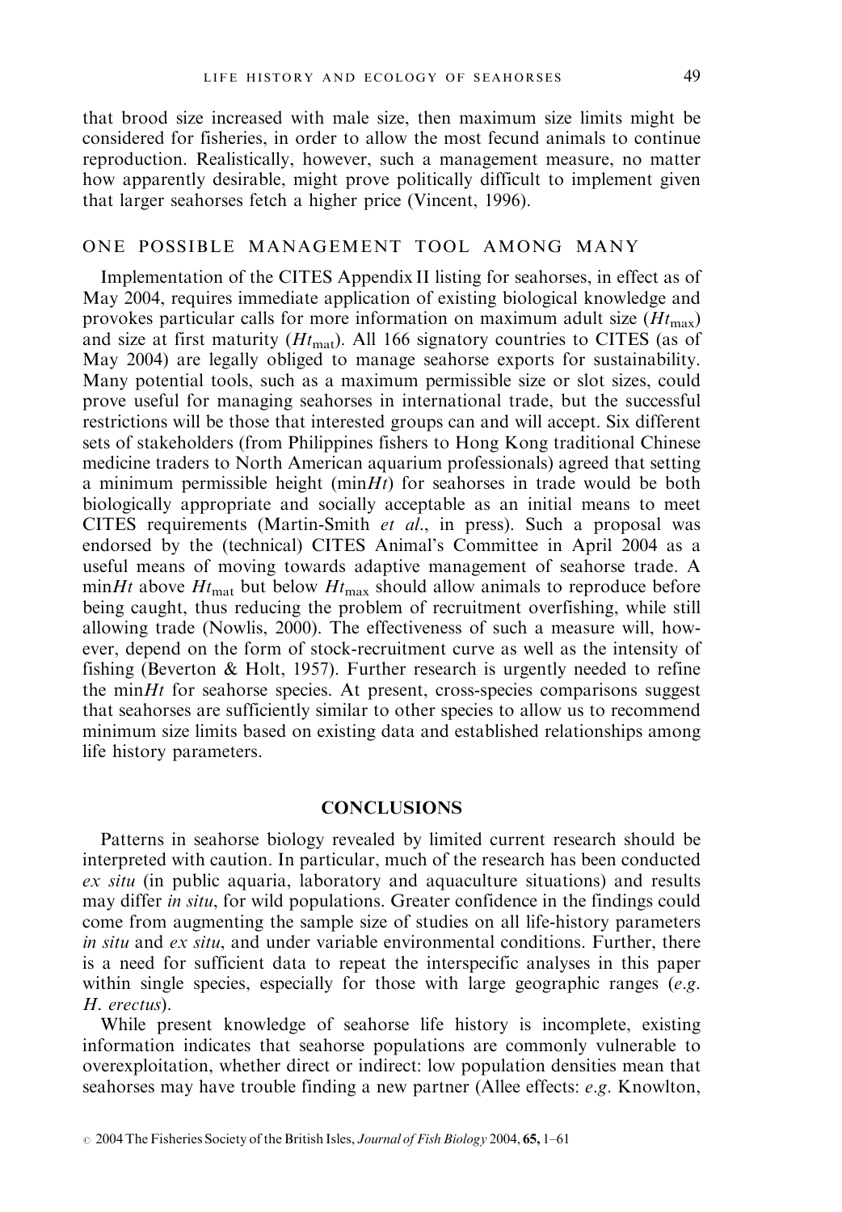that brood size increased with male size, then maximum size limits might be considered for fisheries, in order to allow the most fecund animals to continue reproduction. Realistically, however, such a management measure, no matter how apparently desirable, might prove politically difficult to implement given that larger seahorses fetch a higher price (Vincent, 1996).

## ONE POSSIBLE MANAGEMENT TOOL AMONG MANY

Implementation of the CITES Appendix II listing for seahorses, in effect as of May 2004, requires immediate application of existing biological knowledge and provokes particular calls for more information on maximum adult size ($Ht_{max}$) and size at first maturity ($Ht_{mat}$). All 166 signatory countries to CITES (as of May 2004) are legally obliged to manage seahorse exports for sustainability. Many potential tools, such as a maximum permissible size or slot sizes, could prove useful for managing seahorses in international trade, but the successful restrictions will be those that interested groups can and will accept. Six different sets of stakeholders (from Philippines fishers to Hong Kong traditional Chinese medicine traders to North American aquarium professionals) agreed that setting a minimum permissible height (min$Ht$) for seahorses in trade would be both biologically appropriate and socially acceptable as an initial means to meet CITES requirements (Martin-Smith *et al.*, in press). Such a proposal was endorsed by the (technical) CITES Animal's Committee in April 2004 as a useful means of moving towards adaptive management of seahorse trade. A min$Ht$ above $Ht_{mat}$ but below $Ht_{max}$ should allow animals to reproduce before being caught, thus reducing the problem of recruitment overfishing, while still allowing trade (Nowlis, 2000). The effectiveness of such a measure will, however, depend on the form of stock-recruitment curve as well as the intensity of fishing (Beverton & Holt, 1957). Further research is urgently needed to refine the min$Ht$ for seahorse species. At present, cross-species comparisons suggest that seahorses are sufficiently similar to other species to allow us to recommend minimum size limits based on existing data and established relationships among life history parameters.

## CONCLUSIONS

Patterns in seahorse biology revealed by limited current research should be interpreted with caution. In particular, much of the research has been conducted *ex situ* (in public aquaria, laboratory and aquaculture situations) and results may differ *in situ*, for wild populations. Greater confidence in the findings could come from augmenting the sample size of studies on all life-history parameters *in situ* and *ex situ*, and under variable environmental conditions. Further, there is a need for sufficient data to repeat the interspecific analyses in this paper within single species, especially for those with large geographic ranges (*e.g.* *H. erectus*).

While present knowledge of seahorse life history is incomplete, existing information indicates that seahorse populations are commonly vulnerable to overexploitation, whether direct or indirect: low population densities mean that seahorses may have trouble finding a new partner (Allee effects: *e.g.* Knowlton,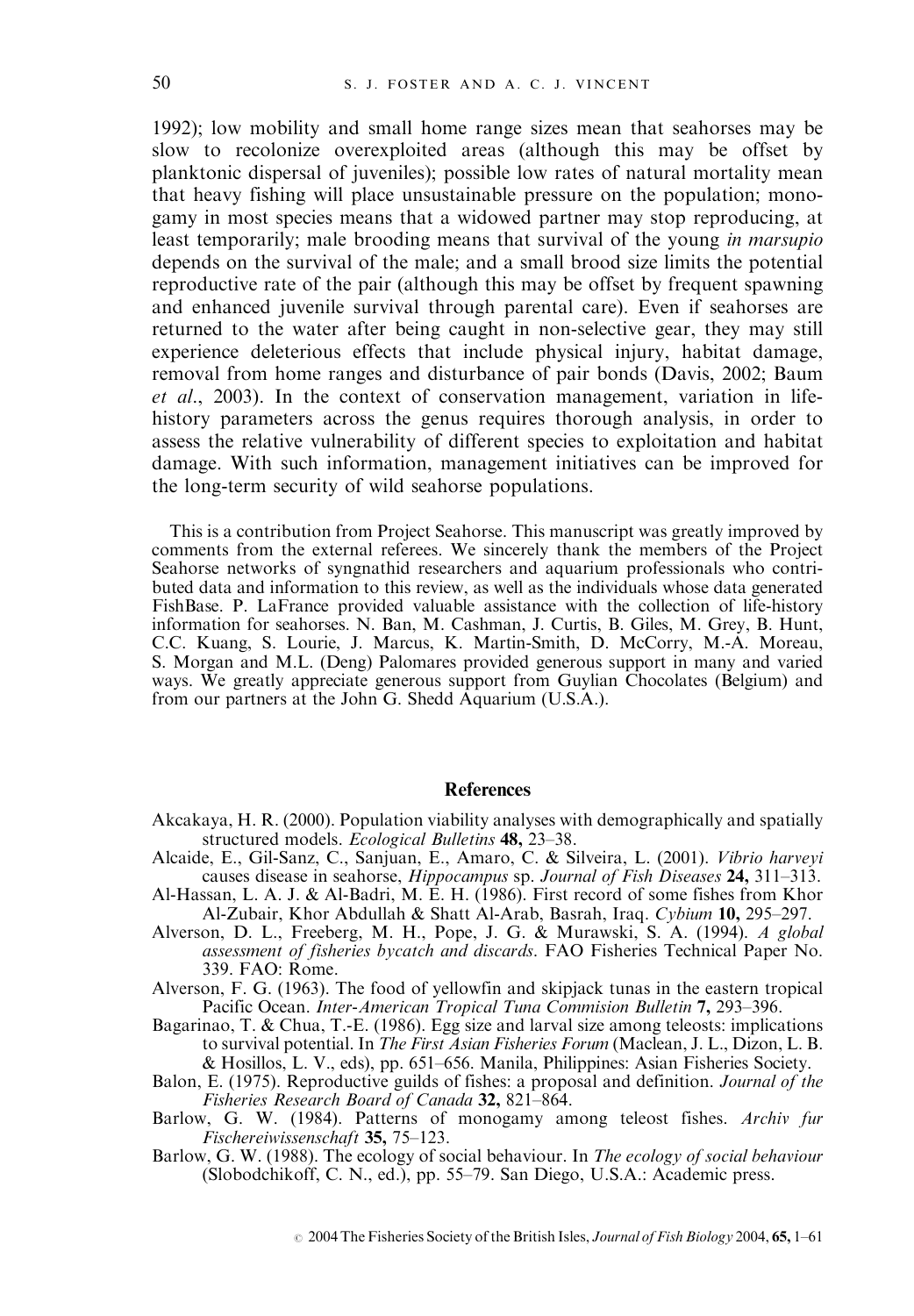1992); low mobility and small home range sizes mean that seahorses may be slow to recolonize overexploited areas (although this may be offset by planktonic dispersal of juveniles); possible low rates of natural mortality mean that heavy fishing will place unsustainable pressure on the population; monogamy in most species means that a widowed partner may stop reproducing, at least temporarily; male brooding means that survival of the young *in marsupio* depends on the survival of the male; and a small brood size limits the potential reproductive rate of the pair (although this may be offset by frequent spawning and enhanced juvenile survival through parental care). Even if seahorses are returned to the water after being caught in non-selective gear, they may still experience deleterious effects that include physical injury, habitat damage, removal from home ranges and disturbance of pair bonds (Davis, 2002; Baum *et al*., 2003). In the context of conservation management, variation in life-history parameters across the genus requires thorough analysis, in order to assess the relative vulnerability of different species to exploitation and habitat damage. With such information, management initiatives can be improved for the long-term security of wild seahorse populations.

This is a contribution from Project Seahorse. This manuscript was greatly improved by comments from the external referees. We sincerely thank the members of the Project Seahorse networks of syngnathid researchers and aquarium professionals who contributed data and information to this review, as well as the individuals whose data generated FishBase. P. LaFrance provided valuable assistance with the collection of life-history information for seahorses. N. Ban, M. Cashman, J. Curtis, B. Giles, M. Grey, B. Hunt, C.C. Kuang, S. Lourie, J. Marcus, K. Martin-Smith, D. McCorry, M.-A. Moreau, S. Morgan and M.L. (Deng) Palomares provided generous support in many and varied ways. We greatly appreciate generous support from Guylian Chocolates (Belgium) and from our partners at the John G. Shedd Aquarium (U.S.A.).

## References

Akcakaya, H. R. (2000). Population viability analyses with demographically and spatially structured models. *Ecological Bulletins* **48,** 23–38.

Alcaide, E., Gil-Sanz, C., Sanjuan, E., Amaro, C. & Silveira, L. (2001). *Vibrio harveyi* causes disease in seahorse, *Hippocampus* sp. *Journal of Fish Diseases* **24,** 311–313.

Al-Hassan, L. A. J. & Al-Badri, M. E. H. (1986). First record of some fishes from Khor Al-Zubair, Khor Abdullah & Shatt Al-Arab, Basrah, Iraq. *Cybium* **10,** 295–297.

Alverson, D. L., Freeberg, M. H., Pope, J. G. & Murawski, S. A. (1994). *A global assessment of fisheries bycatch and discards*. FAO Fisheries Technical Paper No. 339. FAO: Rome.

Alverson, F. G. (1963). The food of yellowfin and skipjack tunas in the eastern tropical Pacific Ocean. *Inter-American Tropical Tuna Commision Bulletin* **7,** 293–396.

Bagarinao, T. & Chua, T.-E. (1986). Egg size and larval size among teleosts: implications to survival potential. In *The First Asian Fisheries Forum* (Maclean, J. L., Dizon, L. B. & Hosillos, L. V., eds), pp. 651–656. Manila, Philippines: Asian Fisheries Society.

Balon, E. (1975). Reproductive guilds of fishes: a proposal and definition. *Journal of the Fisheries Research Board of Canada* **32,** 821–864.

Barlow, G. W. (1984). Patterns of monogamy among teleost fishes. *Archiv fur Fischereiwissenschaft* **35,** 75–123.

Barlow, G. W. (1988). The ecology of social behaviour. In *The ecology of social behaviour* (Slobodchikoff, C. N., ed.), pp. 55–79. San Diego, U.S.A.: Academic press.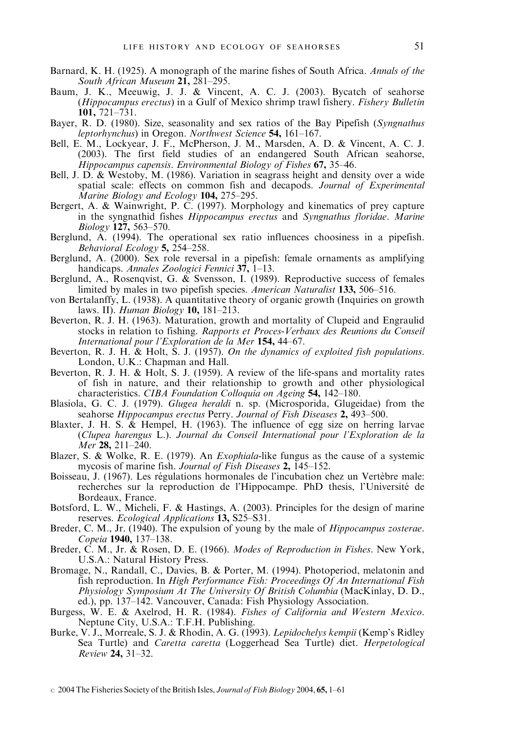Barnard, K. H. (1925). A monograph of the marine fishes of South Africa. *Annals of the South African Museum* **21,** 281–295.

Baum, J. K., Meeuwig, J. J. & Vincent, A. C. J. (2003). Bycatch of seahorse (*Hippocampus erectus*) in a Gulf of Mexico shrimp trawl fishery. *Fishery Bulletin* **101,** 721–731.

Bayer, R. D. (1980). Size, seasonality and sex ratios of the Bay Pipefish (*Syngnathus leptorhynchus*) in Oregon. *Northwest Science* **54,** 161–167.

Bell, E. M., Lockyear, J. F., McPherson, J. M., Marsden, A. D. & Vincent, A. C. J. (2003). The first field studies of an endangered South African seahorse, *Hippocampus capensis*. *Environmental Biology of Fishes* **67,** 35–46.

Bell, J. D. & Westoby, M. (1986). Variation in seagrass height and density over a wide spatial scale: effects on common fish and decapods. *Journal of Experimental Marine Biology and Ecology* **104,** 275–295.

Bergert, A. & Wainwright, P. C. (1997). Morphology and kinematics of prey capture in the syngnathid fishes *Hippocampus erectus* and *Syngnathus floridae*. *Marine Biology* **127,** 563–570.

Berglund, A. (1994). The operational sex ratio influences choosiness in a pipefish. *Behavioral Ecology* **5,** 254–258.

Berglund, A. (2000). Sex role reversal in a pipefish: female ornaments as amplifying handicaps. *Annales Zoologici Fennici* **37,** 1–13.

Berglund, A., Rosenqvist, G. & Svensson, I. (1989). Reproductive success of females limited by males in two pipefish species. *American Naturalist* **133,** 506–516.

von Bertalanffy, L. (1938). A quantitative theory of organic growth (Inquiries on growth laws. II). *Human Biology* **10,** 181–213.

Beverton, R. J. H. (1963). Maturation, growth and mortality of Clupeid and Engraulid stocks in relation to fishing. *Rapports et Proces-Verbaux des Reunions du Conseil International pour l'Exploration de la Mer* **154,** 44–67.

Beverton, R. J. H. & Holt, S. J. (1957). *On the dynamics of exploited fish populations*. London, U.K.: Chapman and Hall.

Beverton, R. J. H. & Holt, S. J. (1959). A review of the life-spans and mortality rates of fish in nature, and their relationship to growth and other physiological characteristics. *CIBA Foundation Colloquia on Ageing* **54,** 142–180.

Blasiola, G. C. J. (1979). *Glugea heraldi* n. sp. (Microsporida, Glugeidae) from the seahorse *Hippocampus erectus* Perry. *Journal of Fish Diseases* **2,** 493–500.

Blaxter, J. H. S. & Hempel, H. (1963). The influence of egg size on herring larvae (*Clupea harengus* L.). *Journal du Conseil International pour l'Exploration de la Mer* **28,** 211–240.

Blazer, S. & Wolke, R. E. (1979). An *Exophiala*-like fungus as the cause of a systemic mycosis of marine fish. *Journal of Fish Diseases* **2,** 145–152.

Boisseau, J. (1967). Les régulations hormonales de l'incubation chez un Vertèbre male: recherches sur la reproduction de l'Hippocampe. PhD thesis, l'Université de Bordeaux, France.

Botsford, L. W., Micheli, F. & Hastings, A. (2003). Principles for the design of marine reserves. *Ecological Applications* **13,** S25–S31.

Breder, C. M., Jr. (1940). The expulsion of young by the male of *Hippocampus zosterae*. *Copeia* **1940,** 137–138.

Breder, C. M., Jr. & Rosen, D. E. (1966). *Modes of Reproduction in Fishes*. New York, U.S.A.: Natural History Press.

Bromage, N., Randall, C., Davies, B. & Porter, M. (1994). Photoperiod, melatonin and fish reproduction. In *High Performance Fish: Proceedings Of An International Fish Physiology Symposium At The University Of British Columbia* (MacKinlay, D. D., ed.), pp. 137–142. Vancouver, Canada: Fish Physiology Association.

Burgess, W. E. & Axelrod, H. R. (1984). *Fishes of California and Western Mexico*. Neptune City, U.S.A.: T.F.H. Publishing.

Burke, V. J., Morreale, S. J. & Rhodin, A. G. (1993). *Lepidochelys kempii* (Kemp's Ridley Sea Turtle) and *Caretta caretta* (Loggerhead Sea Turtle) diet. *Herpetological Review* **24,** 31–32.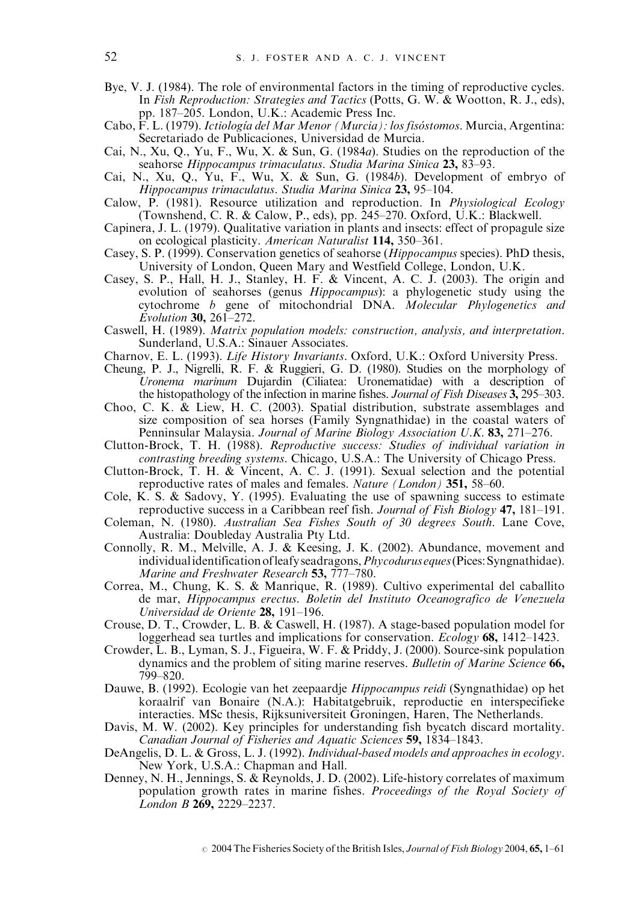Bye, V. J. (1984). The role of environmental factors in the timing of reproductive cycles. In *Fish Reproduction: Strategies and Tactics* (Potts, G. W. & Wootton, R. J., eds), pp. 187–205. London, U.K.: Academic Press Inc.

Cabo, F. L. (1979). *Ictiología del Mar Menor (Murcia): los fisóstomos*. Murcia, Argentina: Secretariado de Publicaciones, Universidad de Murcia.

Cai, N., Xu, Q., Yu, F., Wu, X. & Sun, G. (1984*a*). Studies on the reproduction of the seahorse *Hippocampus trimaculatus*. *Studia Marina Sinica* **23,** 83–93.

Cai, N., Xu, Q., Yu, F., Wu, X. & Sun, G. (1984*b*). Development of embryo of *Hippocampus trimaculatus*. *Studia Marina Sinica* **23,** 95–104.

Calow, P. (1981). Resource utilization and reproduction. In *Physiological Ecology* (Townshend, C. R. & Calow, P., eds), pp. 245–270. Oxford, U.K.: Blackwell.

Capinera, J. L. (1979). Qualitative variation in plants and insects: effect of propagule size on ecological plasticity. *American Naturalist* **114,** 350–361.

Casey, S. P. (1999). Conservation genetics of seahorse (*Hippocampus* species). PhD thesis, University of London, Queen Mary and Westfield College, London, U.K.

Casey, S. P., Hall, H. J., Stanley, H. F. & Vincent, A. C. J. (2003). The origin and evolution of seahorses (genus *Hippocampus*): a phylogenetic study using the cytochrome *b* gene of mitochondrial DNA. *Molecular Phylogenetics and Evolution* **30,** 261–272.

Caswell, H. (1989). *Matrix population models: construction, analysis, and interpretation*. Sunderland, U.S.A.: Sinauer Associates.

Charnov, E. L. (1993). *Life History Invariants*. Oxford, U.K.: Oxford University Press.

Cheung, P. J., Nigrelli, R. F. & Ruggieri, G. D. (1980). Studies on the morphology of *Uronema marinum* Dujardin (Ciliatea: Uronematidae) with a description of the histopathology of the infection in marine fishes. *Journal of Fish Diseases* **3,** 295–303.

Choo, C. K. & Liew, H. C. (2003). Spatial distribution, substrate assemblages and size composition of sea horses (Family Syngnathidae) in the coastal waters of Penninsular Malaysia. *Journal of Marine Biology Association U.K.* **83,** 271–276.

Clutton-Brock, T. H. (1988). *Reproductive success: Studies of individual variation in contrasting breeding systems*. Chicago, U.S.A.: The University of Chicago Press.

Clutton-Brock, T. H. & Vincent, A. C. J. (1991). Sexual selection and the potential reproductive rates of males and females. *Nature (London)* **351,** 58–60.

Cole, K. S. & Sadovy, Y. (1995). Evaluating the use of spawning success to estimate reproductive success in a Caribbean reef fish. *Journal of Fish Biology* **47,** 181–191.

Coleman, N. (1980). *Australian Sea Fishes South of 30 degrees South*. Lane Cove, Australia: Doubleday Australia Pty Ltd.

Connolly, R. M., Melville, A. J. & Keesing, J. K. (2002). Abundance, movement and individual identification of leafy seadragons, *Phycodurus eques* (Pices: Syngnathidae). *Marine and Freshwater Research* **53,** 777–780.

Correa, M., Chung, K. S. & Manrique, R. (1989). Cultivo experimental del caballito de mar, *Hippocampus erectus*. *Boletin del Instituto Oceanografico de Venezuela Universidad de Oriente* **28,** 191–196.

Crouse, D. T., Crowder, L. B. & Caswell, H. (1987). A stage-based population model for loggerhead sea turtles and implications for conservation. *Ecology* **68,** 1412–1423.

Crowder, L. B., Lyman, S. J., Figueira, W. F. & Priddy, J. (2000). Source-sink population dynamics and the problem of siting marine reserves. *Bulletin of Marine Science* **66,** 799–820.

Dauwe, B. (1992). Ecologie van het zeepaardje *Hippocampus reidi* (Syngnathidae) op het koraalrif van Bonaire (N.A.): Habitatgebruik, reproductie en interspecifieke interacties. MSc thesis, Rijksuniversiteit Groningen, Haren, The Netherlands.

Davis, M. W. (2002). Key principles for understanding fish bycatch discard mortality. *Canadian Journal of Fisheries and Aquatic Sciences* **59,** 1834–1843.

DeAngelis, D. L. & Gross, L. J. (1992). *Individual-based models and approaches in ecology*. New York, U.S.A.: Chapman and Hall.

Denney, N. H., Jennings, S. & Reynolds, J. D. (2002). Life-history correlates of maximum population growth rates in marine fishes. *Proceedings of the Royal Society of London B* **269,** 2229–2237.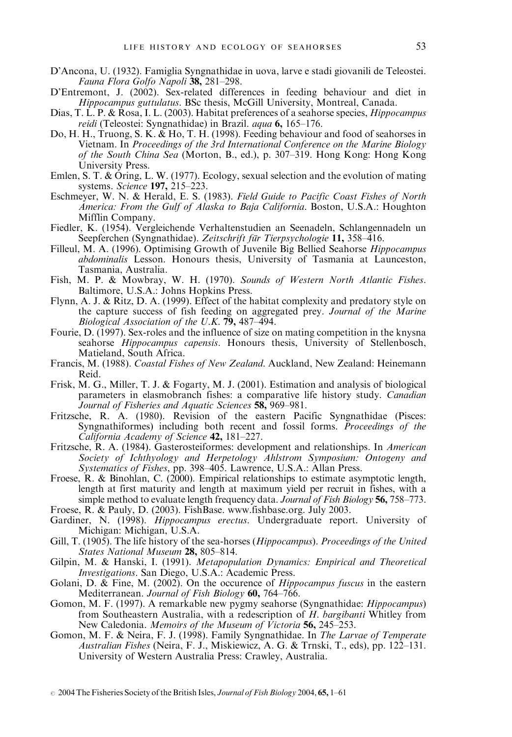D'Ancona, U. (1932). Famiglia Syngnathidae in uova, larve e stadi giovanili de Teleostei. *Fauna Flora Golfo Napoli* **38,** 281–298.

D'Entremont, J. (2002). Sex-related differences in feeding behaviour and diet in *Hippocampus guttulatus*. BSc thesis, McGill University, Montreal, Canada.

Dias, T. L. P. & Rosa, I. L. (2003). Habitat preferences of a seahorse species, *Hippocampus reidi* (Teleostei: Syngnathidae) in Brazil. *aqua* **6,** 165–176.

Do, H. H., Truong, S. K. & Ho, T. H. (1998). Feeding behaviour and food of seahorses in Vietnam. In *Proceedings of the 3rd International Conference on the Marine Biology of the South China Sea* (Morton, B., ed.), p. 307–319. Hong Kong: Hong Kong University Press.

Emlen, S. T. & Oring, L. W. (1977). Ecology, sexual selection and the evolution of mating systems. *Science* **197,** 215–223.

Eschmeyer, W. N. & Herald, E. S. (1983). *Field Guide to Pacific Coast Fishes of North America: From the Gulf of Alaska to Baja California*. Boston, U.S.A.: Houghton Mifflin Company.

Fiedler, K. (1954). Vergleichende Verhaltenstudien an Seenadeln, Schlangennadeln un Seepferchen (Syngnathidae). *Zeitschrift für Tierpsychologie* **11,** 358–416.

Filleul, M. A. (1996). Optimising Growth of Juvenile Big Bellied Seahorse *Hippocampus abdominalis* Lesson. Honours thesis, University of Tasmania at Launceston, Tasmania, Australia.

Fish, M. P. & Mowbray, W. H. (1970). *Sounds of Western North Atlantic Fishes*. Baltimore, U.S.A.: Johns Hopkins Press.

Flynn, A. J. & Ritz, D. A. (1999). Effect of the habitat complexity and predatory style on the capture success of fish feeding on aggregated prey. *Journal of the Marine Biological Association of the U.K.* **79,** 487–494.

Fourie, D. (1997). Sex-roles and the influence of size on mating competition in the knysna seahorse *Hippocampus capensis*. Honours thesis, University of Stellenbosch, Matieland, South Africa.

Francis, M. (1988). *Coastal Fishes of New Zealand*. Auckland, New Zealand: Heinemann Reid.

Frisk, M. G., Miller, T. J. & Fogarty, M. J. (2001). Estimation and analysis of biological parameters in elasmobranch fishes: a comparative life history study. *Canadian Journal of Fisheries and Aquatic Sciences* **58,** 969–981.

Fritzsche, R. A. (1980). Revision of the eastern Pacific Syngnathidae (Pisces: Syngnathiformes) including both recent and fossil forms. *Proceedings of the California Academy of Science* **42,** 181–227.

Fritzsche, R. A. (1984). Gasterosteiformes: development and relationships. In *American Society of Ichthyology and Herpetology Ahlstrom Symposium: Ontogeny and Systematics of Fishes*, pp. 398–405. Lawrence, U.S.A.: Allan Press.

Froese, R. & Binohlan, C. (2000). Empirical relationships to estimate asymptotic length, length at first maturity and length at maximum yield per recruit in fishes, with a simple method to evaluate length frequency data. *Journal of Fish Biology* **56,** 758–773.

Froese, R. & Pauly, D. (2003). FishBase. www.fishbase.org. July 2003.

Gardiner, N. (1998). *Hippocampus erectus*. Undergraduate report. University of Michigan: Michigan, U.S.A.

Gill, T. (1905). The life history of the sea-horses (*Hippocampus*). *Proceedings of the United States National Museum* **28,** 805–814.

Gilpin, M. & Hanski, I. (1991). *Metapopulation Dynamics: Empirical and Theoretical Investigations*. San Diego, U.S.A.: Academic Press.

Golani, D. & Fine, M. (2002). On the occurence of *Hippocampus fuscus* in the eastern Mediterranean. *Journal of Fish Biology* **60,** 764–766.

Gomon, M. F. (1997). A remarkable new pygmy seahorse (Syngnathidae: *Hippocampus*) from Southeastern Australia, with a redescription of *H. bargibanti* Whitley from New Caledonia. *Memoirs of the Museum of Victoria* **56,** 245–253.

Gomon, M. F. & Neira, F. J. (1998). Family Syngnathidae. In *The Larvae of Temperate Australian Fishes* (Neira, F. J., Miskiewicz, A. G. & Trnski, T., eds), pp. 122–131. University of Western Australia Press: Crawley, Australia.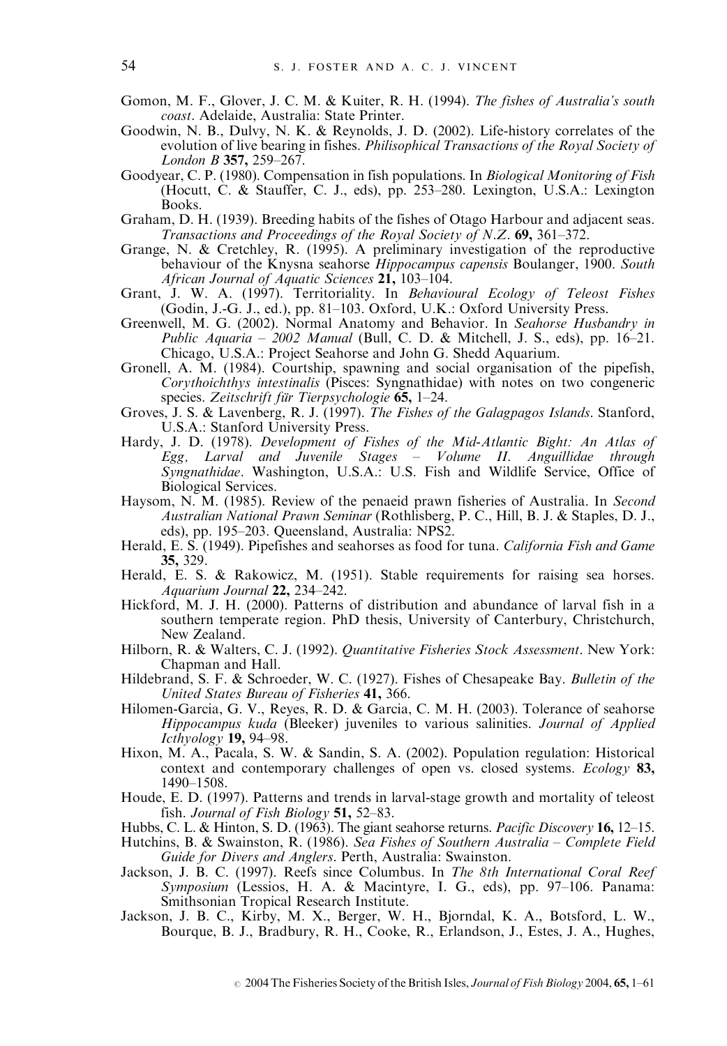Gomon, M. F., Glover, J. C. M. & Kuiter, R. H. (1994). *The fishes of Australia's south coast*. Adelaide, Australia: State Printer.

Goodwin, N. B., Dulvy, N. K. & Reynolds, J. D. (2002). Life-history correlates of the evolution of live bearing in fishes. *Philisophical Transactions of the Royal Society of London B* **357,** 259–267.

Goodyear, C. P. (1980). Compensation in fish populations. In *Biological Monitoring of Fish* (Hocutt, C. & Stauffer, C. J., eds), pp. 253–280. Lexington, U.S.A.: Lexington Books.

Graham, D. H. (1939). Breeding habits of the fishes of Otago Harbour and adjacent seas. *Transactions and Proceedings of the Royal Society of N.Z*. **69,** 361–372.

Grange, N. & Cretchley, R. (1995). A preliminary investigation of the reproductive behaviour of the Knysna seahorse *Hippocampus capensis* Boulanger, 1900. *South African Journal of Aquatic Sciences* **21,** 103–104.

Grant, J. W. A. (1997). Territoriality. In *Behavioural Ecology of Teleost Fishes* (Godin, J.-G. J., ed.), pp. 81–103. Oxford, U.K.: Oxford University Press.

Greenwell, M. G. (2002). Normal Anatomy and Behavior. In *Seahorse Husbandry in Public Aquaria – 2002 Manual* (Bull, C. D. & Mitchell, J. S., eds), pp. 16–21. Chicago, U.S.A.: Project Seahorse and John G. Shedd Aquarium.

Gronell, A. M. (1984). Courtship, spawning and social organisation of the pipefish, *Corythoichthys intestinalis* (Pisces: Syngnathidae) with notes on two congeneric species. *Zeitschrift für Tierpsychologie* **65,** 1–24.

Groves, J. S. & Lavenberg, R. J. (1997). *The Fishes of the Galagpagos Islands*. Stanford, U.S.A.: Stanford University Press.

Hardy, J. D. (1978). *Development of Fishes of the Mid-Atlantic Bight: An Atlas of Egg, Larval and Juvenile Stages – Volume II. Anguillidae through Syngnathidae*. Washington, U.S.A.: U.S. Fish and Wildlife Service, Office of Biological Services.

Haysom, N. M. (1985). Review of the penaeid prawn fisheries of Australia. In *Second Australian National Prawn Seminar* (Rothlisberg, P. C., Hill, B. J. & Staples, D. J., eds), pp. 195–203. Queensland, Australia: NPS2.

Herald, E. S. (1949). Pipefishes and seahorses as food for tuna. *California Fish and Game* **35,** 329.

Herald, E. S. & Rakowicz, M. (1951). Stable requirements for raising sea horses. *Aquarium Journal* **22,** 234–242.

Hickford, M. J. H. (2000). Patterns of distribution and abundance of larval fish in a southern temperate region. PhD thesis, University of Canterbury, Christchurch, New Zealand.

Hilborn, R. & Walters, C. J. (1992). *Quantitative Fisheries Stock Assessment*. New York: Chapman and Hall.

Hildebrand, S. F. & Schroeder, W. C. (1927). Fishes of Chesapeake Bay. *Bulletin of the United States Bureau of Fisheries* **41,** 366.

Hilomen-Garcia, G. V., Reyes, R. D. & Garcia, C. M. H. (2003). Tolerance of seahorse *Hippocampus kuda* (Bleeker) juveniles to various salinities. *Journal of Applied Icthyology* **19,** 94–98.

Hixon, M. A., Pacala, S. W. & Sandin, S. A. (2002). Population regulation: Historical context and contemporary challenges of open vs. closed systems. *Ecology* **83,** 1490–1508.

Houde, E. D. (1997). Patterns and trends in larval-stage growth and mortality of teleost fish. *Journal of Fish Biology* **51,** 52–83.

Hubbs, C. L. & Hinton, S. D. (1963). The giant seahorse returns. *Pacific Discovery* **16,** 12–15.

Hutchins, B. & Swainston, R. (1986). *Sea Fishes of Southern Australia – Complete Field Guide for Divers and Anglers*. Perth, Australia: Swainston.

Jackson, J. B. C. (1997). Reefs since Columbus. In *The 8th International Coral Reef Symposium* (Lessios, H. A. & Macintyre, I. G., eds), pp. 97–106. Panama: Smithsonian Tropical Research Institute.

Jackson, J. B. C., Kirby, M. X., Berger, W. H., Bjorndal, K. A., Botsford, L. W., Bourque, B. J., Bradbury, R. H., Cooke, R., Erlandson, J., Estes, J. A., Hughes,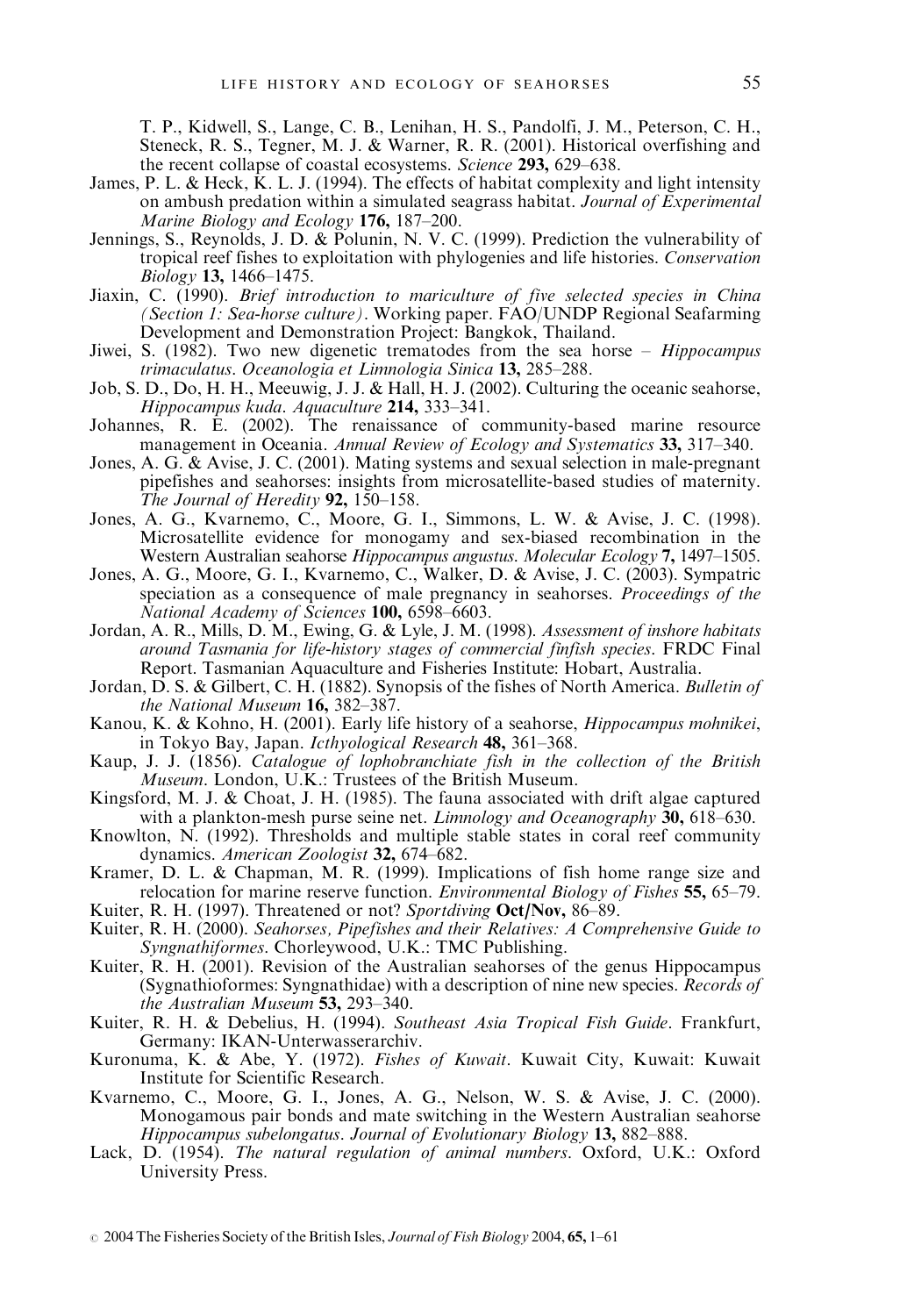T. P., Kidwell, S., Lange, C. B., Lenihan, H. S., Pandolfi, J. M., Peterson, C. H., Steneck, R. S., Tegner, M. J. & Warner, R. R. (2001). Historical overfishing and the recent collapse of coastal ecosystems. *Science* **293,** 629–638.

James, P. L. & Heck, K. L. J. (1994). The effects of habitat complexity and light intensity on ambush predation within a simulated seagrass habitat. *Journal of Experimental Marine Biology and Ecology* **176,** 187–200.

Jennings, S., Reynolds, J. D. & Polunin, N. V. C. (1999). Prediction the vulnerability of tropical reef fishes to exploitation with phylogenies and life histories. *Conservation Biology* **13,** 1466–1475.

Jiaxin, C. (1990). *Brief introduction to mariculture of five selected species in China (Section 1: Sea-horse culture)*. Working paper. FAO/UNDP Regional Seafarming Development and Demonstration Project: Bangkok, Thailand.

Jiwei, S. (1982). Two new digenetic trematodes from the sea horse – *Hippocampus trimaculatus*. *Oceanologia et Limnologia Sinica* **13,** 285–288.

Job, S. D., Do, H. H., Meeuwig, J. J. & Hall, H. J. (2002). Culturing the oceanic seahorse, *Hippocampus kuda*. *Aquaculture* **214,** 333–341.

Johannes, R. E. (2002). The renaissance of community-based marine resource management in Oceania. *Annual Review of Ecology and Systematics* **33,** 317–340.

Jones, A. G. & Avise, J. C. (2001). Mating systems and sexual selection in male-pregnant pipefishes and seahorses: insights from microsatellite-based studies of maternity. *The Journal of Heredity* **92,** 150–158.

Jones, A. G., Kvarnemo, C., Moore, G. I., Simmons, L. W. & Avise, J. C. (1998). Microsatellite evidence for monogamy and sex-biased recombination in the Western Australian seahorse *Hippocampus angustus*. *Molecular Ecology* **7,** 1497–1505.

Jones, A. G., Moore, G. I., Kvarnemo, C., Walker, D. & Avise, J. C. (2003). Sympatric speciation as a consequence of male pregnancy in seahorses. *Proceedings of the National Academy of Sciences* **100,** 6598–6603.

Jordan, A. R., Mills, D. M., Ewing, G. & Lyle, J. M. (1998). *Assessment of inshore habitats around Tasmania for life-history stages of commercial finfish species*. FRDC Final Report. Tasmanian Aquaculture and Fisheries Institute: Hobart, Australia.

Jordan, D. S. & Gilbert, C. H. (1882). Synopsis of the fishes of North America. *Bulletin of the National Museum* **16,** 382–387.

Kanou, K. & Kohno, H. (2001). Early life history of a seahorse, *Hippocampus mohnikei*, in Tokyo Bay, Japan. *Icthyological Research* **48,** 361–368.

Kaup, J. J. (1856). *Catalogue of lophobranchiate fish in the collection of the British Museum*. London, U.K.: Trustees of the British Museum.

Kingsford, M. J. & Choat, J. H. (1985). The fauna associated with drift algae captured with a plankton-mesh purse seine net. *Limnology and Oceanography* **30,** 618–630.

Knowlton, N. (1992). Thresholds and multiple stable states in coral reef community dynamics. *American Zoologist* **32,** 674–682.

Kramer, D. L. & Chapman, M. R. (1999). Implications of fish home range size and relocation for marine reserve function. *Environmental Biology of Fishes* **55,** 65–79.

Kuiter, R. H. (1997). Threatened or not? *Sportdiving* **Oct/Nov,** 86–89.

Kuiter, R. H. (2000). *Seahorses, Pipefishes and their Relatives: A Comprehensive Guide to Syngnathiformes*. Chorleywood, U.K.: TMC Publishing.

Kuiter, R. H. (2001). Revision of the Australian seahorses of the genus Hippocampus (Sygnathioformes: Syngnathidae) with a description of nine new species. *Records of the Australian Museum* **53,** 293–340.

Kuiter, R. H. & Debelius, H. (1994). *Southeast Asia Tropical Fish Guide*. Frankfurt, Germany: IKAN-Unterwasserarchiv.

Kuronuma, K. & Abe, Y. (1972). *Fishes of Kuwait*. Kuwait City, Kuwait: Kuwait Institute for Scientific Research.

Kvarnemo, C., Moore, G. I., Jones, A. G., Nelson, W. S. & Avise, J. C. (2000). Monogamous pair bonds and mate switching in the Western Australian seahorse *Hippocampus subelongatus*. *Journal of Evolutionary Biology* **13,** 882–888.

Lack, D. (1954). *The natural regulation of animal numbers*. Oxford, U.K.: Oxford University Press.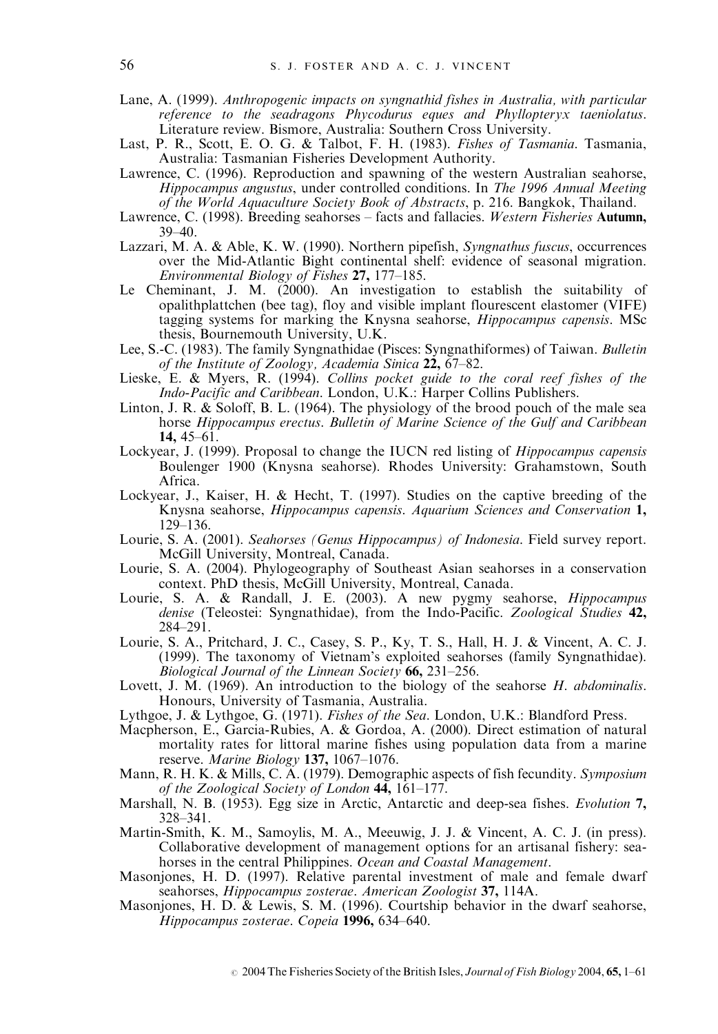Lane, A. (1999). *Anthropogenic impacts on syngnathid fishes in Australia, with particular reference to the seadragons Phycodurus eques and Phyllopteryx taeniolatus*. Literature review. Bismore, Australia: Southern Cross University.

Last, P. R., Scott, E. O. G. & Talbot, F. H. (1983). *Fishes of Tasmania*. Tasmania, Australia: Tasmanian Fisheries Development Authority.

Lawrence, C. (1996). Reproduction and spawning of the western Australian seahorse, *Hippocampus angustus*, under controlled conditions. In *The 1996 Annual Meeting of the World Aquaculture Society Book of Abstracts*, p. 216. Bangkok, Thailand.

Lawrence, C. (1998). Breeding seahorses – facts and fallacies. *Western Fisheries* **Autumn,** 39–40.

Lazzari, M. A. & Able, K. W. (1990). Northern pipefish, *Syngnathus fuscus*, occurrences over the Mid-Atlantic Bight continental shelf: evidence of seasonal migration. *Environmental Biology of Fishes* **27,** 177–185.

Le Cheminant, J. M. (2000). An investigation to establish the suitability of opalithplattchen (bee tag), floy and visible implant flourescent elastomer (VIFE) tagging systems for marking the Knysna seahorse, *Hippocampus capensis*. MSc thesis, Bournemouth University, U.K.

Lee, S.-C. (1983). The family Syngnathidae (Pisces: Syngnathiformes) of Taiwan. *Bulletin of the Institute of Zoology, Academia Sinica* **22,** 67–82.

Lieske, E. & Myers, R. (1994). *Collins pocket guide to the coral reef fishes of the Indo-Pacific and Caribbean*. London, U.K.: Harper Collins Publishers.

Linton, J. R. & Soloff, B. L. (1964). The physiology of the brood pouch of the male sea horse *Hippocampus erectus*. *Bulletin of Marine Science of the Gulf and Caribbean* **14,** 45–61.

Lockyear, J. (1999). Proposal to change the IUCN red listing of *Hippocampus capensis* Boulenger 1900 (Knysna seahorse). Rhodes University: Grahamstown, South Africa.

Lockyear, J., Kaiser, H. & Hecht, T. (1997). Studies on the captive breeding of the Knysna seahorse, *Hippocampus capensis*. *Aquarium Sciences and Conservation* **1,** 129–136.

Lourie, S. A. (2001). *Seahorses (Genus Hippocampus) of Indonesia*. Field survey report. McGill University, Montreal, Canada.

Lourie, S. A. (2004). Phylogeography of Southeast Asian seahorses in a conservation context. PhD thesis, McGill University, Montreal, Canada.

Lourie, S. A. & Randall, J. E. (2003). A new pygmy seahorse, *Hippocampus denise* (Teleostei: Syngnathidae), from the Indo-Pacific. *Zoological Studies* **42,** 284–291.

Lourie, S. A., Pritchard, J. C., Casey, S. P., Ky, T. S., Hall, H. J. & Vincent, A. C. J. (1999). The taxonomy of Vietnam's exploited seahorses (family Syngnathidae). *Biological Journal of the Linnean Society* **66,** 231–256.

Lovett, J. M. (1969). An introduction to the biology of the seahorse *H. abdominalis*. Honours, University of Tasmania, Australia.

Lythgoe, J. & Lythgoe, G. (1971). *Fishes of the Sea*. London, U.K.: Blandford Press.

Macpherson, E., Garcia-Rubies, A. & Gordoa, A. (2000). Direct estimation of natural mortality rates for littoral marine fishes using population data from a marine reserve. *Marine Biology* **137,** 1067–1076.

Mann, R. H. K. & Mills, C. A. (1979). Demographic aspects of fish fecundity. *Symposium of the Zoological Society of London* **44,** 161–177.

Marshall, N. B. (1953). Egg size in Arctic, Antarctic and deep-sea fishes. *Evolution* **7,** 328–341.

Martin-Smith, K. M., Samoylis, M. A., Meeuwig, J. J. & Vincent, A. C. J. (in press). Collaborative development of management options for an artisanal fishery: seahorses in the central Philippines. *Ocean and Coastal Management*.

Masonjones, H. D. (1997). Relative parental investment of male and female dwarf seahorses, *Hippocampus zosterae*. *American Zoologist* **37,** 114A.

Masonjones, H. D. & Lewis, S. M. (1996). Courtship behavior in the dwarf seahorse, *Hippocampus zosterae*. *Copeia* **1996,** 634–640.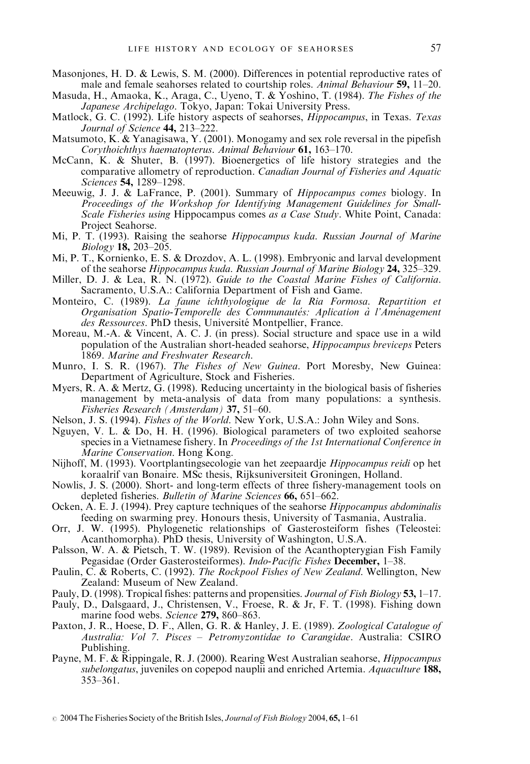Masonjones, H. D. & Lewis, S. M. (2000). Differences in potential reproductive rates of male and female seahorses related to courtship roles. *Animal Behaviour* **59,** 11–20.

Masuda, H., Amaoka, K., Araga, C., Uyeno, T. & Yoshino, T. (1984). *The Fishes of the Japanese Archipelago*. Tokyo, Japan: Tokai University Press.

Matlock, G. C. (1992). Life history aspects of seahorses, *Hippocampus*, in Texas. *Texas Journal of Science* **44,** 213–222.

Matsumoto, K. & Yanagisawa, Y. (2001). Monogamy and sex role reversal in the pipefish *Corythoichthys haematopterus*. *Animal Behaviour* **61,** 163–170.

McCann, K. & Shuter, B. (1997). Bioenergetics of life history strategies and the comparative allometry of reproduction. *Canadian Journal of Fisheries and Aquatic Sciences* **54,** 1289–1298.

Meeuwig, J. J. & LaFrance, P. (2001). Summary of *Hippocampus comes* biology. In *Proceedings of the Workshop for Identifying Management Guidelines for Small-Scale Fisheries using* Hippocampus comes *as a Case Study*. White Point, Canada: Project Seahorse.

Mi, P. T. (1993). Raising the seahorse *Hippocampus kuda*. *Russian Journal of Marine Biology* **18,** 203–205.

Mi, P. T., Kornienko, E. S. & Drozdov, A. L. (1998). Embryonic and larval development of the seahorse *Hippocampus kuda*. *Russian Journal of Marine Biology* **24,** 325–329.

Miller, D. J. & Lea, R. N. (1972). *Guide to the Coastal Marine Fishes of California*. Sacramento, U.S.A.: California Department of Fish and Game.

Monteiro, C. (1989). *La faune ichthyologique de la Ria Formosa. Repartition et Organisation Spatio-Temporelle des Communautés: Aplication à l'Aménagement des Ressources*. PhD thesis, Université Montpellier, France.

Moreau, M.-A. & Vincent, A. C. J. (in press). Social structure and space use in a wild population of the Australian short-headed seahorse, *Hippocampus breviceps* Peters 1869. *Marine and Freshwater Research*.

Munro, I. S. R. (1967). *The Fishes of New Guinea*. Port Moresby, New Guinea: Department of Agriculture, Stock and Fisheries.

Myers, R. A. & Mertz, G. (1998). Reducing uncertainty in the biological basis of fisheries management by meta-analysis of data from many populations: a synthesis. *Fisheries Research (Amsterdam)* **37,** 51–60.

Nelson, J. S. (1994). *Fishes of the World*. New York, U.S.A.: John Wiley and Sons.

Nguyen, V. L. & Do, H. H. (1996). Biological parameters of two exploited seahorse species in a Vietnamese fishery. In *Proceedings of the 1st International Conference in Marine Conservation*. Hong Kong.

Nijhoff, M. (1993). Voortplantingsecologie van het zeepaardje *Hippocampus reidi* op het koraalrif van Bonaire. MSc thesis, Rijksuniversiteit Groningen, Holland.

Nowlis, J. S. (2000). Short- and long-term effects of three fishery-management tools on depleted fisheries. *Bulletin of Marine Sciences* **66,** 651–662.

Ocken, A. E. J. (1994). Prey capture techniques of the seahorse *Hippocampus abdominalis* feeding on swarming prey. Honours thesis, University of Tasmania, Australia.

Orr, J. W. (1995). Phylogenetic relationships of Gasterosteiform fishes (Teleostei: Acanthomorpha). PhD thesis, University of Washington, U.S.A.

Palsson, W. A. & Pietsch, T. W. (1989). Revision of the Acanthopterygian Fish Family Pegasidae (Order Gasterosteiformes). *Indo-Pacific Fishes* **December,** 1–38.

Paulin, C. & Roberts, C. (1992). *The Rockpool Fishes of New Zealand*. Wellington, New Zealand: Museum of New Zealand.

Pauly, D. (1998). Tropical fishes: patterns and propensities. *Journal of Fish Biology* **53,** 1–17.

Pauly, D., Dalsgaard, J., Christensen, V., Froese, R. & Jr, F. T. (1998). Fishing down marine food webs. *Science* **279,** 860–863.

Paxton, J. R., Hoese, D. F., Allen, G. R. & Hanley, J. E. (1989). *Zoological Catalogue of Australia: Vol 7. Pisces – Petromyzontidae to Carangidae*. Australia: CSIRO Publishing.

Payne, M. F. & Rippingale, R. J. (2000). Rearing West Australian seahorse, *Hippocampus subelongatus*, juveniles on copepod nauplii and enriched Artemia. *Aquaculture* **188,** 353–361.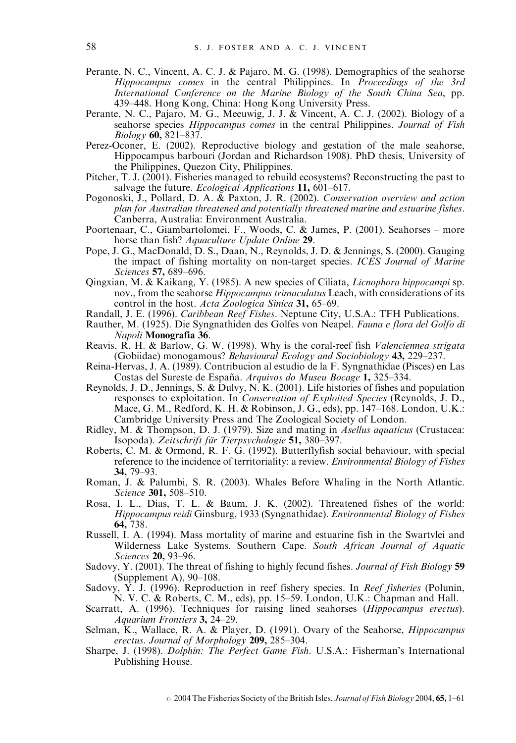Perante, N. C., Vincent, A. C. J. & Pajaro, M. G. (1998). Demographics of the seahorse *Hippocampus comes* in the central Philippines. In *Proceedings of the 3rd International Conference on the Marine Biology of the South China Sea*, pp. 439–448. Hong Kong, China: Hong Kong University Press.

Perante, N. C., Pajaro, M. G., Meeuwig, J. J. & Vincent, A. C. J. (2002). Biology of a seahorse species *Hippocampus comes* in the central Philippines. *Journal of Fish Biology* **60,** 821–837.

Perez-Oconer, E. (2002). Reproductive biology and gestation of the male seahorse, Hippocampus barbouri (Jordan and Richardson 1908). PhD thesis, University of the Philippines, Quezon City, Philippines.

Pitcher, T. J. (2001). Fisheries managed to rebuild ecosystems? Reconstructing the past to salvage the future. *Ecological Applications* **11,** 601–617.

Pogonoski, J., Pollard, D. A. & Paxton, J. R. (2002). *Conservation overview and action plan for Australian threatened and potentially threatened marine and estuarine fishes*. Canberra, Australia: Environment Australia.

Poortenaar, C., Giambartolomei, F., Woods, C. & James, P. (2001). Seahorses – more horse than fish? *Aquaculture Update Online* **29**.

Pope, J. G., MacDonald, D. S., Daan, N., Reynolds, J. D. & Jennings, S. (2000). Gauging the impact of fishing mortality on non-target species. *ICES Journal of Marine Sciences* **57,** 689–696.

Qingxian, M. & Kaikang, Y. (1985). A new species of Ciliata, *Licnophora hippocampi* sp. nov., from the seahorse *Hippocampus trimaculatus* Leach, with considerations of its control in the host. *Acta Zoologica Sinica* **31,** 65–69.

Randall, J. E. (1996). *Caribbean Reef Fishes*. Neptune City, U.S.A.: TFH Publications.

Rauther, M. (1925). Die Syngnathiden des Golfes von Neapel. *Fauna e flora del Golfo di Napoli* **Monografia 36**.

Reavis, R. H. & Barlow, G. W. (1998). Why is the coral-reef fish *Valenciennea strigata* (Gobiidae) monogamous? *Behavioural Ecology and Sociobiology* **43,** 229–237.

Reina-Hervas, J. A. (1989). Contribucion al estudio de la F. Syngnathidae (Pisces) en Las Costas del Sureste de España. *Arquivos do Museu Bocage* **1,** 325–334.

Reynolds, J. D., Jennings, S. & Dulvy, N. K. (2001). Life histories of fishes and population responses to exploitation. In *Conservation of Exploited Species* (Reynolds, J. D., Mace, G. M., Redford, K. H. & Robinson, J. G., eds), pp. 147–168. London, U.K.: Cambridge University Press and The Zoological Society of London.

Ridley, M. & Thompson, D. J. (1979). Size and mating in *Asellus aquaticus* (Crustacea: Isopoda). *Zeitschrift für Tierpsychologie* **51,** 380–397.

Roberts, C. M. & Ormond, R. F. G. (1992). Butterflyfish social behaviour, with special reference to the incidence of territoriality: a review. *Environmental Biology of Fishes* **34,** 79–93.

Roman, J. & Palumbi, S. R. (2003). Whales Before Whaling in the North Atlantic. *Science* **301,** 508–510.

Rosa, I. L., Dias, T. L. & Baum, J. K. (2002). Threatened fishes of the world: *Hippocampus reidi* Ginsburg, 1933 (Syngnathidae). *Environmental Biology of Fishes* **64,** 738.

Russell, I. A. (1994). Mass mortality of marine and estuarine fish in the Swartvlei and Wilderness Lake Systems, Southern Cape. *South African Journal of Aquatic Sciences* **20,** 93–96.

Sadovy, Y. (2001). The threat of fishing to highly fecund fishes. *Journal of Fish Biology* **59** (Supplement A), 90–108.

Sadovy, Y. J. (1996). Reproduction in reef fishery species. In *Reef fisheries* (Polunin, N. V. C. & Roberts, C. M., eds), pp. 15–59. London, U.K.: Chapman and Hall.

Scarratt, A. (1996). Techniques for raising lined seahorses (*Hippocampus erectus*). *Aquarium Frontiers* **3,** 24–29.

Selman, K., Wallace, R. A. & Player, D. (1991). Ovary of the Seahorse, *Hippocampus erectus*. *Journal of Morphology* **209,** 285–304.

Sharpe, J. (1998). *Dolphin: The Perfect Game Fish*. U.S.A.: Fisherman's International Publishing House.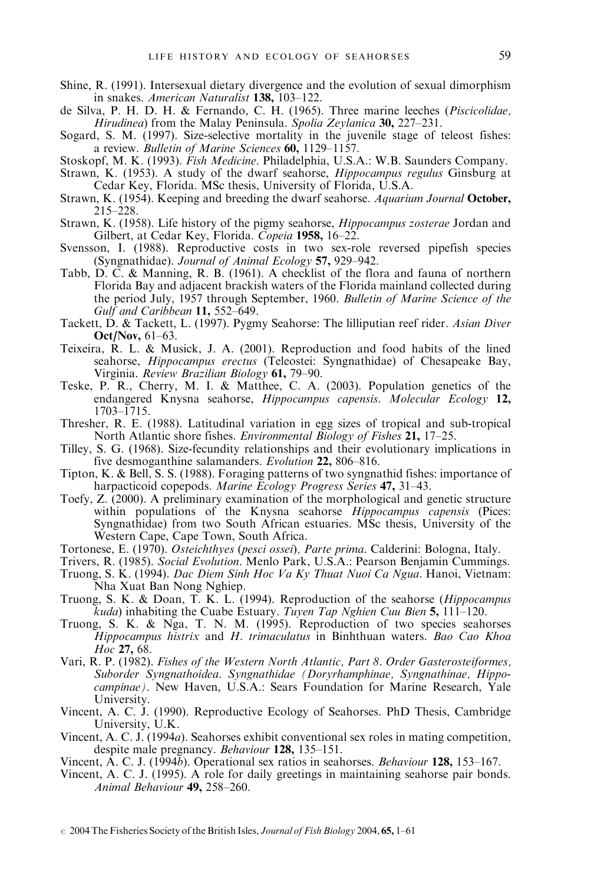Shine, R. (1991). Intersexual dietary divergence and the evolution of sexual dimorphism in snakes. *American Naturalist* **138,** 103–122.

de Silva, P. H. D. H. & Fernando, C. H. (1965). Three marine leeches (*Piscicolidae, Hirudinea*) from the Malay Peninsula. *Spolia Zeylanica* **30,** 227–231.

Sogard, S. M. (1997). Size-selective mortality in the juvenile stage of teleost fishes: a review. *Bulletin of Marine Sciences* **60,** 1129–1157.

Stoskopf, M. K. (1993). *Fish Medicine*. Philadelphia, U.S.A.: W.B. Saunders Company.

Strawn, K. (1953). A study of the dwarf seahorse, *Hippocampus regulus* Ginsburg at Cedar Key, Florida. MSc thesis, University of Florida, U.S.A.

Strawn, K. (1954). Keeping and breeding the dwarf seahorse. *Aquarium Journal* **October,** 215–228.

Strawn, K. (1958). Life history of the pigmy seahorse, *Hippocampus zosterae* Jordan and Gilbert, at Cedar Key, Florida. *Copeia* **1958,** 16–22.

Svensson, I. (1988). Reproductive costs in two sex-role reversed pipefish species (Syngnathidae). *Journal of Animal Ecology* **57,** 929–942.

Tabb, D. C. & Manning, R. B. (1961). A checklist of the flora and fauna of northern Florida Bay and adjacent brackish waters of the Florida mainland collected during the period July, 1957 through September, 1960. *Bulletin of Marine Science of the Gulf and Caribbean* **11,** 552–649.

Tackett, D. & Tackett, L. (1997). Pygmy Seahorse: The lilliputian reef rider. *Asian Diver* **Oct/Nov,** 61–63.

Teixeira, R. L. & Musick, J. A. (2001). Reproduction and food habits of the lined seahorse, *Hippocampus erectus* (Teleostei: Syngnathidae) of Chesapeake Bay, Virginia. *Review Brazilian Biology* **61,** 79–90.

Teske, P. R., Cherry, M. I. & Matthee, C. A. (2003). Population genetics of the endangered Knysna seahorse, *Hippocampus capensis*. *Molecular Ecology* **12,** 1703–1715.

Thresher, R. E. (1988). Latitudinal variation in egg sizes of tropical and sub-tropical North Atlantic shore fishes. *Environmental Biology of Fishes* **21,** 17–25.

Tilley, S. G. (1968). Size-fecundity relationships and their evolutionary implications in five desmoganthine salamanders. *Evolution* **22,** 806–816.

Tipton, K. & Bell, S. S. (1988). Foraging patterns of two syngnathid fishes: importance of harpacticoid copepods. *Marine Ecology Progress Series* **47,** 31–43.

Toefy, Z. (2000). A preliminary examination of the morphological and genetic structure within populations of the Knysna seahorse *Hippocampus capensis* (Pices: Syngnathidae) from two South African estuaries. MSc thesis, University of the Western Cape, Cape Town, South Africa.

Tortonese, E. (1970). *Osteichthyes (pesci ossei), Parte prima*. Calderini: Bologna, Italy.

Trivers, R. (1985). *Social Evolution*. Menlo Park, U.S.A.: Pearson Benjamin Cummings.

Truong, S. K. (1994). *Dac Diem Sinh Hoc Va Ky Thuat Nuoi Ca Ngua*. Hanoi, Vietnam: Nha Xuat Ban Nong Nghiep.

Truong, S. K. & Doan, T. K. L. (1994). Reproduction of the seahorse (*Hippocampus kuda*) inhabiting the Cuabe Estuary. *Tuyen Tap Nghien Cuu Bien* **5,** 111–120.

Truong, S. K. & Nga, T. N. M. (1995). Reproduction of two species seahorses *Hippocampus histrix* and *H. trimaculatus* in Binhthuan waters. *Bao Cao Khoa Hoc* **27,** 68.

Vari, R. P. (1982). *Fishes of the Western North Atlantic, Part 8. Order Gasterosteiformes, Suborder Syngnathoidea. Syngnathidae (Doryrhamphinae, Syngnathinae, Hippocampinae)*. New Haven, U.S.A.: Sears Foundation for Marine Research, Yale University.

Vincent, A. C. J. (1990). Reproductive Ecology of Seahorses. PhD Thesis, Cambridge University, U.K.

Vincent, A. C. J. (1994*a*). Seahorses exhibit conventional sex roles in mating competition, despite male pregnancy. *Behaviour* **128,** 135–151.

Vincent, A. C. J. (1994*b*). Operational sex ratios in seahorses. *Behaviour* **128,** 153–167.

Vincent, A. C. J. (1995). A role for daily greetings in maintaining seahorse pair bonds. *Animal Behaviour* **49,** 258–260.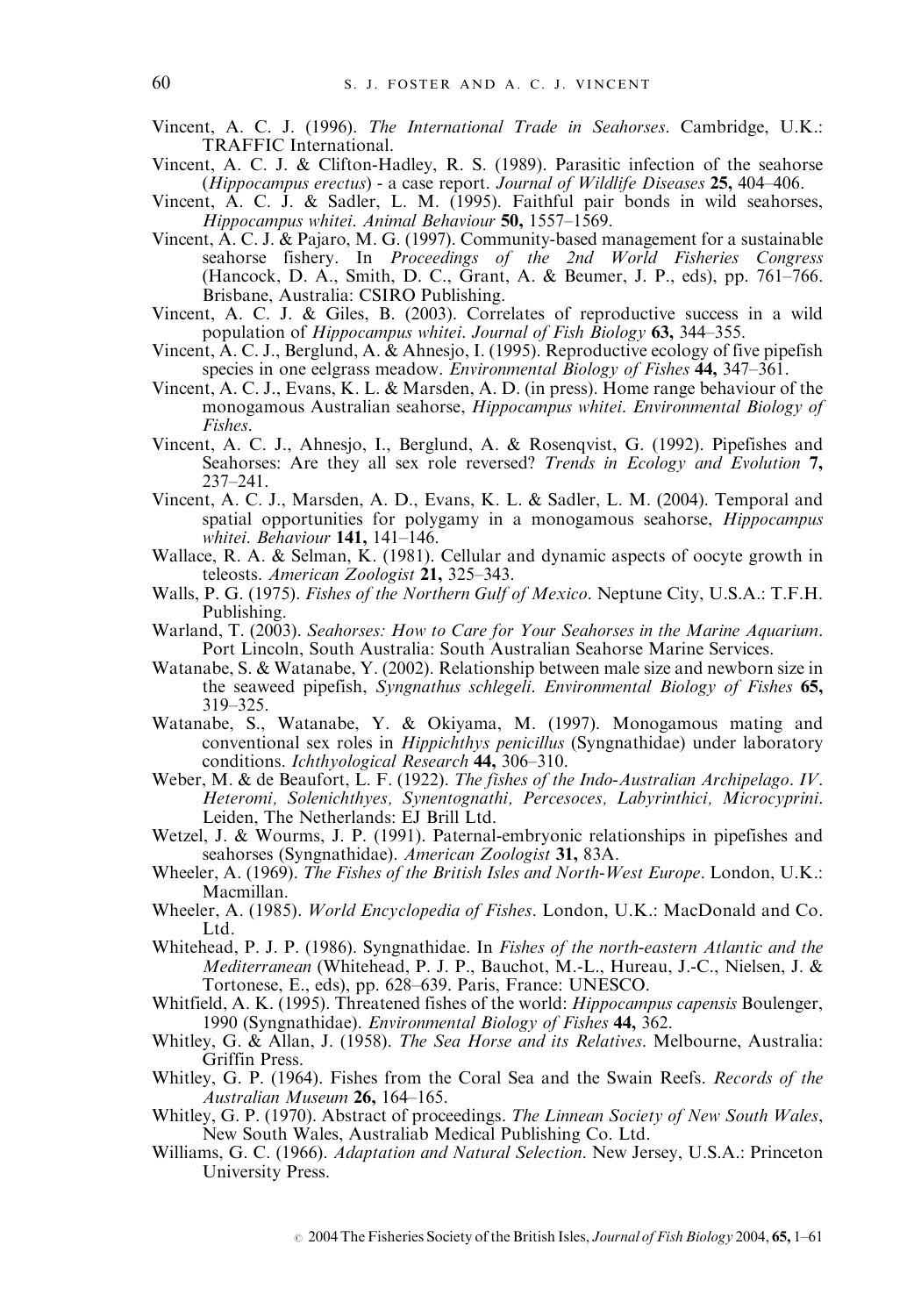Vincent, A. C. J. (1996). *The International Trade in Seahorses*. Cambridge, U.K.: TRAFFIC International.

Vincent, A. C. J. & Clifton-Hadley, R. S. (1989). Parasitic infection of the seahorse (*Hippocampus erectus*) - a case report. *Journal of Wildlife Diseases* **25,** 404–406.

Vincent, A. C. J. & Sadler, L. M. (1995). Faithful pair bonds in wild seahorses, *Hippocampus whitei*. *Animal Behaviour* **50,** 1557–1569.

Vincent, A. C. J. & Pajaro, M. G. (1997). Community-based management for a sustainable seahorse fishery. In *Proceedings of the 2nd World Fisheries Congress* (Hancock, D. A., Smith, D. C., Grant, A. & Beumer, J. P., eds), pp. 761–766. Brisbane, Australia: CSIRO Publishing.

Vincent, A. C. J. & Giles, B. (2003). Correlates of reproductive success in a wild population of *Hippocampus whitei*. *Journal of Fish Biology* **63,** 344–355.

Vincent, A. C. J., Berglund, A. & Ahnesjo, I. (1995). Reproductive ecology of five pipefish species in one eelgrass meadow. *Environmental Biology of Fishes* **44,** 347–361.

Vincent, A. C. J., Evans, K. L. & Marsden, A. D. (in press). Home range behaviour of the monogamous Australian seahorse, *Hippocampus whitei*. *Environmental Biology of Fishes*.

Vincent, A. C. J., Ahnesjo, I., Berglund, A. & Rosenqvist, G. (1992). Pipefishes and Seahorses: Are they all sex role reversed? *Trends in Ecology and Evolution* **7,** 237–241.

Vincent, A. C. J., Marsden, A. D., Evans, K. L. & Sadler, L. M. (2004). Temporal and spatial opportunities for polygamy in a monogamous seahorse, *Hippocampus whitei*. *Behaviour* **141,** 141–146.

Wallace, R. A. & Selman, K. (1981). Cellular and dynamic aspects of oocyte growth in teleosts. *American Zoologist* **21,** 325–343.

Walls, P. G. (1975). *Fishes of the Northern Gulf of Mexico*. Neptune City, U.S.A.: T.F.H. Publishing.

Warland, T. (2003). *Seahorses: How to Care for Your Seahorses in the Marine Aquarium*. Port Lincoln, South Australia: South Australian Seahorse Marine Services.

Watanabe, S. & Watanabe, Y. (2002). Relationship between male size and newborn size in the seaweed pipefish, *Syngnathus schlegeli*. *Environmental Biology of Fishes* **65,** 319–325.

Watanabe, S., Watanabe, Y. & Okiyama, M. (1997). Monogamous mating and conventional sex roles in *Hippichthys penicillus* (Syngnathidae) under laboratory conditions. *Ichthyological Research* **44,** 306–310.

Weber, M. & de Beaufort, L. F. (1922). *The fishes of the Indo-Australian Archipelago. IV. Heteromi, Solenichthyes, Synentognathi, Percesoces, Labyrinthici, Microcyprini*. Leiden, The Netherlands: EJ Brill Ltd.

Wetzel, J. & Wourms, J. P. (1991). Paternal-embryonic relationships in pipefishes and seahorses (Syngnathidae). *American Zoologist* **31,** 83A.

Wheeler, A. (1969). *The Fishes of the British Isles and North-West Europe*. London, U.K.: Macmillan.

Wheeler, A. (1985). *World Encyclopedia of Fishes*. London, U.K.: MacDonald and Co. Ltd.

Whitehead, P. J. P. (1986). Syngnathidae. In *Fishes of the north-eastern Atlantic and the Mediterranean* (Whitehead, P. J. P., Bauchot, M.-L., Hureau, J.-C., Nielsen, J. & Tortonese, E., eds), pp. 628–639. Paris, France: UNESCO.

Whitfield, A. K. (1995). Threatened fishes of the world: *Hippocampus capensis* Boulenger, 1990 (Syngnathidae). *Environmental Biology of Fishes* **44,** 362.

Whitley, G. & Allan, J. (1958). *The Sea Horse and its Relatives*. Melbourne, Australia: Griffin Press.

Whitley, G. P. (1964). Fishes from the Coral Sea and the Swain Reefs. *Records of the Australian Museum* **26,** 164–165.

Whitley, G. P. (1970). Abstract of proceedings. *The Linnean Society of New South Wales*, New South Wales, Australiab Medical Publishing Co. Ltd.

Williams, G. C. (1966). *Adaptation and Natural Selection*. New Jersey, U.S.A.: Princeton University Press.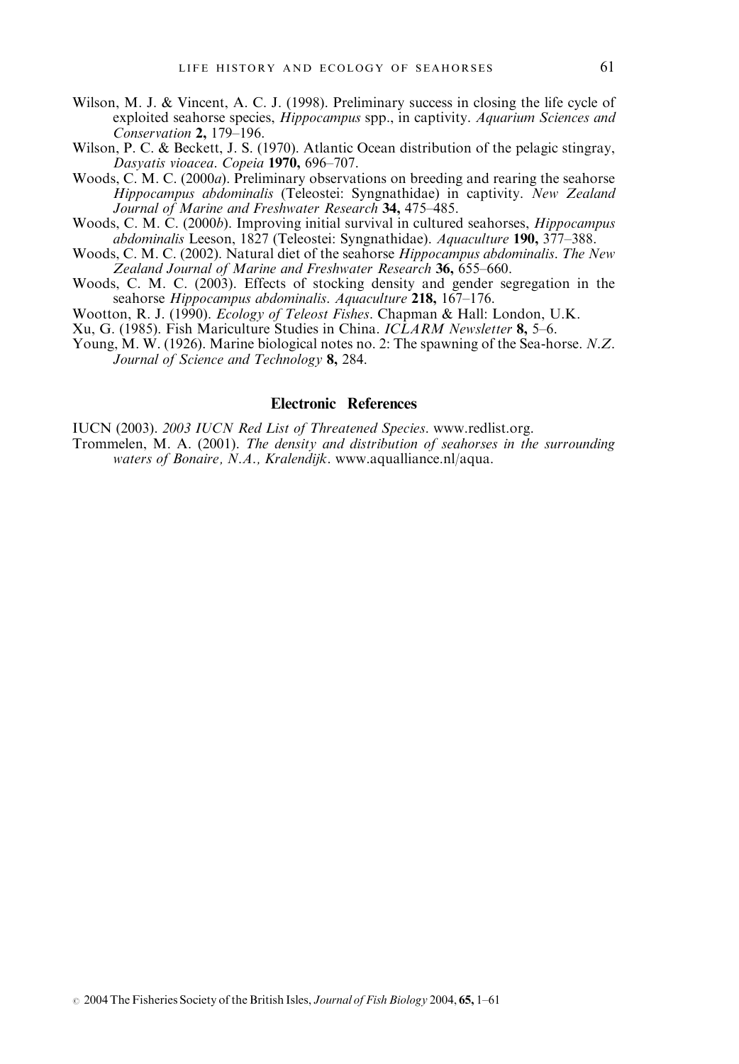Wilson, M. J. & Vincent, A. C. J. (1998). Preliminary success in closing the life cycle of exploited seahorse species, *Hippocampus* spp., in captivity. *Aquarium Sciences and Conservation* **2,** 179–196.

Wilson, P. C. & Beckett, J. S. (1970). Atlantic Ocean distribution of the pelagic stingray, *Dasyatis vioacea*. *Copeia* **1970,** 696–707.

Woods, C. M. C. (2000*a*). Preliminary observations on breeding and rearing the seahorse *Hippocampus abdominalis* (Teleostei: Syngnathidae) in captivity. *New Zealand Journal of Marine and Freshwater Research* **34,** 475–485.

Woods, C. M. C. (2000*b*). Improving initial survival in cultured seahorses, *Hippocampus abdominalis* Leeson, 1827 (Teleostei: Syngnathidae). *Aquaculture* **190,** 377–388.

Woods, C. M. C. (2002). Natural diet of the seahorse *Hippocampus abdominalis*. *The New Zealand Journal of Marine and Freshwater Research* **36,** 655–660.

Woods, C. M. C. (2003). Effects of stocking density and gender segregation in the seahorse *Hippocampus abdominalis*. *Aquaculture* **218,** 167–176.

Wootton, R. J. (1990). *Ecology of Teleost Fishes*. Chapman & Hall: London, U.K.

Xu, G. (1985). Fish Mariculture Studies in China. *ICLARM Newsletter* **8,** 5–6.

Young, M. W. (1926). Marine biological notes no. 2: The spawning of the Sea-horse. *N.Z. Journal of Science and Technology* **8,** 284.

## Electronic References

IUCN (2003). *2003 IUCN Red List of Threatened Species*. www.redlist.org.

Trommelen, M. A. (2001). *The density and distribution of seahorses in the surrounding waters of Bonaire, N.A., Kralendijk*. www.aqualliance.nl/aqua.